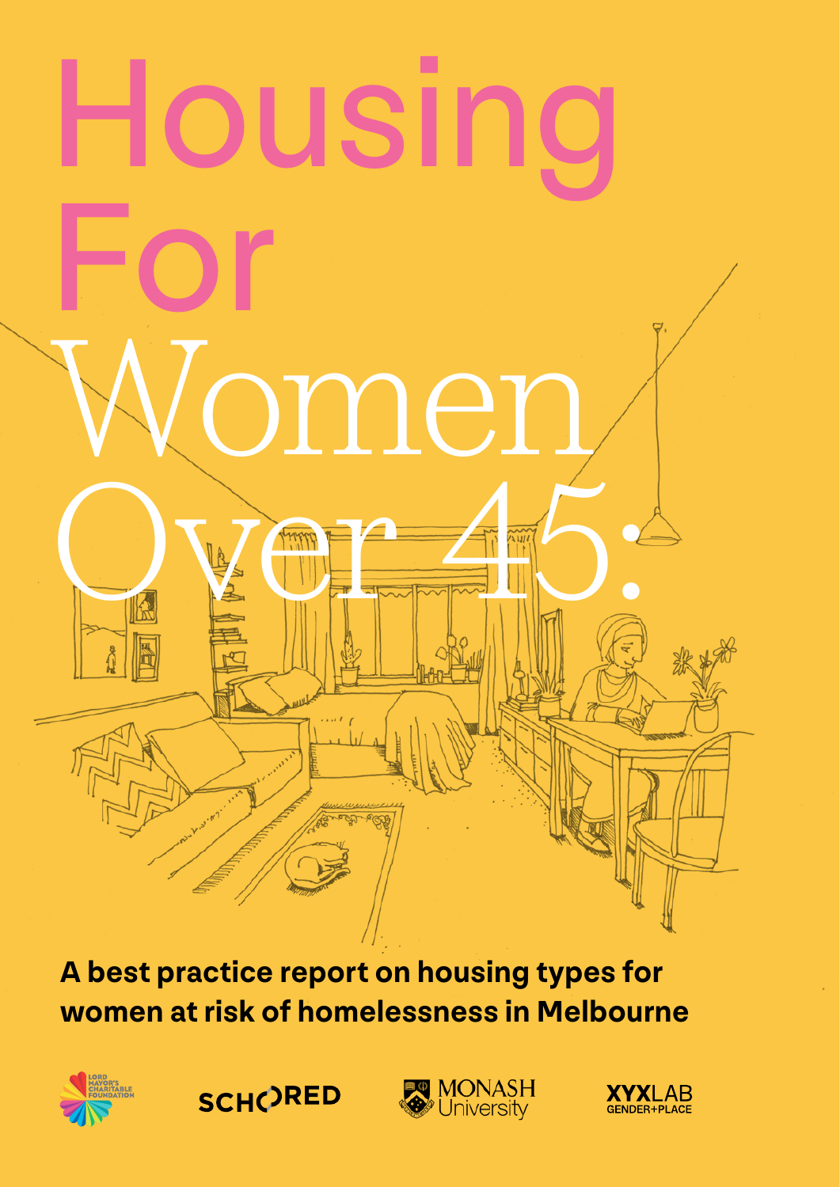# Housing For Women Over 45:

**A best practice report on housing types for women at risk of homelessness in Melbourne**

LORD MAYOR'S CHARITABLE FOUNDATION

SCHORED

MONASH University

XYXLAB GENDER+PLACE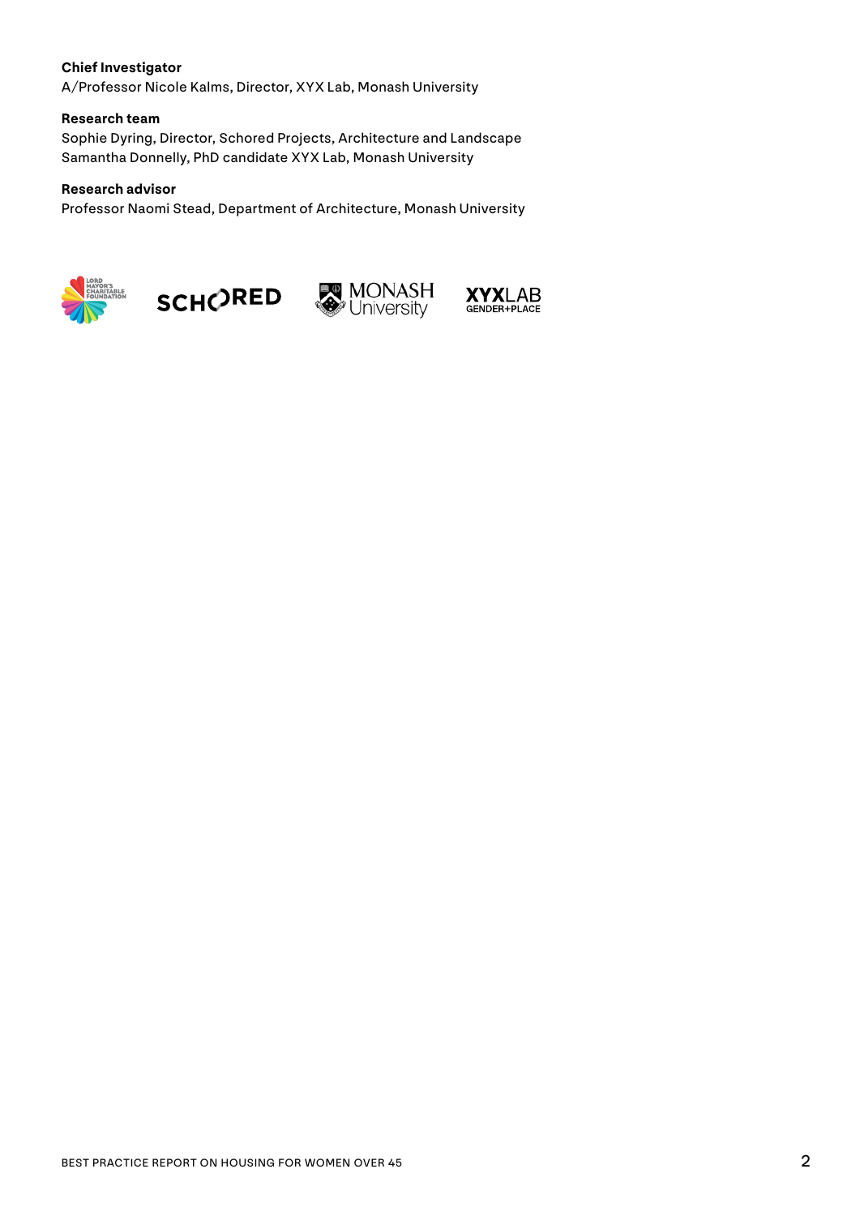**Chief Investigator**
A/Professor Nicole Kalms, Director, XYX Lab, Monash University

**Research team**
Sophie Dyring, Director, Schored Projects, Architecture and Landscape
Samantha Donnelly, PhD candidate XYX Lab, Monash University

**Research advisor**
Professor Naomi Stead, Department of Architecture, Monash University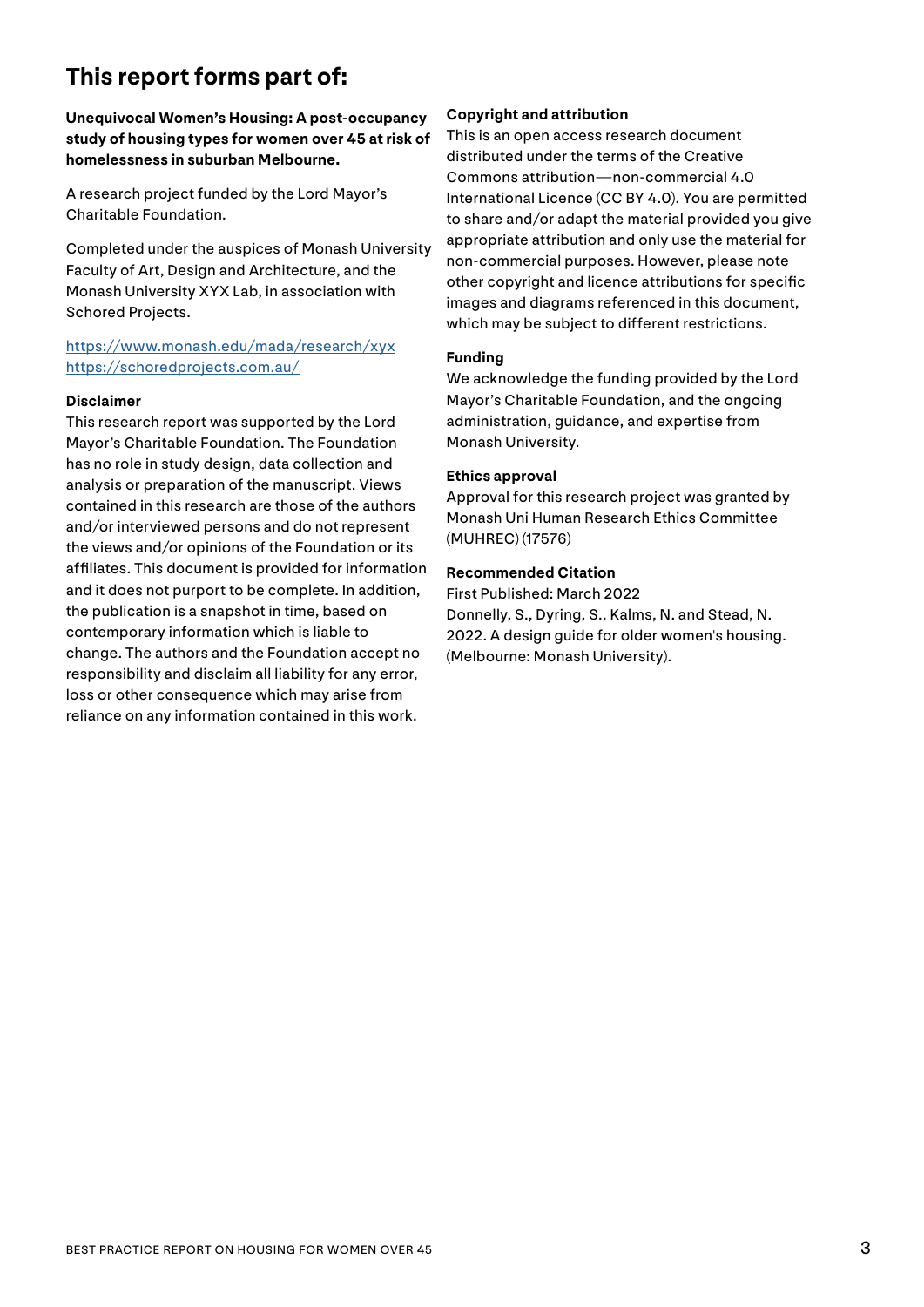## This report forms part of:

**Unequivocal Women's Housing: A post-occupancy study of housing types for women over 45 at risk of homelessness in suburban Melbourne.**

A research project funded by the Lord Mayor's Charitable Foundation.

Completed under the auspices of Monash University Faculty of Art, Design and Architecture, and the Monash University XYX Lab, in association with Schored Projects.

https://www.monash.edu/mada/research/xyx
https://schoredprojects.com.au/

**Disclaimer**
This research report was supported by the Lord Mayor's Charitable Foundation. The Foundation has no role in study design, data collection and analysis or preparation of the manuscript. Views contained in this research are those of the authors and/or interviewed persons and do not represent the views and/or opinions of the Foundation or its affiliates. This document is provided for information and it does not purport to be complete. In addition, the publication is a snapshot in time, based on contemporary information which is liable to change. The authors and the Foundation accept no responsibility and disclaim all liability for any error, loss or other consequence which may arise from reliance on any information contained in this work.

**Copyright and attribution**
This is an open access research document distributed under the terms of the Creative Commons attribution—non-commercial 4.0 International Licence (CC BY 4.0). You are permitted to share and/or adapt the material provided you give appropriate attribution and only use the material for non-commercial purposes. However, please note other copyright and licence attributions for specific images and diagrams referenced in this document, which may be subject to different restrictions.

**Funding**
We acknowledge the funding provided by the Lord Mayor's Charitable Foundation, and the ongoing administration, guidance, and expertise from Monash University.

**Ethics approval**
Approval for this research project was granted by Monash Uni Human Research Ethics Committee (MUHREC) (17576)

**Recommended Citation**
First Published: March 2022
Donnelly, S., Dyring, S., Kalms, N. and Stead, N. 2022. A design guide for older women's housing. (Melbourne: Monash University).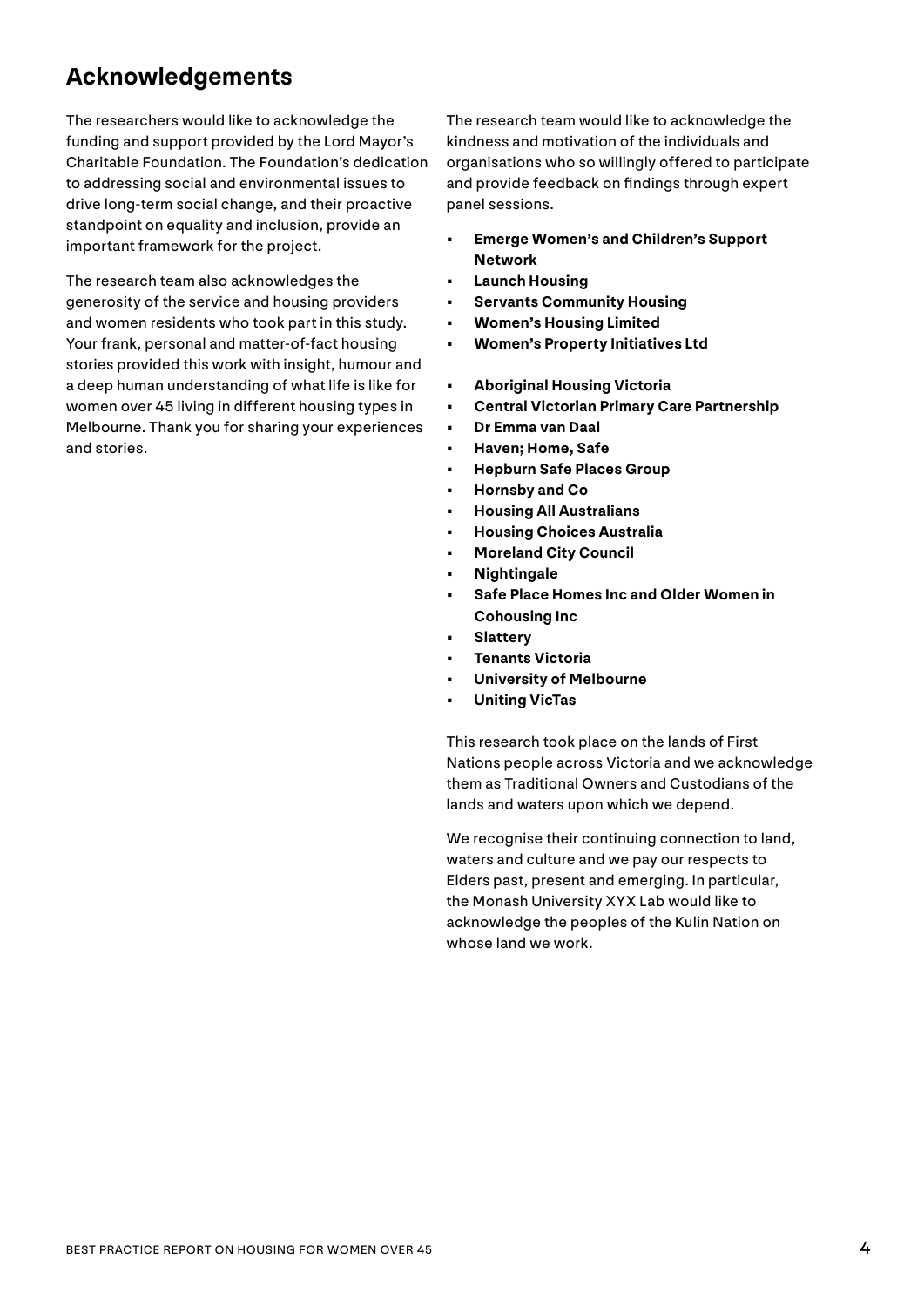## Acknowledgements

The researchers would like to acknowledge the funding and support provided by the Lord Mayor's Charitable Foundation. The Foundation's dedication to addressing social and environmental issues to drive long-term social change, and their proactive standpoint on equality and inclusion, provide an important framework for the project.

The research team also acknowledges the generosity of the service and housing providers and women residents who took part in this study. Your frank, personal and matter-of-fact housing stories provided this work with insight, humour and a deep human understanding of what life is like for women over 45 living in different housing types in Melbourne. Thank you for sharing your experiences and stories.

The research team would like to acknowledge the kindness and motivation of the individuals and organisations who so willingly offered to participate and provide feedback on findings through expert panel sessions.

- **Emerge Women's and Children's Support Network**
- **Launch Housing**
- **Servants Community Housing**
- **Women's Housing Limited**
- **Women's Property Initiatives Ltd**

- **Aboriginal Housing Victoria**
- **Central Victorian Primary Care Partnership**
- **Dr Emma van Daal**
- **Haven; Home, Safe**
- **Hepburn Safe Places Group**
- **Hornsby and Co**
- **Housing All Australians**
- **Housing Choices Australia**
- **Moreland City Council**
- **Nightingale**
- **Safe Place Homes Inc and Older Women in Cohousing Inc**
- **Slattery**
- **Tenants Victoria**
- **University of Melbourne**
- **Uniting VicTas**

This research took place on the lands of First Nations people across Victoria and we acknowledge them as Traditional Owners and Custodians of the lands and waters upon which we depend.

We recognise their continuing connection to land, waters and culture and we pay our respects to Elders past, present and emerging. In particular, the Monash University XYX Lab would like to acknowledge the peoples of the Kulin Nation on whose land we work.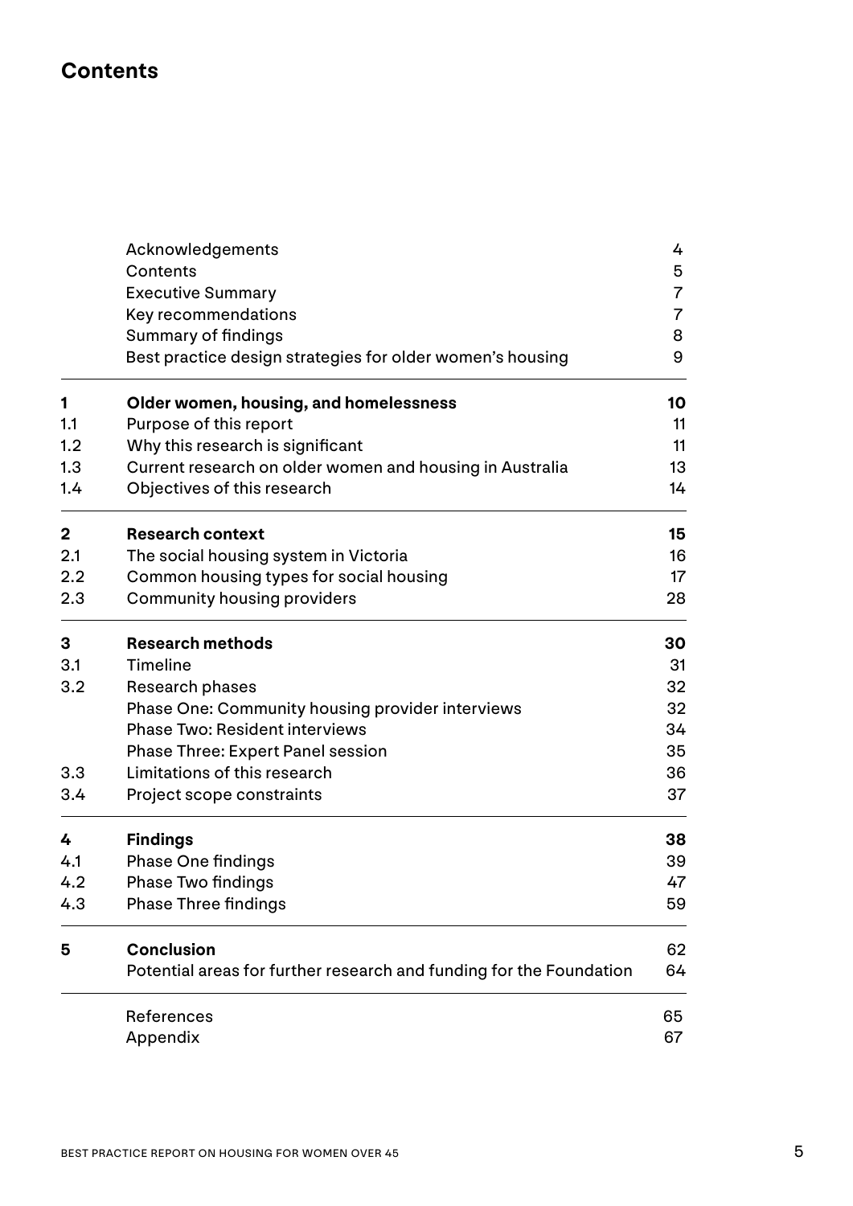## Contents

| | | |
|---|---|---|
| | Acknowledgements | 4 |
| | Contents | 5 |
| | Executive Summary | 7 |
| | Key recommendations | 7 |
| | Summary of findings | 8 |
| | Best practice design strategies for older women's housing | 9 |
| **1** | **Older women, housing, and homelessness** | **10** |
| 1.1 | Purpose of this report | 11 |
| 1.2 | Why this research is significant | 11 |
| 1.3 | Current research on older women and housing in Australia | 13 |
| 1.4 | Objectives of this research | 14 |
| **2** | **Research context** | **15** |
| 2.1 | The social housing system in Victoria | 16 |
| 2.2 | Common housing types for social housing | 17 |
| 2.3 | Community housing providers | 28 |
| **3** | **Research methods** | **30** |
| 3.1 | Timeline | 31 |
| 3.2 | Research phases | 32 |
| | Phase One: Community housing provider interviews | 32 |
| | Phase Two: Resident interviews | 34 |
| | Phase Three: Expert Panel session | 35 |
| 3.3 | Limitations of this research | 36 |
| 3.4 | Project scope constraints | 37 |
| **4** | **Findings** | **38** |
| 4.1 | Phase One findings | 39 |
| 4.2 | Phase Two findings | 47 |
| 4.3 | Phase Three findings | 59 |
| **5** | **Conclusion** | 62 |
| | Potential areas for further research and funding for the Foundation | 64 |
| | References | 65 |
| | Appendix | 67 |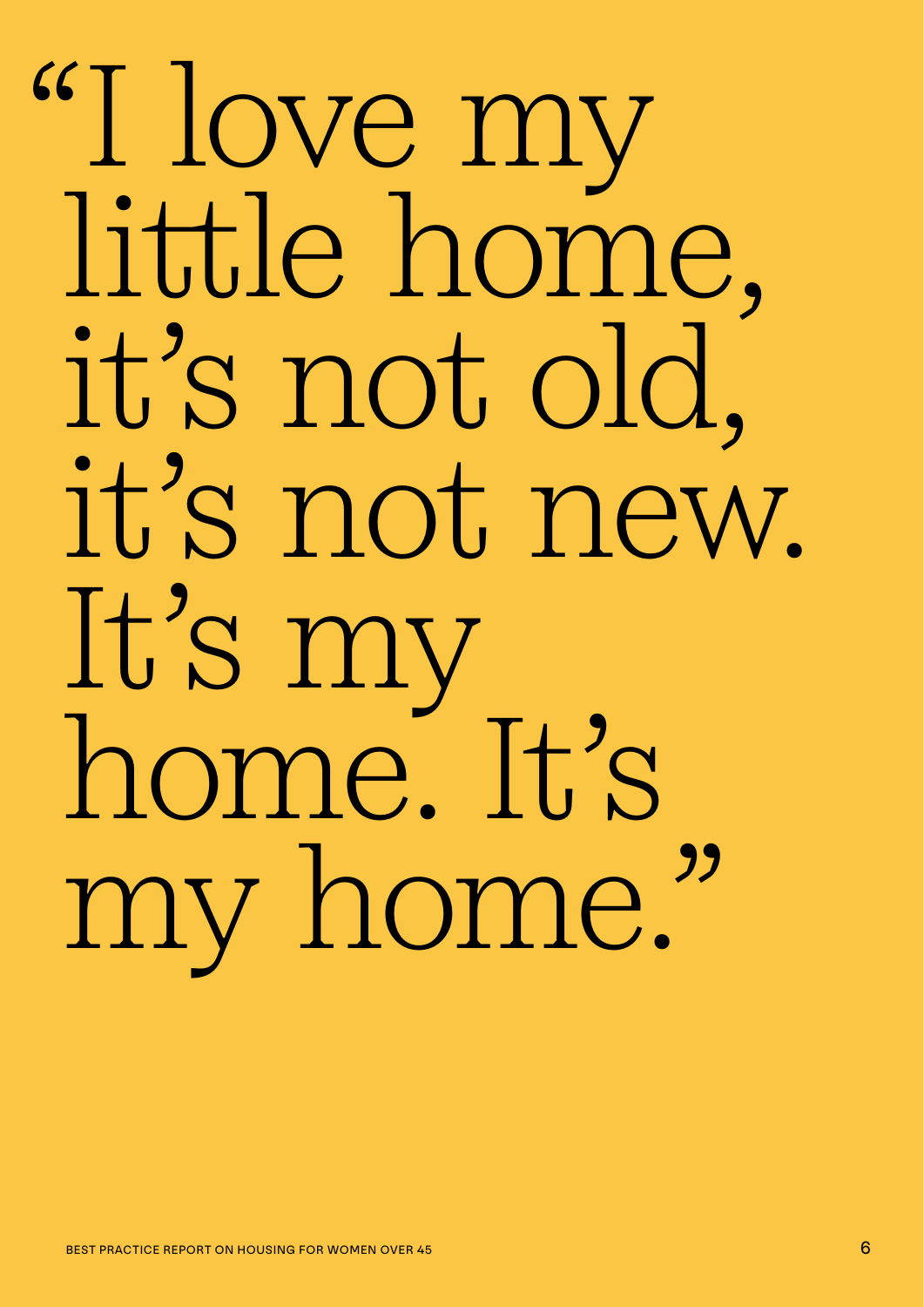"I love my little home, it's not old, it's not new. It's my home. It's my home."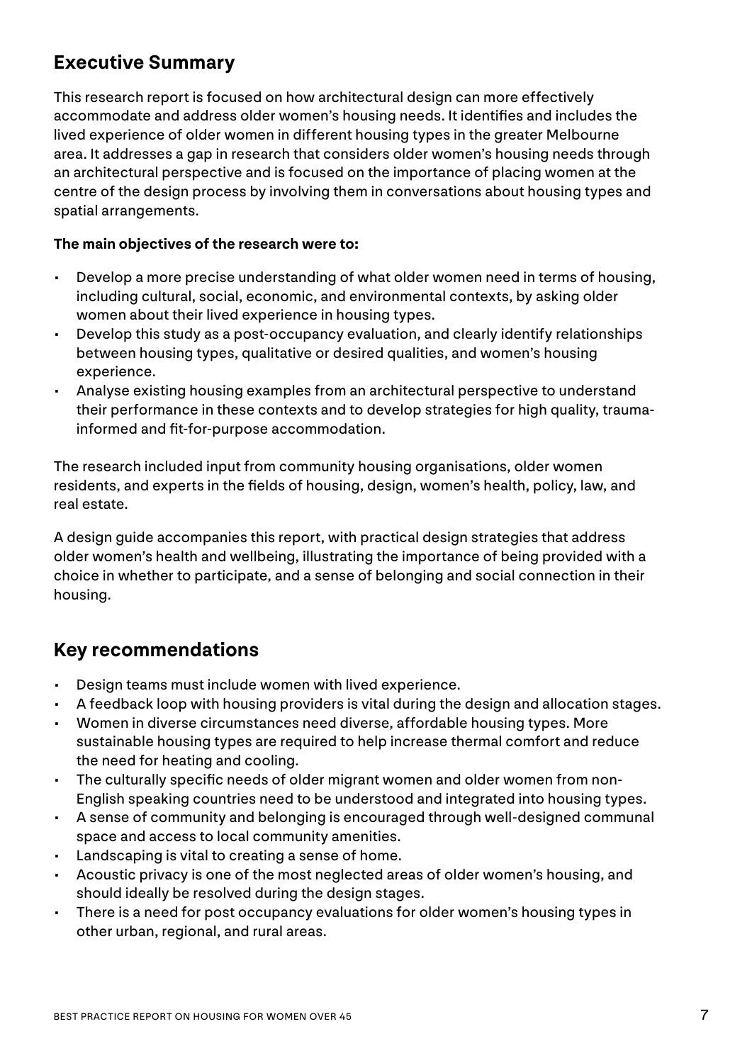## Executive Summary

This research report is focused on how architectural design can more effectively accommodate and address older women's housing needs. It identifies and includes the lived experience of older women in different housing types in the greater Melbourne area. It addresses a gap in research that considers older women's housing needs through an architectural perspective and is focused on the importance of placing women at the centre of the design process by involving them in conversations about housing types and spatial arrangements.

**The main objectives of the research were to:**

- Develop a more precise understanding of what older women need in terms of housing, including cultural, social, economic, and environmental contexts, by asking older women about their lived experience in housing types.
- Develop this study as a post-occupancy evaluation, and clearly identify relationships between housing types, qualitative or desired qualities, and women's housing experience.
- Analyse existing housing examples from an architectural perspective to understand their performance in these contexts and to develop strategies for high quality, trauma-informed and fit-for-purpose accommodation.

The research included input from community housing organisations, older women residents, and experts in the fields of housing, design, women's health, policy, law, and real estate.

A design guide accompanies this report, with practical design strategies that address older women's health and wellbeing, illustrating the importance of being provided with a choice in whether to participate, and a sense of belonging and social connection in their housing.

## Key recommendations

- Design teams must include women with lived experience.
- A feedback loop with housing providers is vital during the design and allocation stages.
- Women in diverse circumstances need diverse, affordable housing types. More sustainable housing types are required to help increase thermal comfort and reduce the need for heating and cooling.
- The culturally specific needs of older migrant women and older women from non-English speaking countries need to be understood and integrated into housing types.
- A sense of community and belonging is encouraged through well-designed communal space and access to local community amenities.
- Landscaping is vital to creating a sense of home.
- Acoustic privacy is one of the most neglected areas of older women's housing, and should ideally be resolved during the design stages.
- There is a need for post occupancy evaluations for older women's housing types in other urban, regional, and rural areas.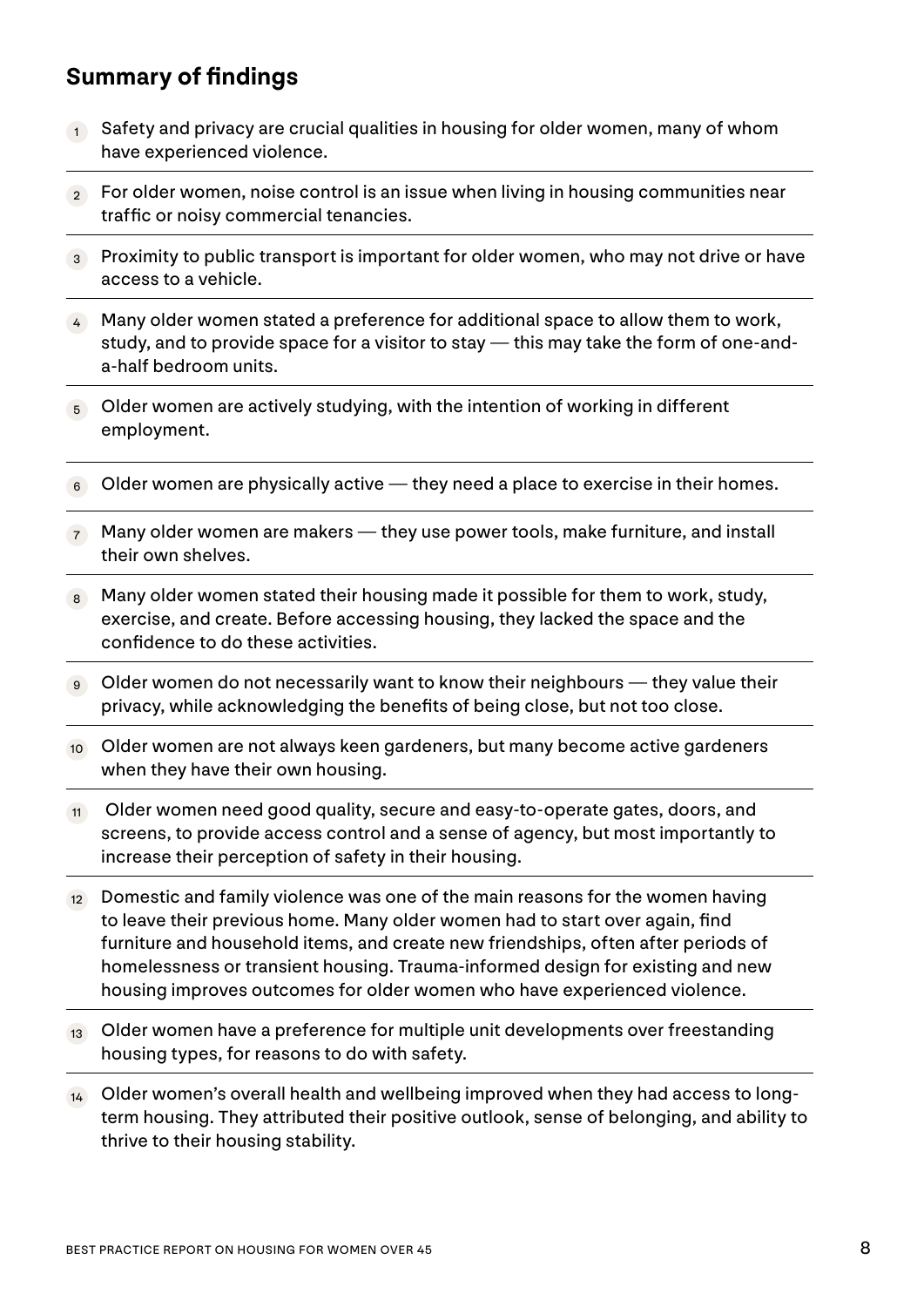## Summary of findings

1. Safety and privacy are crucial qualities in housing for older women, many of whom have experienced violence.
2. For older women, noise control is an issue when living in housing communities near traffic or noisy commercial tenancies.
3. Proximity to public transport is important for older women, who may not drive or have access to a vehicle.
4. Many older women stated a preference for additional space to allow them to work, study, and to provide space for a visitor to stay — this may take the form of one-and-a-half bedroom units.
5. Older women are actively studying, with the intention of working in different employment.
6. Older women are physically active — they need a place to exercise in their homes.
7. Many older women are makers — they use power tools, make furniture, and install their own shelves.
8. Many older women stated their housing made it possible for them to work, study, exercise, and create. Before accessing housing, they lacked the space and the confidence to do these activities.
9. Older women do not necessarily want to know their neighbours — they value their privacy, while acknowledging the benefits of being close, but not too close.
10. Older women are not always keen gardeners, but many become active gardeners when they have their own housing.
11. Older women need good quality, secure and easy-to-operate gates, doors, and screens, to provide access control and a sense of agency, but most importantly to increase their perception of safety in their housing.
12. Domestic and family violence was one of the main reasons for the women having to leave their previous home. Many older women had to start over again, find furniture and household items, and create new friendships, often after periods of homelessness or transient housing. Trauma-informed design for existing and new housing improves outcomes for older women who have experienced violence.
13. Older women have a preference for multiple unit developments over freestanding housing types, for reasons to do with safety.
14. Older women's overall health and wellbeing improved when they had access to long-term housing. They attributed their positive outlook, sense of belonging, and ability to thrive to their housing stability.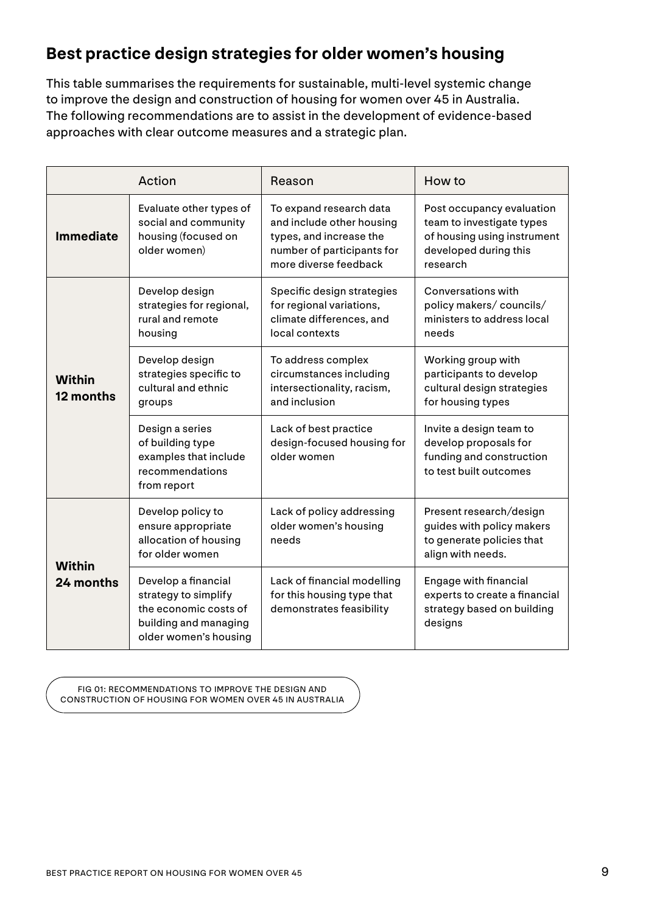## Best practice design strategies for older women's housing

This table summarises the requirements for sustainable, multi-level systemic change to improve the design and construction of housing for women over 45 in Australia. The following recommendations are to assist in the development of evidence-based approaches with clear outcome measures and a strategic plan.

| Action | | Reason | How to |
|---|---|---|---|
| **Immediate** | Evaluate other types of social and community housing (focused on older women) | To expand research data and include other housing types, and increase the number of participants for more diverse feedback | Post occupancy evaluation team to investigate types of housing using instrument developed during this research |
| **Within 12 months** | Develop design strategies for regional, rural and remote housing | Specific design strategies for regional variations, climate differences, and local contexts | Conversations with policy makers/ councils/ ministers to address local needs |
| | Develop design strategies specific to cultural and ethnic groups | To address complex circumstances including intersectionality, racism, and inclusion | Working group with participants to develop cultural design strategies for housing types |
| | Design a series of building type examples that include recommendations from report | Lack of best practice design-focused housing for older women | Invite a design team to develop proposals for funding and construction to test built outcomes |
| **Within 24 months** | Develop policy to ensure appropriate allocation of housing for older women | Lack of policy addressing older women's housing needs | Present research/design guides with policy makers to generate policies that align with needs. |
| | Develop a financial strategy to simplify the economic costs of building and managing older women's housing | Lack of financial modelling for this housing type that demonstrates feasibility | Engage with financial experts to create a financial strategy based on building designs |

FIG 01: RECOMMENDATIONS TO IMPROVE THE DESIGN AND CONSTRUCTION OF HOUSING FOR WOMEN OVER 45 IN AUSTRALIA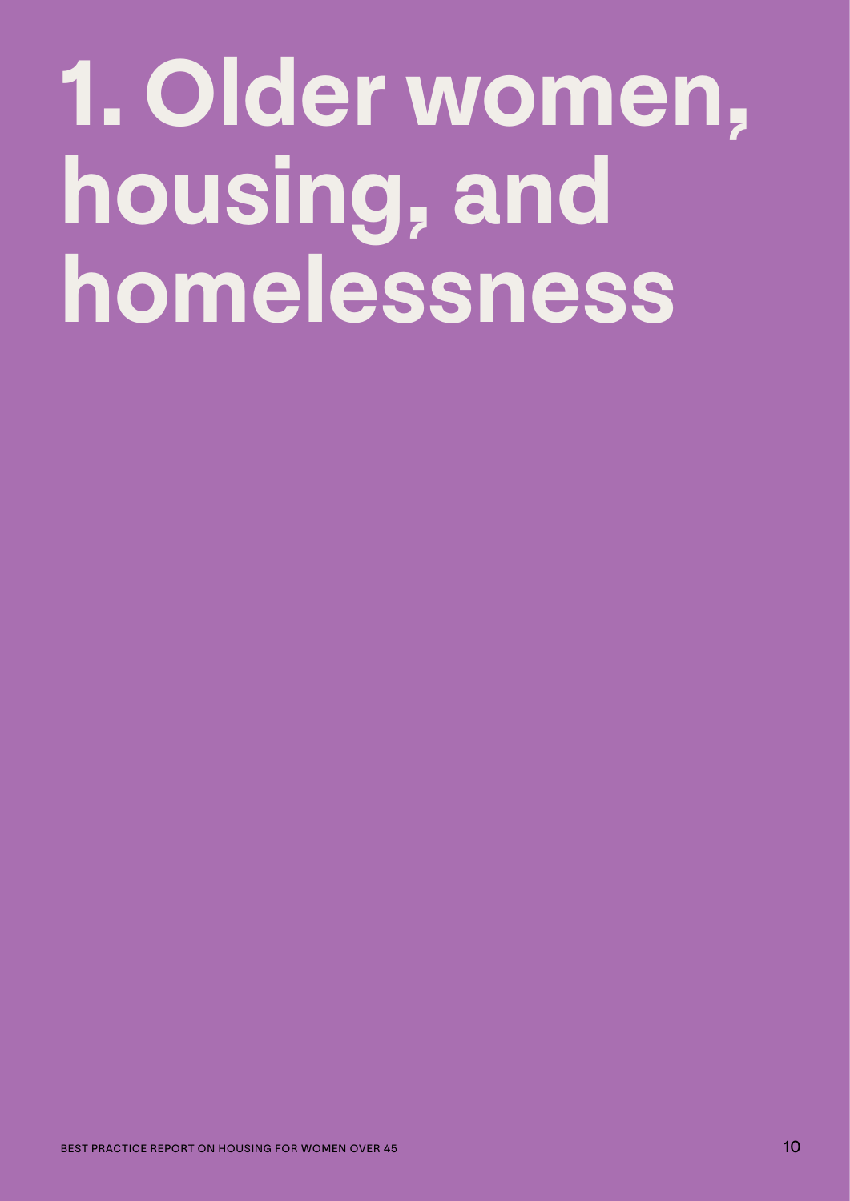# 1. Older women, housing, and homelessness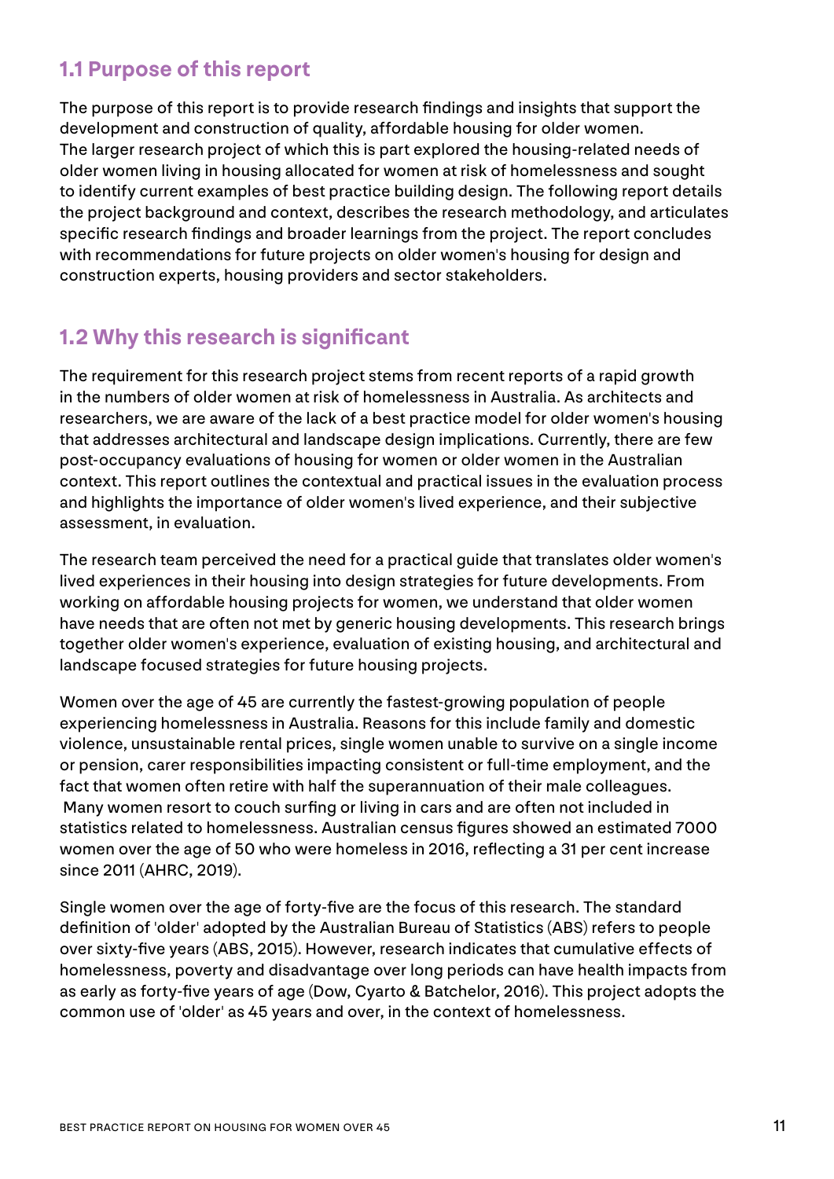## 1.1 Purpose of this report

The purpose of this report is to provide research findings and insights that support the development and construction of quality, affordable housing for older women. The larger research project of which this is part explored the housing-related needs of older women living in housing allocated for women at risk of homelessness and sought to identify current examples of best practice building design. The following report details the project background and context, describes the research methodology, and articulates specific research findings and broader learnings from the project. The report concludes with recommendations for future projects on older women's housing for design and construction experts, housing providers and sector stakeholders.

## 1.2 Why this research is significant

The requirement for this research project stems from recent reports of a rapid growth in the numbers of older women at risk of homelessness in Australia. As architects and researchers, we are aware of the lack of a best practice model for older women's housing that addresses architectural and landscape design implications. Currently, there are few post-occupancy evaluations of housing for women or older women in the Australian context. This report outlines the contextual and practical issues in the evaluation process and highlights the importance of older women's lived experience, and their subjective assessment, in evaluation.

The research team perceived the need for a practical guide that translates older women's lived experiences in their housing into design strategies for future developments. From working on affordable housing projects for women, we understand that older women have needs that are often not met by generic housing developments. This research brings together older women's experience, evaluation of existing housing, and architectural and landscape focused strategies for future housing projects.

Women over the age of 45 are currently the fastest-growing population of people experiencing homelessness in Australia. Reasons for this include family and domestic violence, unsustainable rental prices, single women unable to survive on a single income or pension, carer responsibilities impacting consistent or full-time employment, and the fact that women often retire with half the superannuation of their male colleagues. Many women resort to couch surfing or living in cars and are often not included in statistics related to homelessness. Australian census figures showed an estimated 7000 women over the age of 50 who were homeless in 2016, reflecting a 31 per cent increase since 2011 (AHRC, 2019).

Single women over the age of forty-five are the focus of this research. The standard definition of 'older' adopted by the Australian Bureau of Statistics (ABS) refers to people over sixty-five years (ABS, 2015). However, research indicates that cumulative effects of homelessness, poverty and disadvantage over long periods can have health impacts from as early as forty-five years of age (Dow, Cyarto & Batchelor, 2016). This project adopts the common use of 'older' as 45 years and over, in the context of homelessness.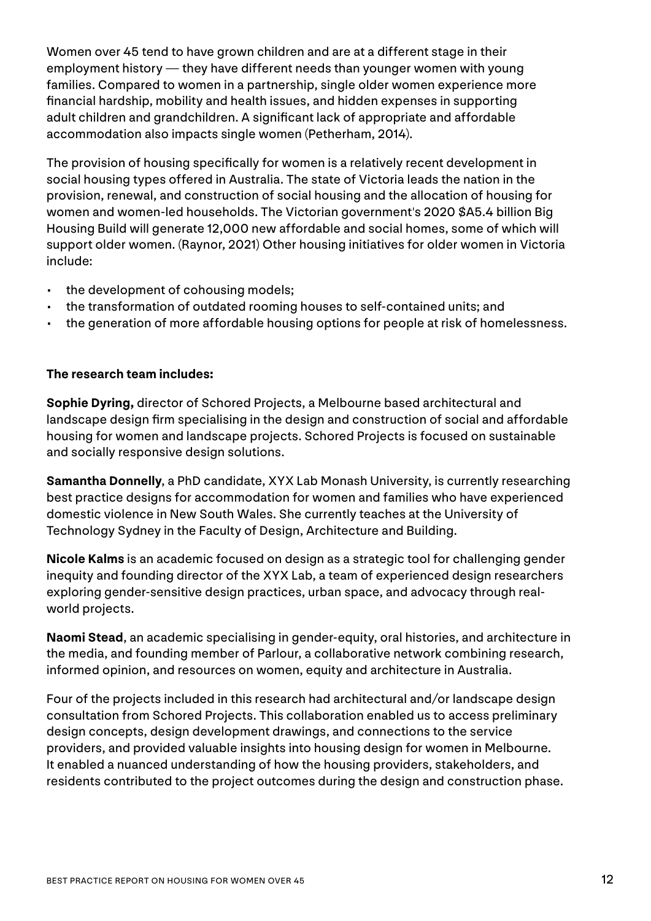Women over 45 tend to have grown children and are at a different stage in their employment history — they have different needs than younger women with young families. Compared to women in a partnership, single older women experience more financial hardship, mobility and health issues, and hidden expenses in supporting adult children and grandchildren. A significant lack of appropriate and affordable accommodation also impacts single women (Petherham, 2014).

The provision of housing specifically for women is a relatively recent development in social housing types offered in Australia. The state of Victoria leads the nation in the provision, renewal, and construction of social housing and the allocation of housing for women and women-led households. The Victorian government's 2020 $A5.4 billion Big Housing Build will generate 12,000 new affordable and social homes, some of which will support older women. (Raynor, 2021) Other housing initiatives for older women in Victoria include:

- the development of cohousing models;
- the transformation of outdated rooming houses to self-contained units; and
- the generation of more affordable housing options for people at risk of homelessness.

**The research team includes:**

**Sophie Dyring,** director of Schored Projects, a Melbourne based architectural and landscape design firm specialising in the design and construction of social and affordable housing for women and landscape projects. Schored Projects is focused on sustainable and socially responsive design solutions.

**Samantha Donnelly**, a PhD candidate, XYX Lab Monash University, is currently researching best practice designs for accommodation for women and families who have experienced domestic violence in New South Wales. She currently teaches at the University of Technology Sydney in the Faculty of Design, Architecture and Building.

**Nicole Kalms** is an academic focused on design as a strategic tool for challenging gender inequity and founding director of the XYX Lab, a team of experienced design researchers exploring gender-sensitive design practices, urban space, and advocacy through real-world projects.

**Naomi Stead**, an academic specialising in gender-equity, oral histories, and architecture in the media, and founding member of Parlour, a collaborative network combining research, informed opinion, and resources on women, equity and architecture in Australia.

Four of the projects included in this research had architectural and/or landscape design consultation from Schored Projects. This collaboration enabled us to access preliminary design concepts, design development drawings, and connections to the service providers, and provided valuable insights into housing design for women in Melbourne. It enabled a nuanced understanding of how the housing providers, stakeholders, and residents contributed to the project outcomes during the design and construction phase.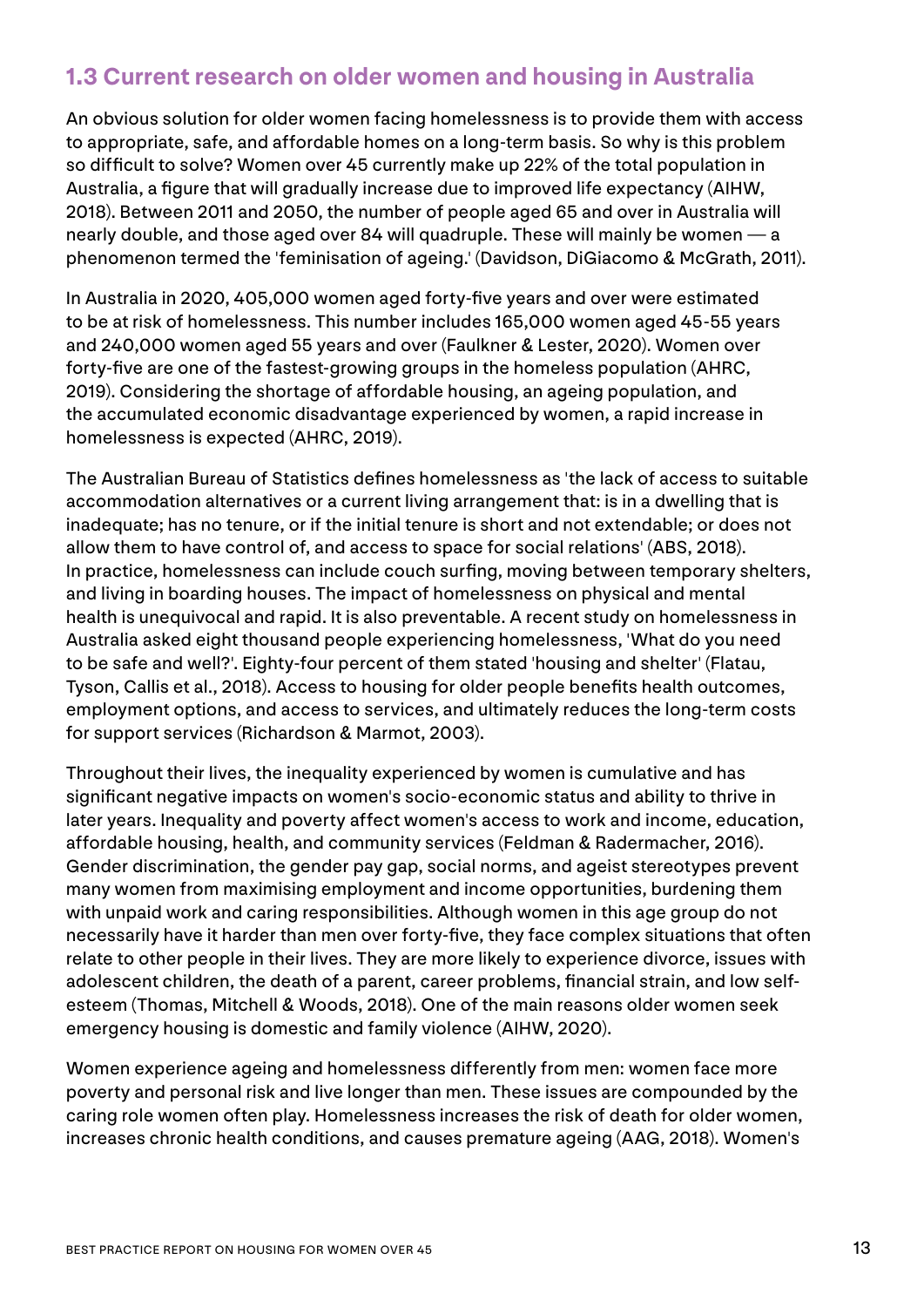## 1.3 Current research on older women and housing in Australia

An obvious solution for older women facing homelessness is to provide them with access to appropriate, safe, and affordable homes on a long-term basis. So why is this problem so difficult to solve? Women over 45 currently make up 22% of the total population in Australia, a figure that will gradually increase due to improved life expectancy (AIHW, 2018). Between 2011 and 2050, the number of people aged 65 and over in Australia will nearly double, and those aged over 84 will quadruple. These will mainly be women — a phenomenon termed the 'feminisation of ageing.' (Davidson, DiGiacomo & McGrath, 2011).

In Australia in 2020, 405,000 women aged forty-five years and over were estimated to be at risk of homelessness. This number includes 165,000 women aged 45-55 years and 240,000 women aged 55 years and over (Faulkner & Lester, 2020). Women over forty-five are one of the fastest-growing groups in the homeless population (AHRC, 2019). Considering the shortage of affordable housing, an ageing population, and the accumulated economic disadvantage experienced by women, a rapid increase in homelessness is expected (AHRC, 2019).

The Australian Bureau of Statistics defines homelessness as 'the lack of access to suitable accommodation alternatives or a current living arrangement that: is in a dwelling that is inadequate; has no tenure, or if the initial tenure is short and not extendable; or does not allow them to have control of, and access to space for social relations' (ABS, 2018). In practice, homelessness can include couch surfing, moving between temporary shelters, and living in boarding houses. The impact of homelessness on physical and mental health is unequivocal and rapid. It is also preventable. A recent study on homelessness in Australia asked eight thousand people experiencing homelessness, 'What do you need to be safe and well?'. Eighty-four percent of them stated 'housing and shelter' (Flatau, Tyson, Callis et al., 2018). Access to housing for older people benefits health outcomes, employment options, and access to services, and ultimately reduces the long-term costs for support services (Richardson & Marmot, 2003).

Throughout their lives, the inequality experienced by women is cumulative and has significant negative impacts on women's socio-economic status and ability to thrive in later years. Inequality and poverty affect women's access to work and income, education, affordable housing, health, and community services (Feldman & Radermacher, 2016). Gender discrimination, the gender pay gap, social norms, and ageist stereotypes prevent many women from maximising employment and income opportunities, burdening them with unpaid work and caring responsibilities. Although women in this age group do not necessarily have it harder than men over forty-five, they face complex situations that often relate to other people in their lives. They are more likely to experience divorce, issues with adolescent children, the death of a parent, career problems, financial strain, and low self-esteem (Thomas, Mitchell & Woods, 2018). One of the main reasons older women seek emergency housing is domestic and family violence (AIHW, 2020).

Women experience ageing and homelessness differently from men: women face more poverty and personal risk and live longer than men. These issues are compounded by the caring role women often play. Homelessness increases the risk of death for older women, increases chronic health conditions, and causes premature ageing (AAG, 2018). Women's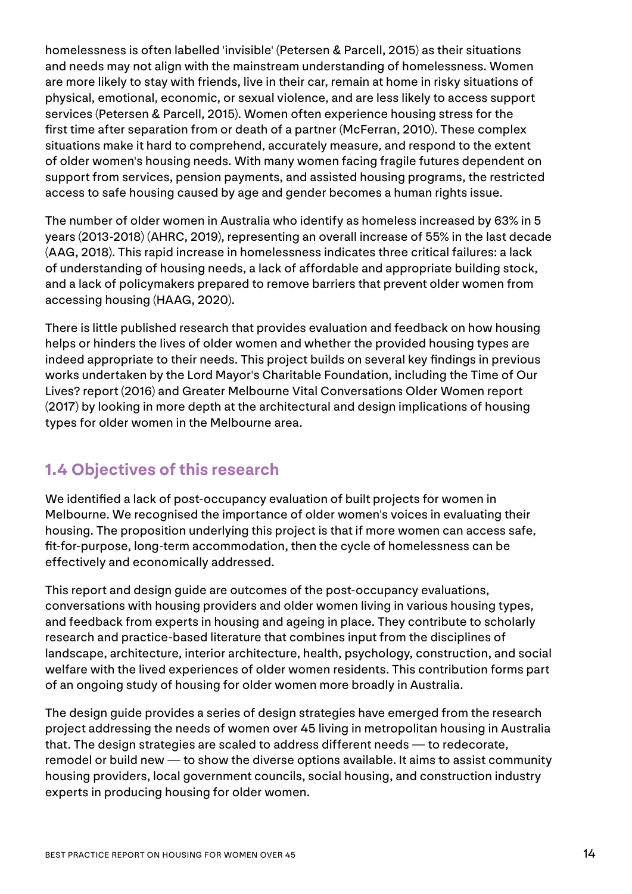homelessness is often labelled 'invisible' (Petersen & Parcell, 2015) as their situations and needs may not align with the mainstream understanding of homelessness. Women are more likely to stay with friends, live in their car, remain at home in risky situations of physical, emotional, economic, or sexual violence, and are less likely to access support services (Petersen & Parcell, 2015). Women often experience housing stress for the first time after separation from or death of a partner (McFerran, 2010). These complex situations make it hard to comprehend, accurately measure, and respond to the extent of older women's housing needs. With many women facing fragile futures dependent on support from services, pension payments, and assisted housing programs, the restricted access to safe housing caused by age and gender becomes a human rights issue.

The number of older women in Australia who identify as homeless increased by 63% in 5 years (2013-2018) (AHRC, 2019), representing an overall increase of 55% in the last decade (AAG, 2018). This rapid increase in homelessness indicates three critical failures: a lack of understanding of housing needs, a lack of affordable and appropriate building stock, and a lack of policymakers prepared to remove barriers that prevent older women from accessing housing (HAAG, 2020).

There is little published research that provides evaluation and feedback on how housing helps or hinders the lives of older women and whether the provided housing types are indeed appropriate to their needs. This project builds on several key findings in previous works undertaken by the Lord Mayor's Charitable Foundation, including the Time of Our Lives? report (2016) and Greater Melbourne Vital Conversations Older Women report (2017) by looking in more depth at the architectural and design implications of housing types for older women in the Melbourne area.

## 1.4 Objectives of this research

We identified a lack of post-occupancy evaluation of built projects for women in Melbourne. We recognised the importance of older women's voices in evaluating their housing. The proposition underlying this project is that if more women can access safe, fit-for-purpose, long-term accommodation, then the cycle of homelessness can be effectively and economically addressed.

This report and design guide are outcomes of the post-occupancy evaluations, conversations with housing providers and older women living in various housing types, and feedback from experts in housing and ageing in place. They contribute to scholarly research and practice-based literature that combines input from the disciplines of landscape, architecture, interior architecture, health, psychology, construction, and social welfare with the lived experiences of older women residents. This contribution forms part of an ongoing study of housing for older women more broadly in Australia.

The design guide provides a series of design strategies have emerged from the research project addressing the needs of women over 45 living in metropolitan housing in Australia that. The design strategies are scaled to address different needs — to redecorate, remodel or build new — to show the diverse options available. It aims to assist community housing providers, local government councils, social housing, and construction industry experts in producing housing for older women.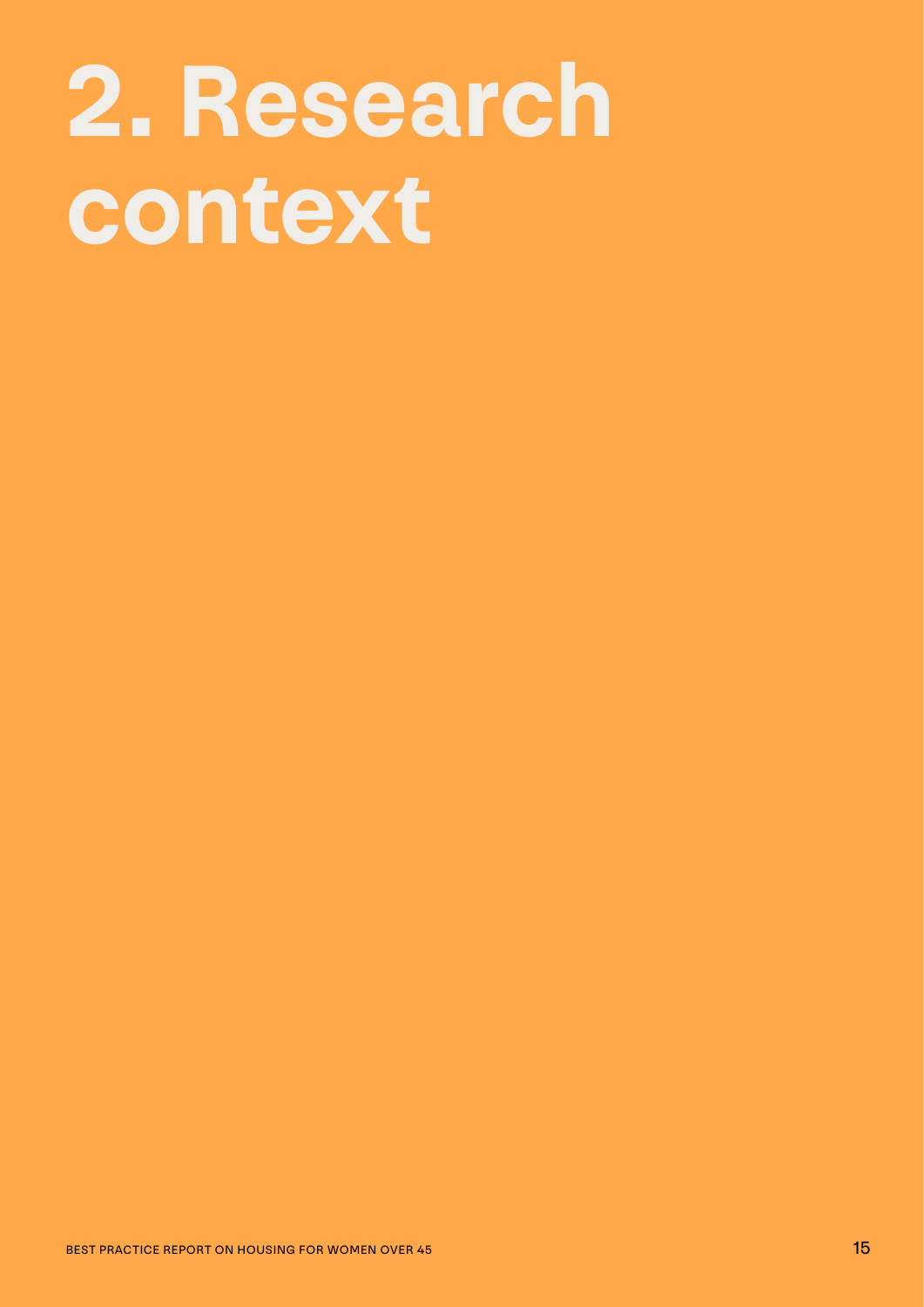# 2. Research context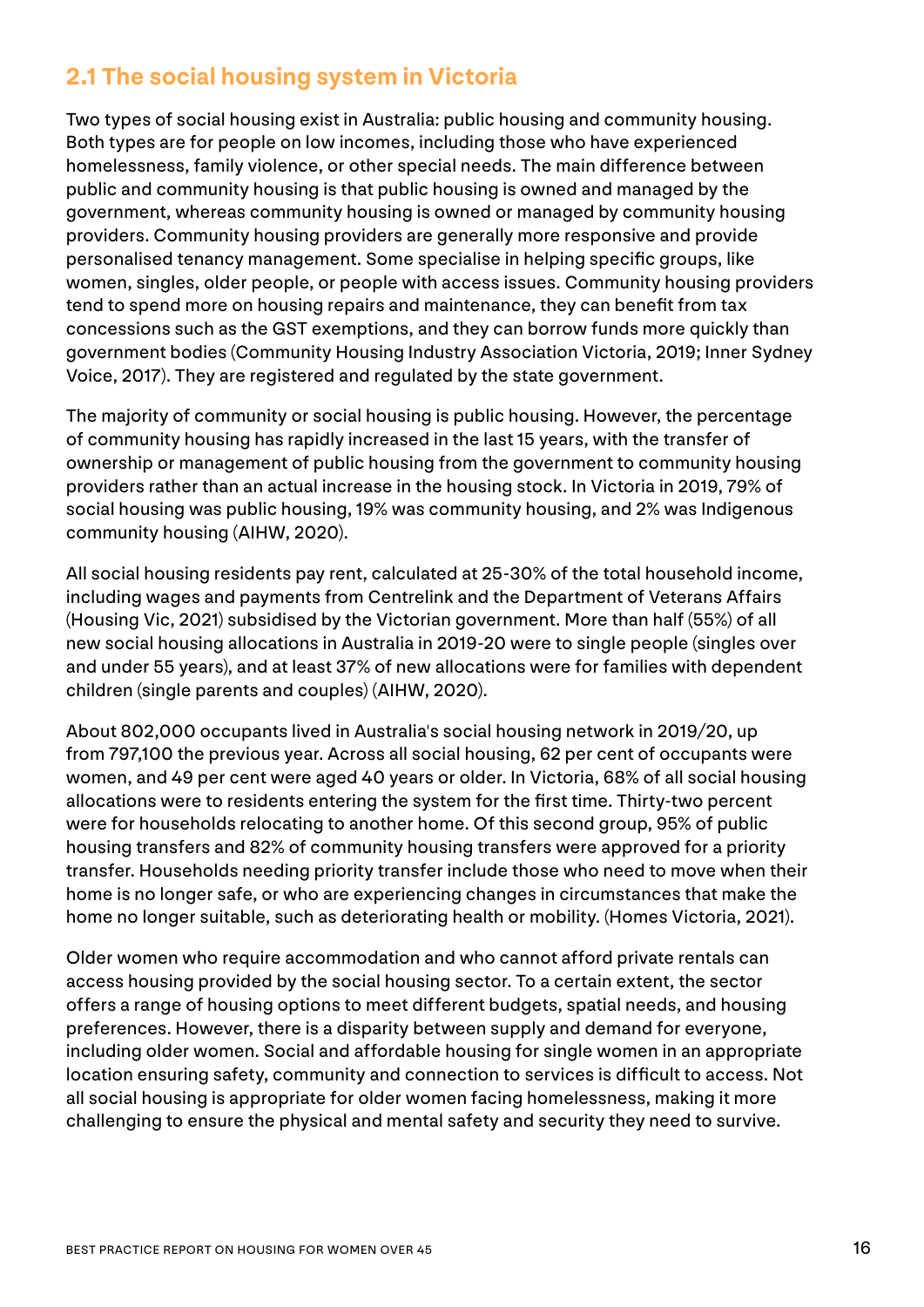## 2.1 The social housing system in Victoria

Two types of social housing exist in Australia: public housing and community housing. Both types are for people on low incomes, including those who have experienced homelessness, family violence, or other special needs. The main difference between public and community housing is that public housing is owned and managed by the government, whereas community housing is owned or managed by community housing providers. Community housing providers are generally more responsive and provide personalised tenancy management. Some specialise in helping specific groups, like women, singles, older people, or people with access issues. Community housing providers tend to spend more on housing repairs and maintenance, they can benefit from tax concessions such as the GST exemptions, and they can borrow funds more quickly than government bodies (Community Housing Industry Association Victoria, 2019; Inner Sydney Voice, 2017). They are registered and regulated by the state government.

The majority of community or social housing is public housing. However, the percentage of community housing has rapidly increased in the last 15 years, with the transfer of ownership or management of public housing from the government to community housing providers rather than an actual increase in the housing stock. In Victoria in 2019, 79% of social housing was public housing, 19% was community housing, and 2% was Indigenous community housing (AIHW, 2020).

All social housing residents pay rent, calculated at 25-30% of the total household income, including wages and payments from Centrelink and the Department of Veterans Affairs (Housing Vic, 2021) subsidised by the Victorian government. More than half (55%) of all new social housing allocations in Australia in 2019-20 were to single people (singles over and under 55 years), and at least 37% of new allocations were for families with dependent children (single parents and couples) (AIHW, 2020).

About 802,000 occupants lived in Australia's social housing network in 2019/20, up from 797,100 the previous year. Across all social housing, 62 per cent of occupants were women, and 49 per cent were aged 40 years or older. In Victoria, 68% of all social housing allocations were to residents entering the system for the first time. Thirty-two percent were for households relocating to another home. Of this second group, 95% of public housing transfers and 82% of community housing transfers were approved for a priority transfer. Households needing priority transfer include those who need to move when their home is no longer safe, or who are experiencing changes in circumstances that make the home no longer suitable, such as deteriorating health or mobility. (Homes Victoria, 2021).

Older women who require accommodation and who cannot afford private rentals can access housing provided by the social housing sector. To a certain extent, the sector offers a range of housing options to meet different budgets, spatial needs, and housing preferences. However, there is a disparity between supply and demand for everyone, including older women. Social and affordable housing for single women in an appropriate location ensuring safety, community and connection to services is difficult to access. Not all social housing is appropriate for older women facing homelessness, making it more challenging to ensure the physical and mental safety and security they need to survive.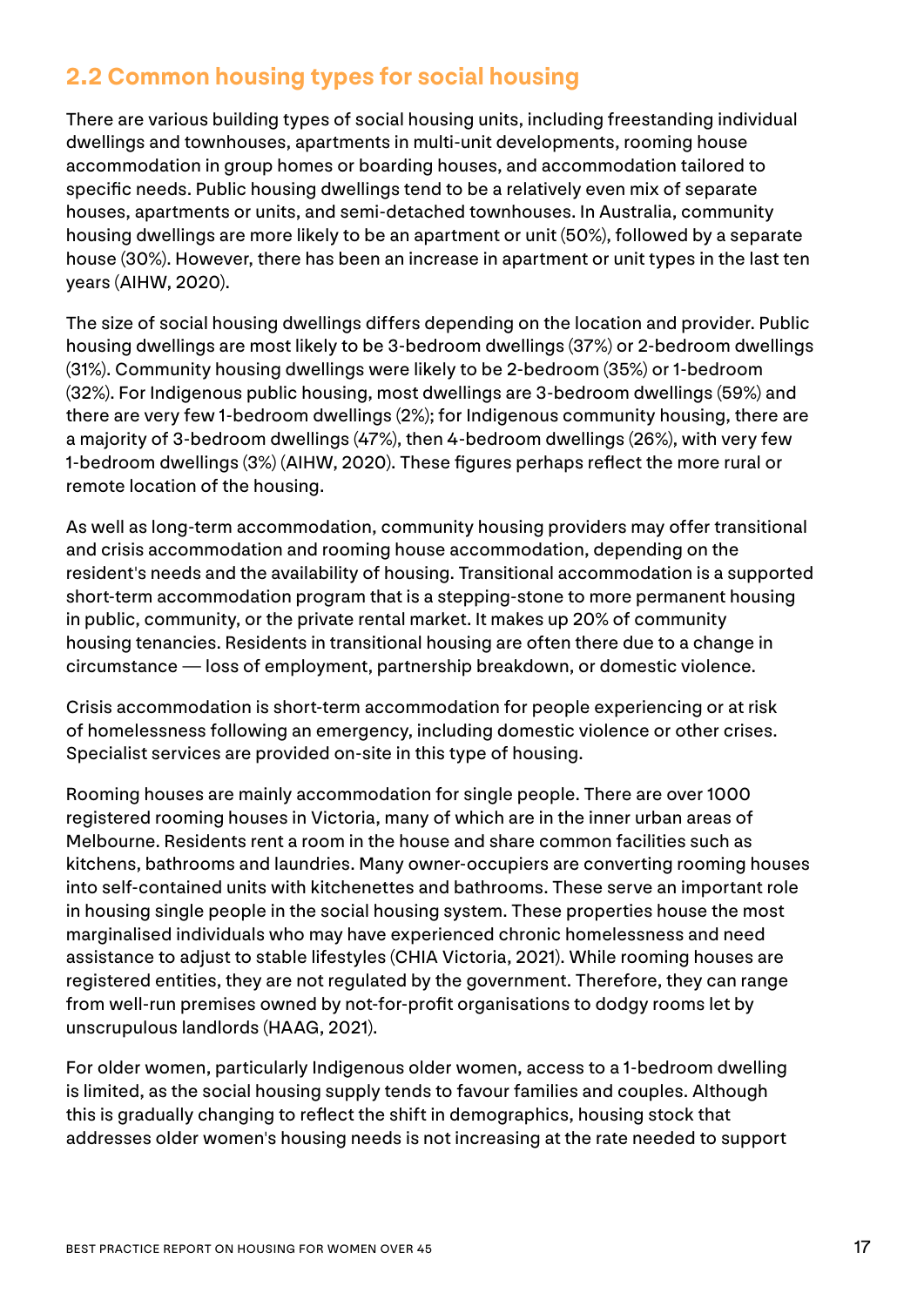## 2.2 Common housing types for social housing

There are various building types of social housing units, including freestanding individual dwellings and townhouses, apartments in multi-unit developments, rooming house accommodation in group homes or boarding houses, and accommodation tailored to specific needs. Public housing dwellings tend to be a relatively even mix of separate houses, apartments or units, and semi-detached townhouses. In Australia, community housing dwellings are more likely to be an apartment or unit (50%), followed by a separate house (30%). However, there has been an increase in apartment or unit types in the last ten years (AIHW, 2020).

The size of social housing dwellings differs depending on the location and provider. Public housing dwellings are most likely to be 3-bedroom dwellings (37%) or 2-bedroom dwellings (31%). Community housing dwellings were likely to be 2-bedroom (35%) or 1-bedroom (32%). For Indigenous public housing, most dwellings are 3-bedroom dwellings (59%) and there are very few 1-bedroom dwellings (2%); for Indigenous community housing, there are a majority of 3-bedroom dwellings (47%), then 4-bedroom dwellings (26%), with very few 1-bedroom dwellings (3%) (AIHW, 2020). These figures perhaps reflect the more rural or remote location of the housing.

As well as long-term accommodation, community housing providers may offer transitional and crisis accommodation and rooming house accommodation, depending on the resident's needs and the availability of housing. Transitional accommodation is a supported short-term accommodation program that is a stepping-stone to more permanent housing in public, community, or the private rental market. It makes up 20% of community housing tenancies. Residents in transitional housing are often there due to a change in circumstance — loss of employment, partnership breakdown, or domestic violence.

Crisis accommodation is short-term accommodation for people experiencing or at risk of homelessness following an emergency, including domestic violence or other crises. Specialist services are provided on-site in this type of housing.

Rooming houses are mainly accommodation for single people. There are over 1000 registered rooming houses in Victoria, many of which are in the inner urban areas of Melbourne. Residents rent a room in the house and share common facilities such as kitchens, bathrooms and laundries. Many owner-occupiers are converting rooming houses into self-contained units with kitchenettes and bathrooms. These serve an important role in housing single people in the social housing system. These properties house the most marginalised individuals who may have experienced chronic homelessness and need assistance to adjust to stable lifestyles (CHIA Victoria, 2021). While rooming houses are registered entities, they are not regulated by the government. Therefore, they can range from well-run premises owned by not-for-profit organisations to dodgy rooms let by unscrupulous landlords (HAAG, 2021).

For older women, particularly Indigenous older women, access to a 1-bedroom dwelling is limited, as the social housing supply tends to favour families and couples. Although this is gradually changing to reflect the shift in demographics, housing stock that addresses older women's housing needs is not increasing at the rate needed to support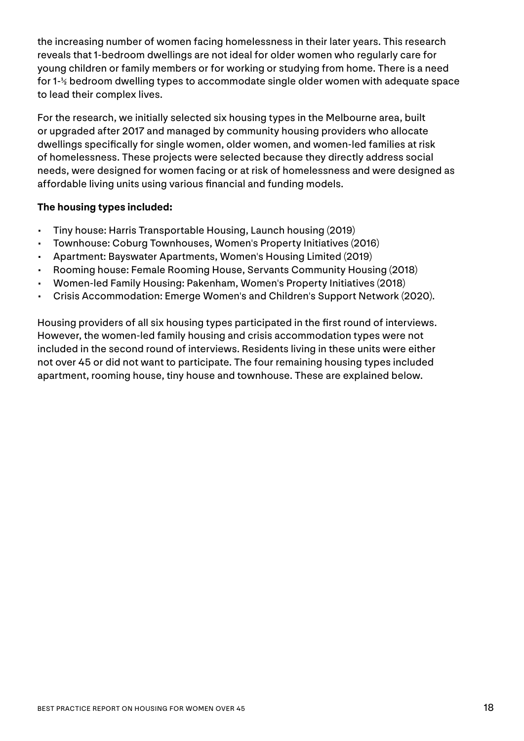the increasing number of women facing homelessness in their later years. This research reveals that 1-bedroom dwellings are not ideal for older women who regularly care for young children or family members or for working or studying from home. There is a need for 1-½ bedroom dwelling types to accommodate single older women with adequate space to lead their complex lives.

For the research, we initially selected six housing types in the Melbourne area, built or upgraded after 2017 and managed by community housing providers who allocate dwellings specifically for single women, older women, and women-led families at risk of homelessness. These projects were selected because they directly address social needs, were designed for women facing or at risk of homelessness and were designed as affordable living units using various financial and funding models.

**The housing types included:**

- Tiny house: Harris Transportable Housing, Launch housing (2019)
- Townhouse: Coburg Townhouses, Women's Property Initiatives (2016)
- Apartment: Bayswater Apartments, Women's Housing Limited (2019)
- Rooming house: Female Rooming House, Servants Community Housing (2018)
- Women-led Family Housing: Pakenham, Women's Property Initiatives (2018)
- Crisis Accommodation: Emerge Women's and Children's Support Network (2020).

Housing providers of all six housing types participated in the first round of interviews. However, the women-led family housing and crisis accommodation types were not included in the second round of interviews. Residents living in these units were either not over 45 or did not want to participate. The four remaining housing types included apartment, rooming house, tiny house and townhouse. These are explained below.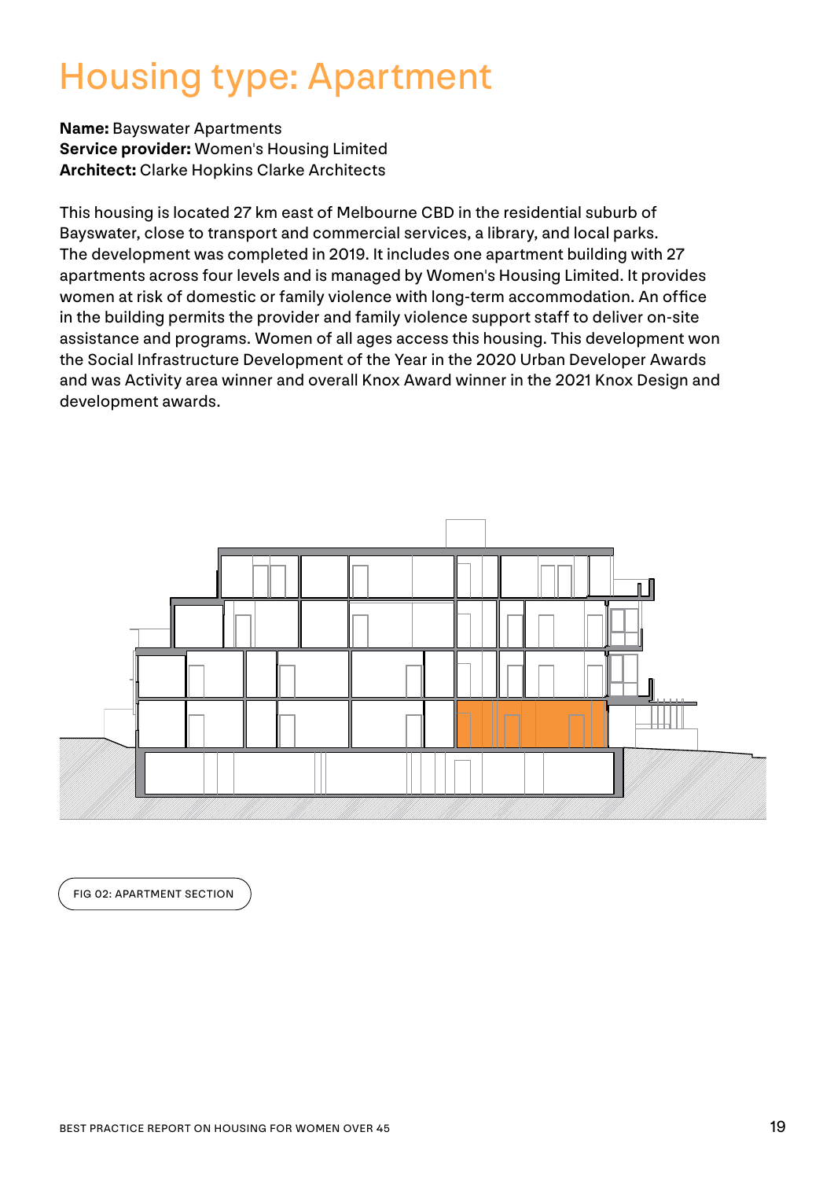# Housing type: Apartment

**Name:** Bayswater Apartments
**Service provider:** Women's Housing Limited
**Architect:** Clarke Hopkins Clarke Architects

This housing is located 27 km east of Melbourne CBD in the residential suburb of Bayswater, close to transport and commercial services, a library, and local parks. The development was completed in 2019. It includes one apartment building with 27 apartments across four levels and is managed by Women's Housing Limited. It provides women at risk of domestic or family violence with long-term accommodation. An office in the building permits the provider and family violence support staff to deliver on-site assistance and programs. Women of all ages access this housing. This development won the Social Infrastructure Development of the Year in the 2020 Urban Developer Awards and was Activity area winner and overall Knox Award winner in the 2021 Knox Design and development awards.

FIG 02: APARTMENT SECTION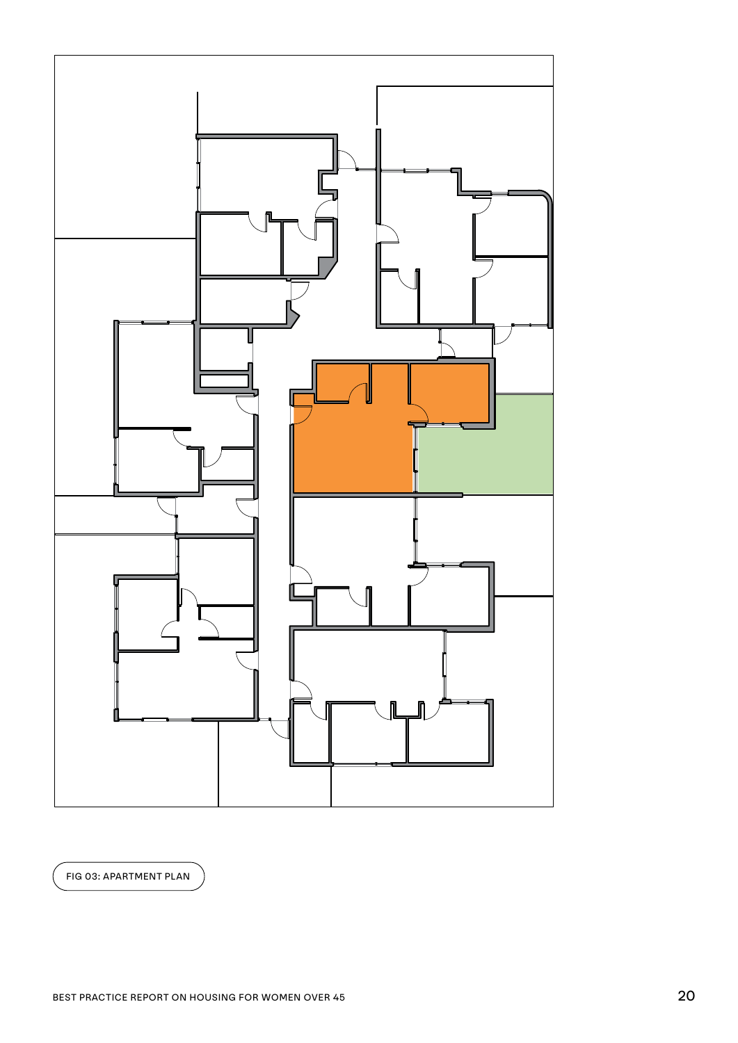FIG 03: APARTMENT PLAN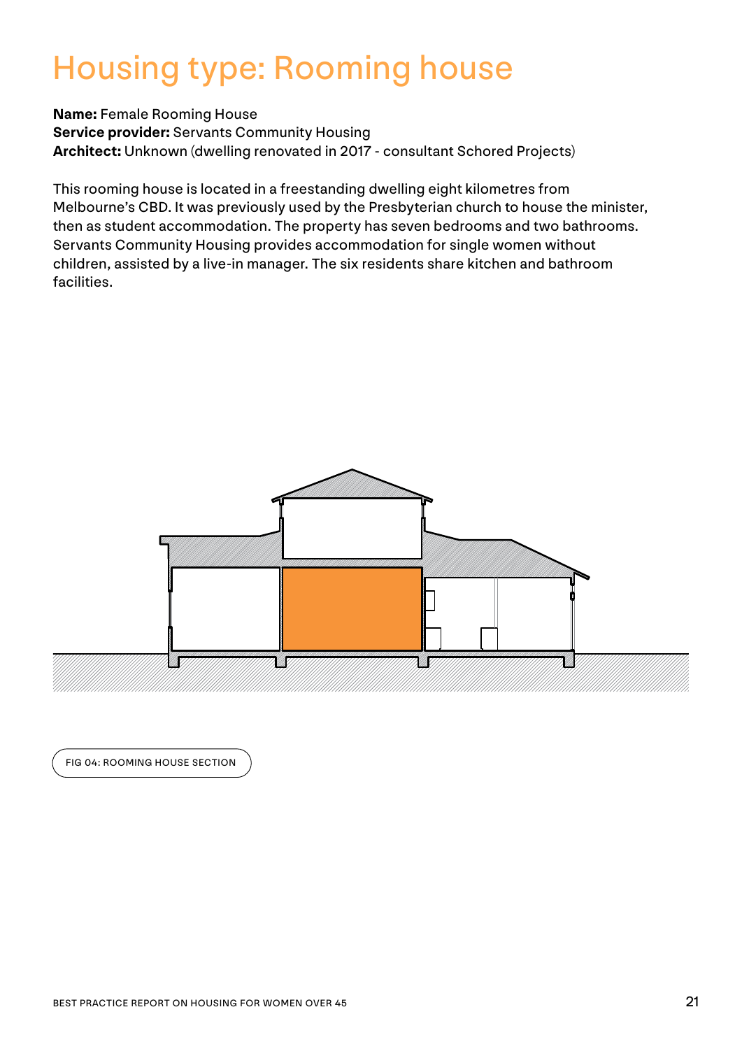# Housing type: Rooming house

**Name:** Female Rooming House
**Service provider:** Servants Community Housing
**Architect:** Unknown (dwelling renovated in 2017 - consultant Schored Projects)

This rooming house is located in a freestanding dwelling eight kilometres from Melbourne's CBD. It was previously used by the Presbyterian church to house the minister, then as student accommodation. The property has seven bedrooms and two bathrooms. Servants Community Housing provides accommodation for single women without children, assisted by a live-in manager. The six residents share kitchen and bathroom facilities.

FIG 04: ROOMING HOUSE SECTION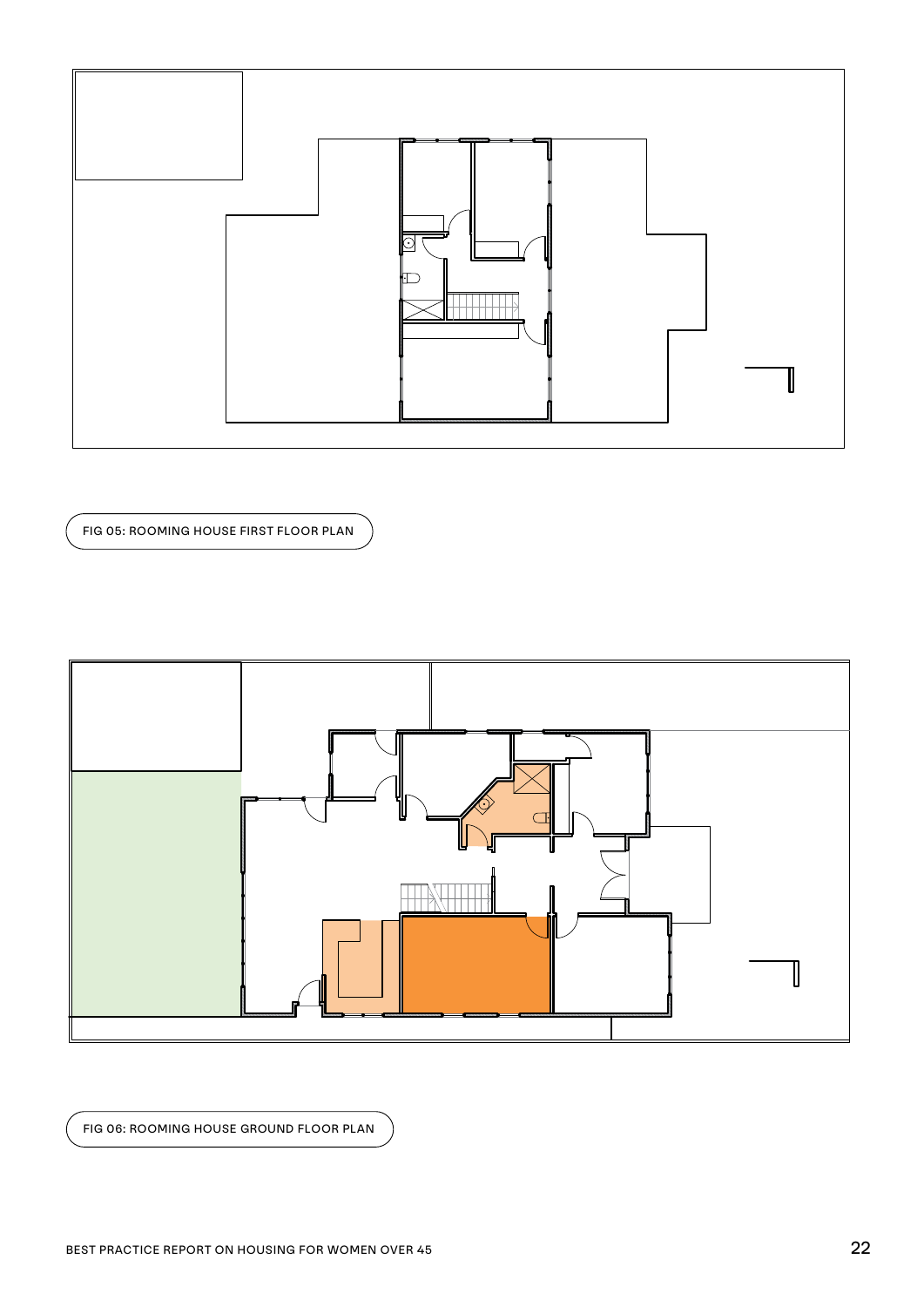FIG 05: ROOMING HOUSE FIRST FLOOR PLAN

FIG 06: ROOMING HOUSE GROUND FLOOR PLAN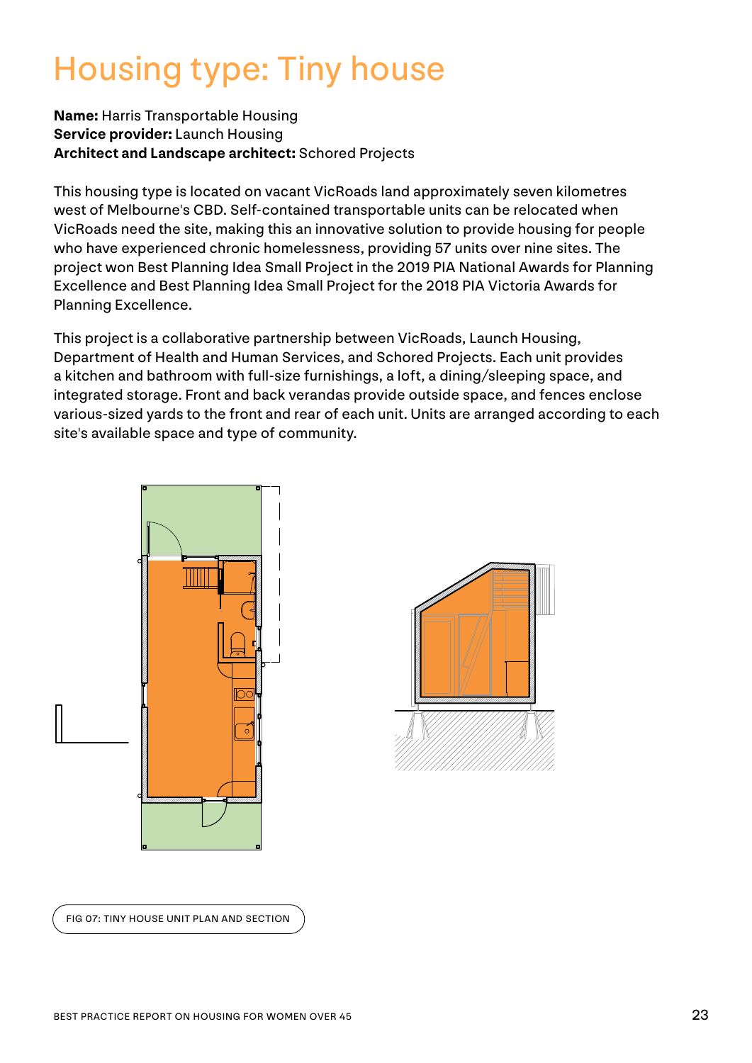# Housing type: Tiny house

**Name:** Harris Transportable Housing
**Service provider:** Launch Housing
**Architect and Landscape architect:** Schored Projects

This housing type is located on vacant VicRoads land approximately seven kilometres west of Melbourne's CBD. Self-contained transportable units can be relocated when VicRoads need the site, making this an innovative solution to provide housing for people who have experienced chronic homelessness, providing 57 units over nine sites. The project won Best Planning Idea Small Project in the 2019 PIA National Awards for Planning Excellence and Best Planning Idea Small Project for the 2018 PIA Victoria Awards for Planning Excellence.

This project is a collaborative partnership between VicRoads, Launch Housing, Department of Health and Human Services, and Schored Projects. Each unit provides a kitchen and bathroom with full-size furnishings, a loft, a dining/sleeping space, and integrated storage. Front and back verandas provide outside space, and fences enclose various-sized yards to the front and rear of each unit. Units are arranged according to each site's available space and type of community.

FIG 07: TINY HOUSE UNIT PLAN AND SECTION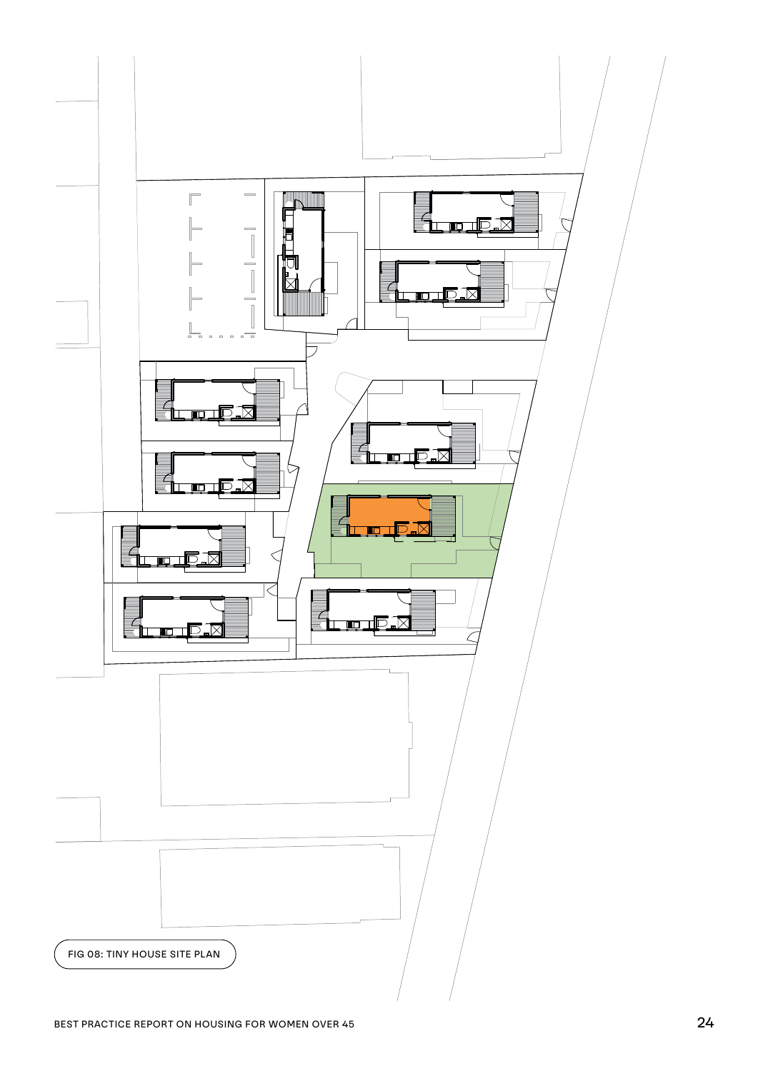FIG 08: TINY HOUSE SITE PLAN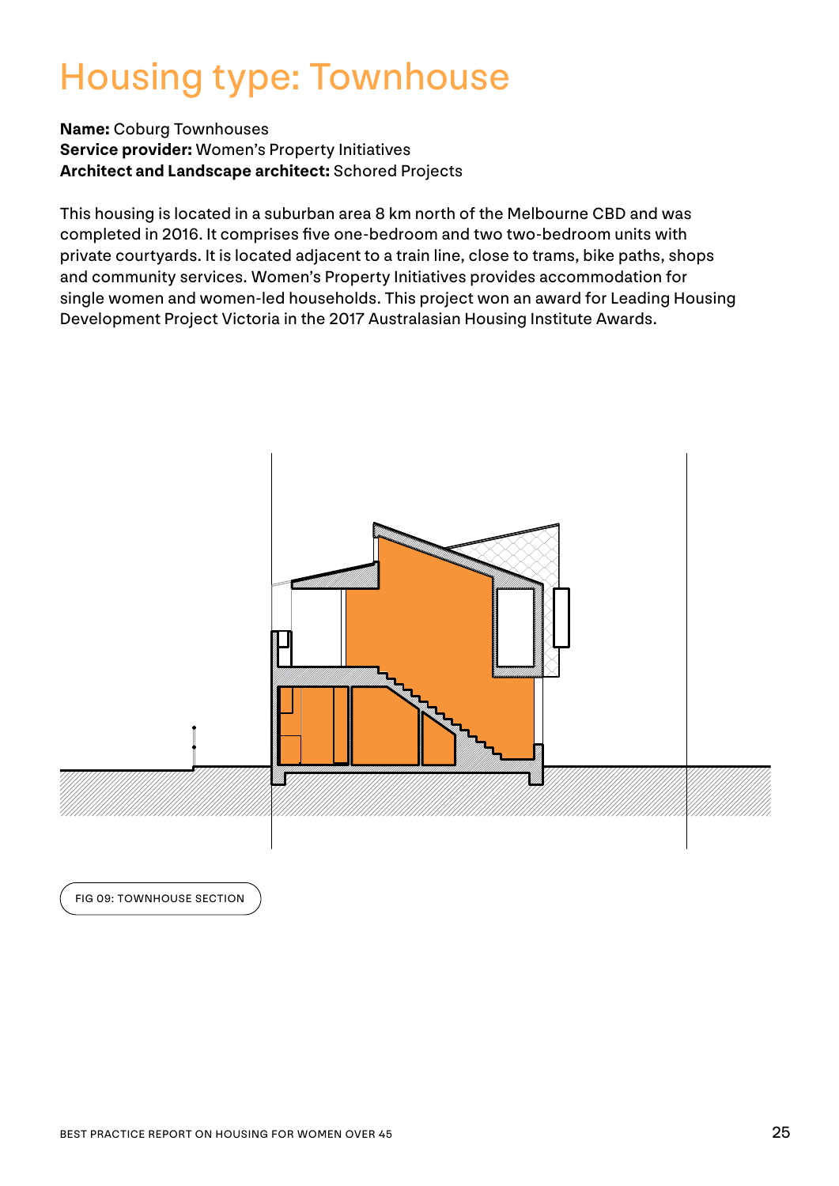# Housing type: Townhouse

**Name:** Coburg Townhouses
**Service provider:** Women's Property Initiatives
**Architect and Landscape architect:** Schored Projects

This housing is located in a suburban area 8 km north of the Melbourne CBD and was completed in 2016. It comprises five one-bedroom and two two-bedroom units with private courtyards. It is located adjacent to a train line, close to trams, bike paths, shops and community services. Women's Property Initiatives provides accommodation for single women and women-led households. This project won an award for Leading Housing Development Project Victoria in the 2017 Australasian Housing Institute Awards.

FIG 09: TOWNHOUSE SECTION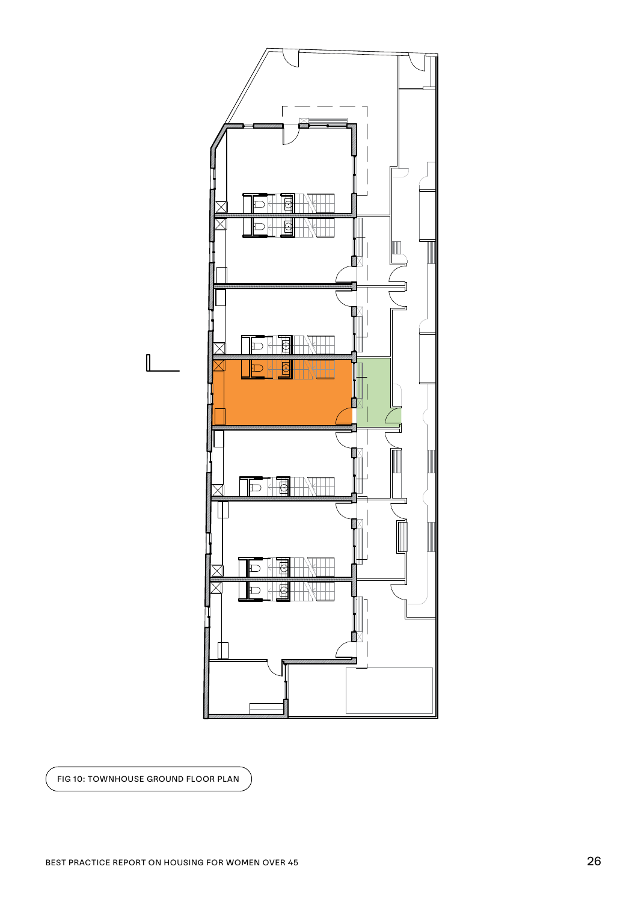FIG 10: TOWNHOUSE GROUND FLOOR PLAN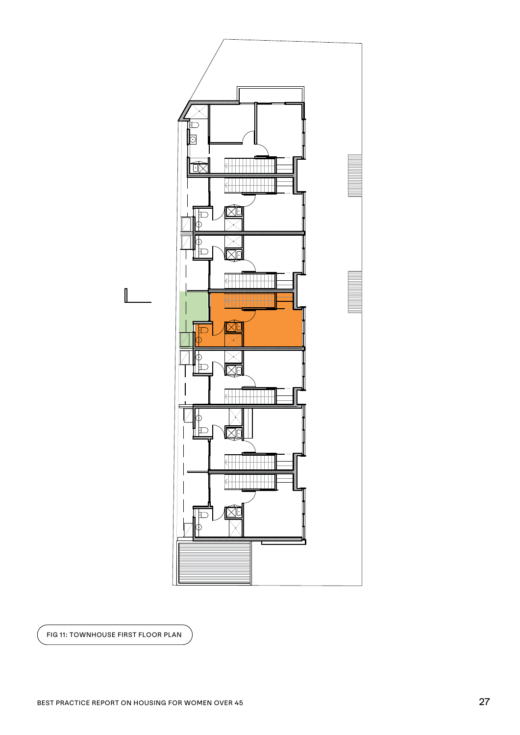FIG 11: TOWNHOUSE FIRST FLOOR PLAN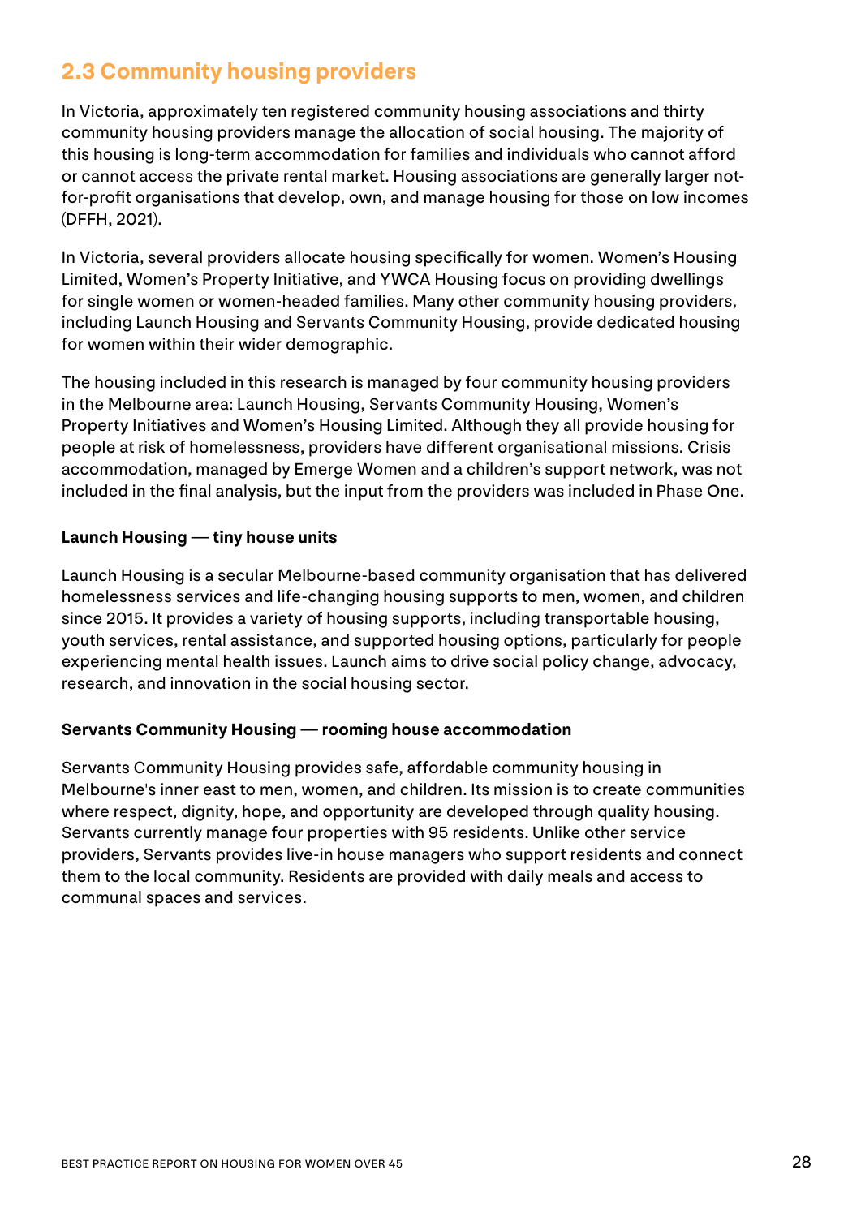## 2.3 Community housing providers

In Victoria, approximately ten registered community housing associations and thirty community housing providers manage the allocation of social housing. The majority of this housing is long-term accommodation for families and individuals who cannot afford or cannot access the private rental market. Housing associations are generally larger not-for-profit organisations that develop, own, and manage housing for those on low incomes (DFFH, 2021).

In Victoria, several providers allocate housing specifically for women. Women's Housing Limited, Women's Property Initiative, and YWCA Housing focus on providing dwellings for single women or women-headed families. Many other community housing providers, including Launch Housing and Servants Community Housing, provide dedicated housing for women within their wider demographic.

The housing included in this research is managed by four community housing providers in the Melbourne area: Launch Housing, Servants Community Housing, Women's Property Initiatives and Women's Housing Limited. Although they all provide housing for people at risk of homelessness, providers have different organisational missions. Crisis accommodation, managed by Emerge Women and a children's support network, was not included in the final analysis, but the input from the providers was included in Phase One.

**Launch Housing — tiny house units**

Launch Housing is a secular Melbourne-based community organisation that has delivered homelessness services and life-changing housing supports to men, women, and children since 2015. It provides a variety of housing supports, including transportable housing, youth services, rental assistance, and supported housing options, particularly for people experiencing mental health issues. Launch aims to drive social policy change, advocacy, research, and innovation in the social housing sector.

**Servants Community Housing — rooming house accommodation**

Servants Community Housing provides safe, affordable community housing in Melbourne's inner east to men, women, and children. Its mission is to create communities where respect, dignity, hope, and opportunity are developed through quality housing. Servants currently manage four properties with 95 residents. Unlike other service providers, Servants provides live-in house managers who support residents and connect them to the local community. Residents are provided with daily meals and access to communal spaces and services.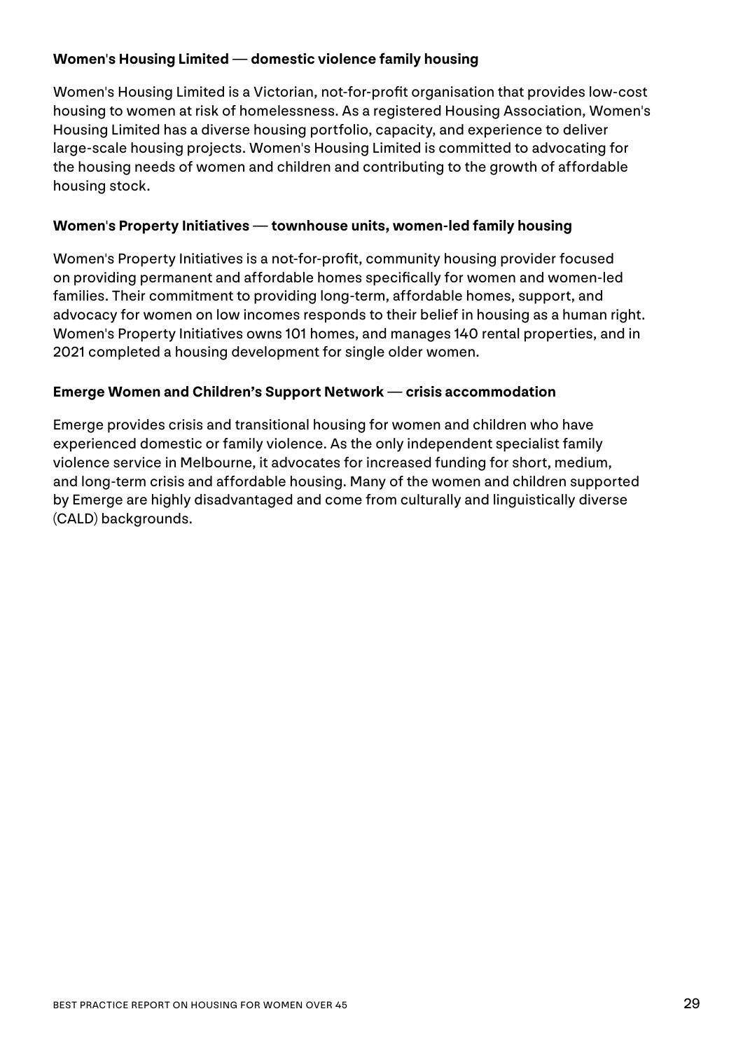**Women's Housing Limited — domestic violence family housing**

Women's Housing Limited is a Victorian, not-for-profit organisation that provides low-cost housing to women at risk of homelessness. As a registered Housing Association, Women's Housing Limited has a diverse housing portfolio, capacity, and experience to deliver large-scale housing projects. Women's Housing Limited is committed to advocating for the housing needs of women and children and contributing to the growth of affordable housing stock.

**Women's Property Initiatives — townhouse units, women-led family housing**

Women's Property Initiatives is a not-for-profit, community housing provider focused on providing permanent and affordable homes specifically for women and women-led families. Their commitment to providing long-term, affordable homes, support, and advocacy for women on low incomes responds to their belief in housing as a human right. Women's Property Initiatives owns 101 homes, and manages 140 rental properties, and in 2021 completed a housing development for single older women.

**Emerge Women and Children's Support Network — crisis accommodation**

Emerge provides crisis and transitional housing for women and children who have experienced domestic or family violence. As the only independent specialist family violence service in Melbourne, it advocates for increased funding for short, medium, and long-term crisis and affordable housing. Many of the women and children supported by Emerge are highly disadvantaged and come from culturally and linguistically diverse (CALD) backgrounds.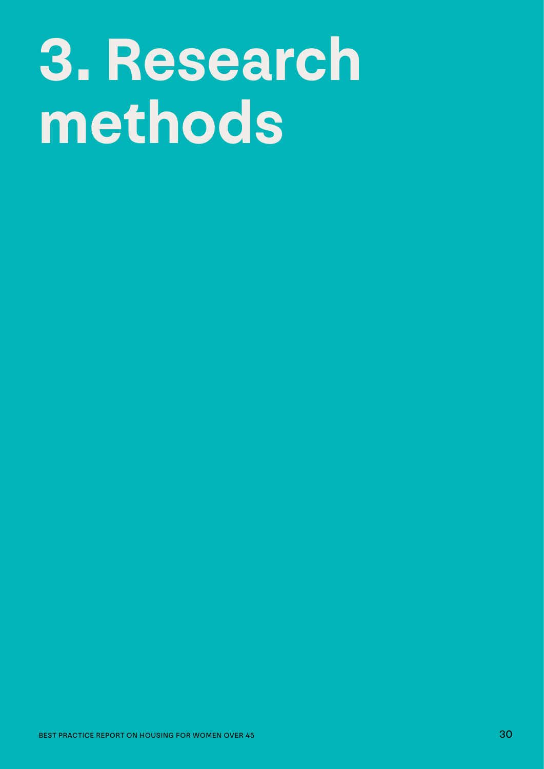# 3. Research methods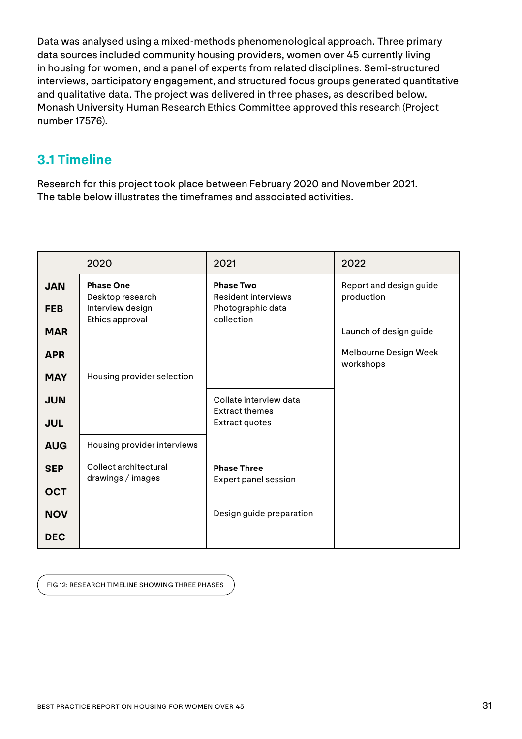Data was analysed using a mixed-methods phenomenological approach. Three primary data sources included community housing providers, women over 45 currently living in housing for women, and a panel of experts from related disciplines. Semi-structured interviews, participatory engagement, and structured focus groups generated quantitative and qualitative data. The project was delivered in three phases, as described below. Monash University Human Research Ethics Committee approved this research (Project number 17576).

## 3.1 Timeline

Research for this project took place between February 2020 and November 2021. The table below illustrates the timeframes and associated activities.

| | 2020 | 2021 | 2022 |
|---|---|---|---|
| JAN | **Phase One** Desktop research, Interview design, Ethics approval | **Phase Two** Resident interviews, Photographic data collection | Report and design guide production |
| FEB | | | |
| MAR | | | Launch of design guide; Melbourne Design Week workshops |
| APR | | | |
| MAY | Housing provider selection | | |
| JUN | | Collate interview data, Extract themes, Extract quotes | |
| JUL | | | |
| AUG | Housing provider interviews; Collect architectural drawings / images | | |
| SEP | | **Phase Three** Expert panel session | |
| OCT | | | |
| NOV | | Design guide preparation | |
| DEC | | | |

FIG 12: RESEARCH TIMELINE SHOWING THREE PHASES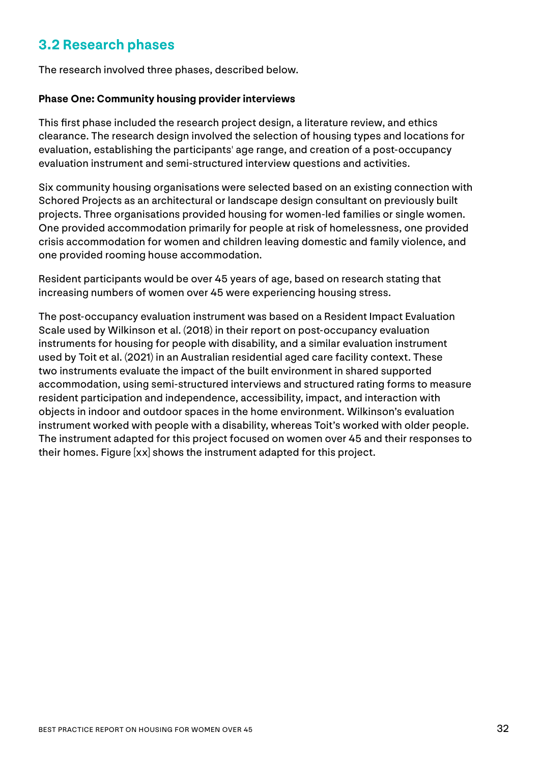## 3.2 Research phases

The research involved three phases, described below.

**Phase One: Community housing provider interviews**

This first phase included the research project design, a literature review, and ethics clearance. The research design involved the selection of housing types and locations for evaluation, establishing the participants' age range, and creation of a post-occupancy evaluation instrument and semi-structured interview questions and activities.

Six community housing organisations were selected based on an existing connection with Schored Projects as an architectural or landscape design consultant on previously built projects. Three organisations provided housing for women-led families or single women. One provided accommodation primarily for people at risk of homelessness, one provided crisis accommodation for women and children leaving domestic and family violence, and one provided rooming house accommodation.

Resident participants would be over 45 years of age, based on research stating that increasing numbers of women over 45 were experiencing housing stress.

The post-occupancy evaluation instrument was based on a Resident Impact Evaluation Scale used by Wilkinson et al. (2018) in their report on post-occupancy evaluation instruments for housing for people with disability, and a similar evaluation instrument used by Toit et al. (2021) in an Australian residential aged care facility context. These two instruments evaluate the impact of the built environment in shared supported accommodation, using semi-structured interviews and structured rating forms to measure resident participation and independence, accessibility, impact, and interaction with objects in indoor and outdoor spaces in the home environment. Wilkinson's evaluation instrument worked with people with a disability, whereas Toit's worked with older people. The instrument adapted for this project focused on women over 45 and their responses to their homes. Figure [xx] shows the instrument adapted for this project.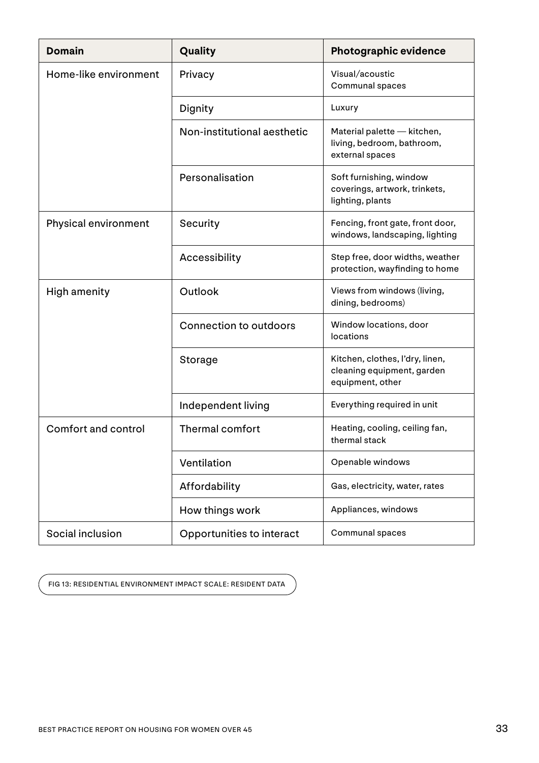| Domain | Quality | Photographic evidence |
| --- | --- | --- |
| Home-like environment | Privacy | Visual/acoustic<br>Communal spaces |
| | Dignity | Luxury |
| | Non-institutional aesthetic | Material palette — kitchen, living, bedroom, bathroom, external spaces |
| | Personalisation | Soft furnishing, window coverings, artwork, trinkets, lighting, plants |
| Physical environment | Security | Fencing, front gate, front door, windows, landscaping, lighting |
| | Accessibility | Step free, door widths, weather protection, wayfinding to home |
| High amenity | Outlook | Views from windows (living, dining, bedrooms) |
| | Connection to outdoors | Window locations, door locations |
| | Storage | Kitchen, clothes, l'dry, linen, cleaning equipment, garden equipment, other |
| | Independent living | Everything required in unit |
| Comfort and control | Thermal comfort | Heating, cooling, ceiling fan, thermal stack |
| | Ventilation | Openable windows |
| | Affordability | Gas, electricity, water, rates |
| | How things work | Appliances, windows |
| Social inclusion | Opportunities to interact | Communal spaces |

FIG 13: RESIDENTIAL ENVIRONMENT IMPACT SCALE: RESIDENT DATA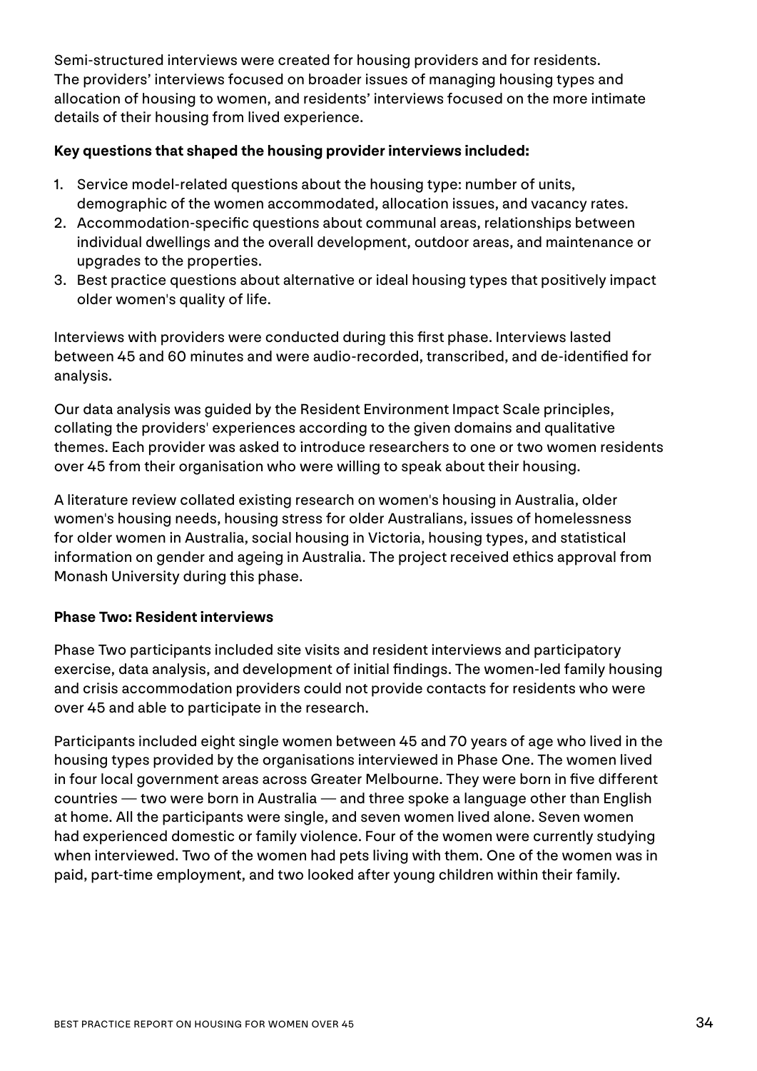Semi-structured interviews were created for housing providers and for residents. The providers' interviews focused on broader issues of managing housing types and allocation of housing to women, and residents' interviews focused on the more intimate details of their housing from lived experience.

**Key questions that shaped the housing provider interviews included:**

1. Service model-related questions about the housing type: number of units, demographic of the women accommodated, allocation issues, and vacancy rates.
2. Accommodation-specific questions about communal areas, relationships between individual dwellings and the overall development, outdoor areas, and maintenance or upgrades to the properties.
3. Best practice questions about alternative or ideal housing types that positively impact older women's quality of life.

Interviews with providers were conducted during this first phase. Interviews lasted between 45 and 60 minutes and were audio-recorded, transcribed, and de-identified for analysis.

Our data analysis was guided by the Resident Environment Impact Scale principles, collating the providers' experiences according to the given domains and qualitative themes. Each provider was asked to introduce researchers to one or two women residents over 45 from their organisation who were willing to speak about their housing.

A literature review collated existing research on women's housing in Australia, older women's housing needs, housing stress for older Australians, issues of homelessness for older women in Australia, social housing in Victoria, housing types, and statistical information on gender and ageing in Australia. The project received ethics approval from Monash University during this phase.

**Phase Two: Resident interviews**

Phase Two participants included site visits and resident interviews and participatory exercise, data analysis, and development of initial findings. The women-led family housing and crisis accommodation providers could not provide contacts for residents who were over 45 and able to participate in the research.

Participants included eight single women between 45 and 70 years of age who lived in the housing types provided by the organisations interviewed in Phase One. The women lived in four local government areas across Greater Melbourne. They were born in five different countries — two were born in Australia — and three spoke a language other than English at home. All the participants were single, and seven women lived alone. Seven women had experienced domestic or family violence. Four of the women were currently studying when interviewed. Two of the women had pets living with them. One of the women was in paid, part-time employment, and two looked after young children within their family.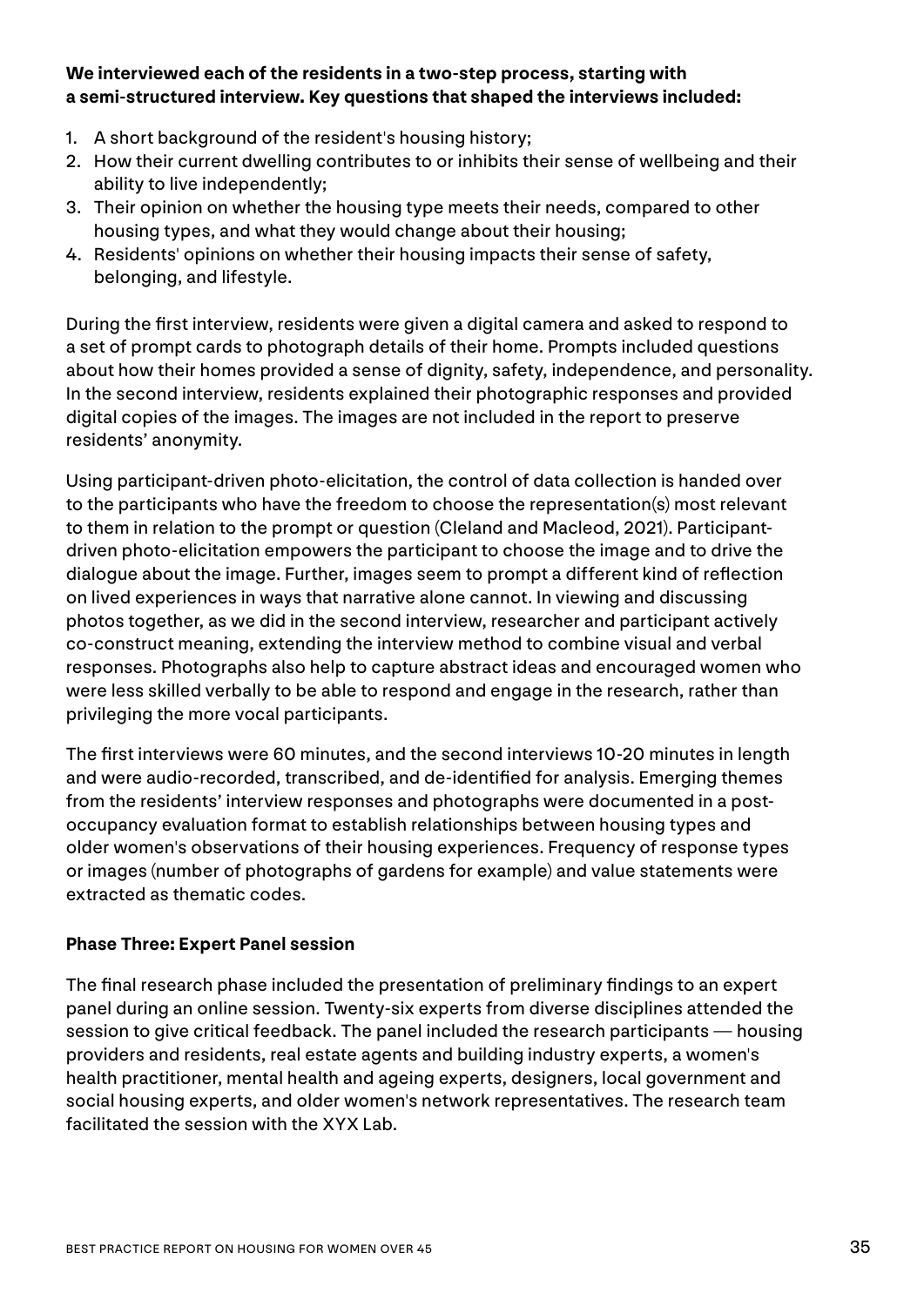**We interviewed each of the residents in a two-step process, starting with a semi-structured interview. Key questions that shaped the interviews included:**

1. A short background of the resident's housing history;
2. How their current dwelling contributes to or inhibits their sense of wellbeing and their ability to live independently;
3. Their opinion on whether the housing type meets their needs, compared to other housing types, and what they would change about their housing;
4. Residents' opinions on whether their housing impacts their sense of safety, belonging, and lifestyle.

During the first interview, residents were given a digital camera and asked to respond to a set of prompt cards to photograph details of their home. Prompts included questions about how their homes provided a sense of dignity, safety, independence, and personality. In the second interview, residents explained their photographic responses and provided digital copies of the images. The images are not included in the report to preserve residents' anonymity.

Using participant-driven photo-elicitation, the control of data collection is handed over to the participants who have the freedom to choose the representation(s) most relevant to them in relation to the prompt or question (Cleland and Macleod, 2021). Participant-driven photo-elicitation empowers the participant to choose the image and to drive the dialogue about the image. Further, images seem to prompt a different kind of reflection on lived experiences in ways that narrative alone cannot. In viewing and discussing photos together, as we did in the second interview, researcher and participant actively co-construct meaning, extending the interview method to combine visual and verbal responses. Photographs also help to capture abstract ideas and encouraged women who were less skilled verbally to be able to respond and engage in the research, rather than privileging the more vocal participants.

The first interviews were 60 minutes, and the second interviews 10-20 minutes in length and were audio-recorded, transcribed, and de-identified for analysis. Emerging themes from the residents' interview responses and photographs were documented in a post-occupancy evaluation format to establish relationships between housing types and older women's observations of their housing experiences. Frequency of response types or images (number of photographs of gardens for example) and value statements were extracted as thematic codes.

**Phase Three: Expert Panel session**

The final research phase included the presentation of preliminary findings to an expert panel during an online session. Twenty-six experts from diverse disciplines attended the session to give critical feedback. The panel included the research participants — housing providers and residents, real estate agents and building industry experts, a women's health practitioner, mental health and ageing experts, designers, local government and social housing experts, and older women's network representatives. The research team facilitated the session with the XYX Lab.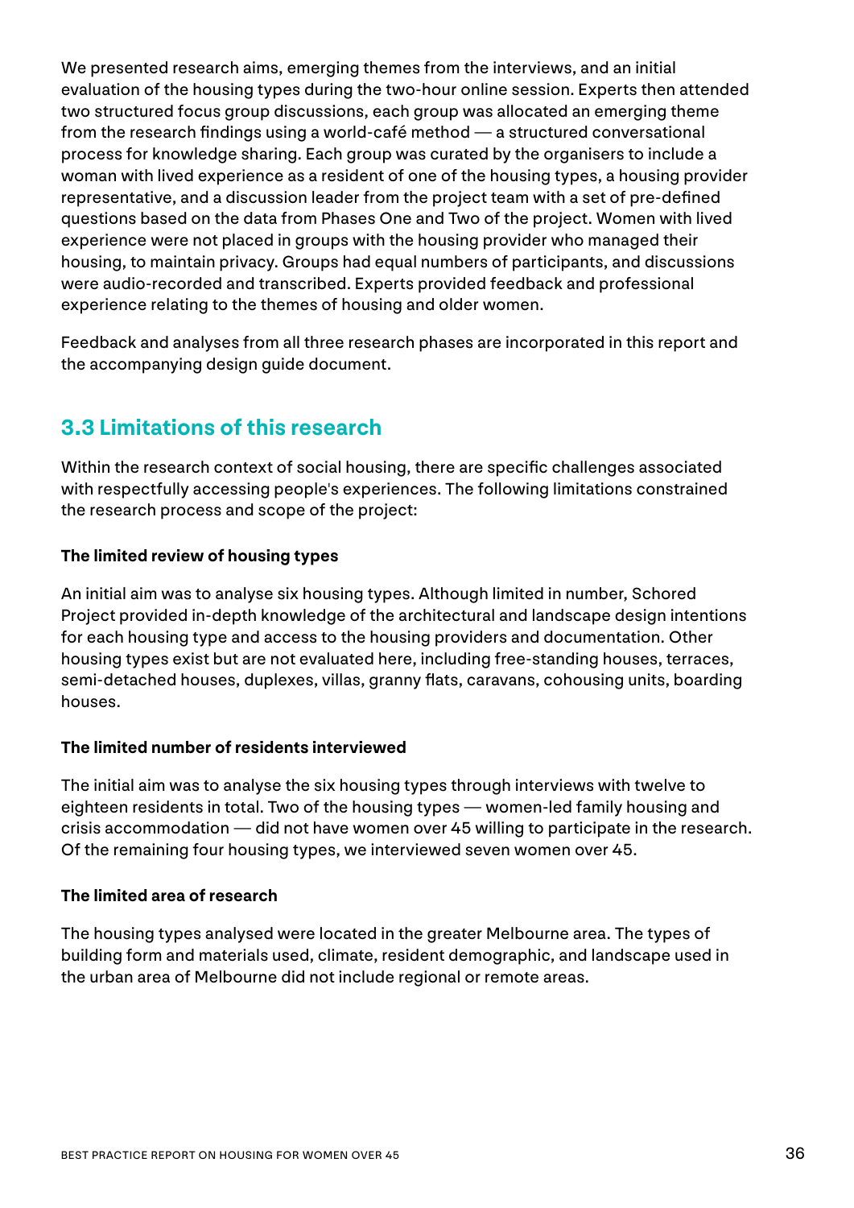We presented research aims, emerging themes from the interviews, and an initial evaluation of the housing types during the two-hour online session. Experts then attended two structured focus group discussions, each group was allocated an emerging theme from the research findings using a world-café method — a structured conversational process for knowledge sharing. Each group was curated by the organisers to include a woman with lived experience as a resident of one of the housing types, a housing provider representative, and a discussion leader from the project team with a set of pre-defined questions based on the data from Phases One and Two of the project. Women with lived experience were not placed in groups with the housing provider who managed their housing, to maintain privacy. Groups had equal numbers of participants, and discussions were audio-recorded and transcribed. Experts provided feedback and professional experience relating to the themes of housing and older women.

Feedback and analyses from all three research phases are incorporated in this report and the accompanying design guide document.

## 3.3 Limitations of this research

Within the research context of social housing, there are specific challenges associated with respectfully accessing people's experiences. The following limitations constrained the research process and scope of the project:

**The limited review of housing types**

An initial aim was to analyse six housing types. Although limited in number, Schored Project provided in-depth knowledge of the architectural and landscape design intentions for each housing type and access to the housing providers and documentation. Other housing types exist but are not evaluated here, including free-standing houses, terraces, semi-detached houses, duplexes, villas, granny flats, caravans, cohousing units, boarding houses.

**The limited number of residents interviewed**

The initial aim was to analyse the six housing types through interviews with twelve to eighteen residents in total. Two of the housing types — women-led family housing and crisis accommodation — did not have women over 45 willing to participate in the research. Of the remaining four housing types, we interviewed seven women over 45.

**The limited area of research**

The housing types analysed were located in the greater Melbourne area. The types of building form and materials used, climate, resident demographic, and landscape used in the urban area of Melbourne did not include regional or remote areas.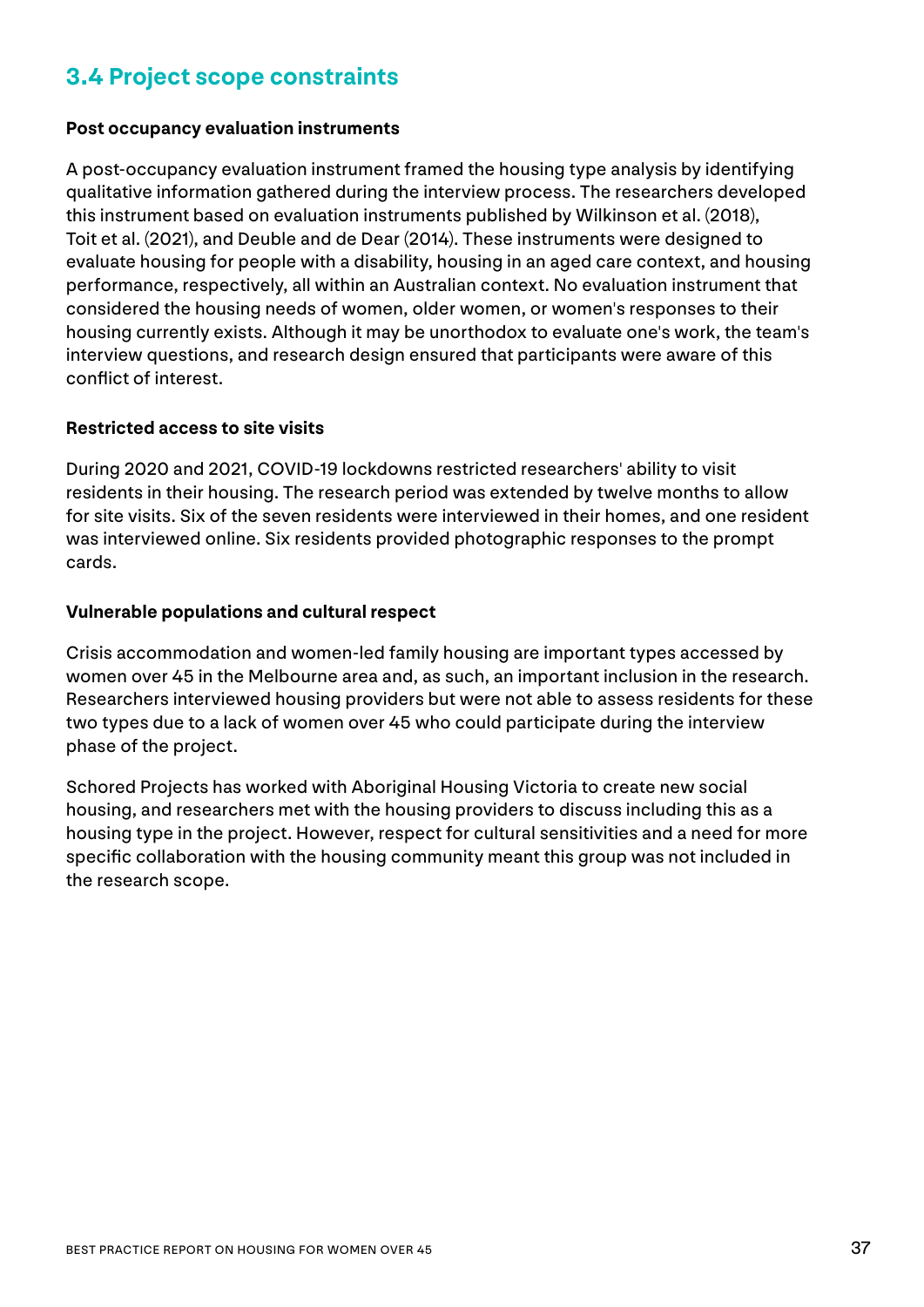## 3.4 Project scope constraints

**Post occupancy evaluation instruments**

A post-occupancy evaluation instrument framed the housing type analysis by identifying qualitative information gathered during the interview process. The researchers developed this instrument based on evaluation instruments published by Wilkinson et al. (2018), Toit et al. (2021), and Deuble and de Dear (2014). These instruments were designed to evaluate housing for people with a disability, housing in an aged care context, and housing performance, respectively, all within an Australian context. No evaluation instrument that considered the housing needs of women, older women, or women's responses to their housing currently exists. Although it may be unorthodox to evaluate one's work, the team's interview questions, and research design ensured that participants were aware of this conflict of interest.

**Restricted access to site visits**

During 2020 and 2021, COVID-19 lockdowns restricted researchers' ability to visit residents in their housing. The research period was extended by twelve months to allow for site visits. Six of the seven residents were interviewed in their homes, and one resident was interviewed online. Six residents provided photographic responses to the prompt cards.

**Vulnerable populations and cultural respect**

Crisis accommodation and women-led family housing are important types accessed by women over 45 in the Melbourne area and, as such, an important inclusion in the research. Researchers interviewed housing providers but were not able to assess residents for these two types due to a lack of women over 45 who could participate during the interview phase of the project.

Schored Projects has worked with Aboriginal Housing Victoria to create new social housing, and researchers met with the housing providers to discuss including this as a housing type in the project. However, respect for cultural sensitivities and a need for more specific collaboration with the housing community meant this group was not included in the research scope.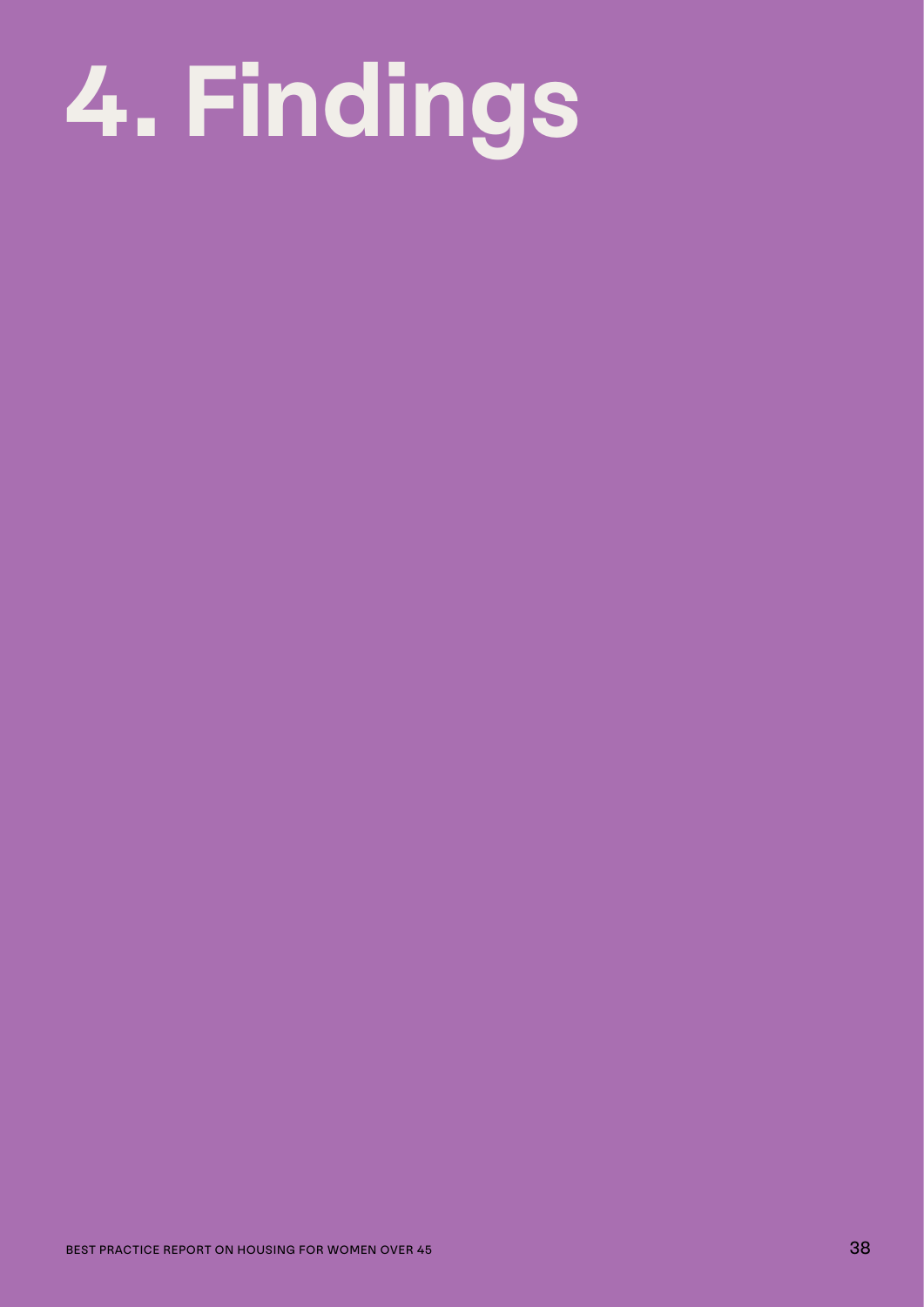# 4. Findings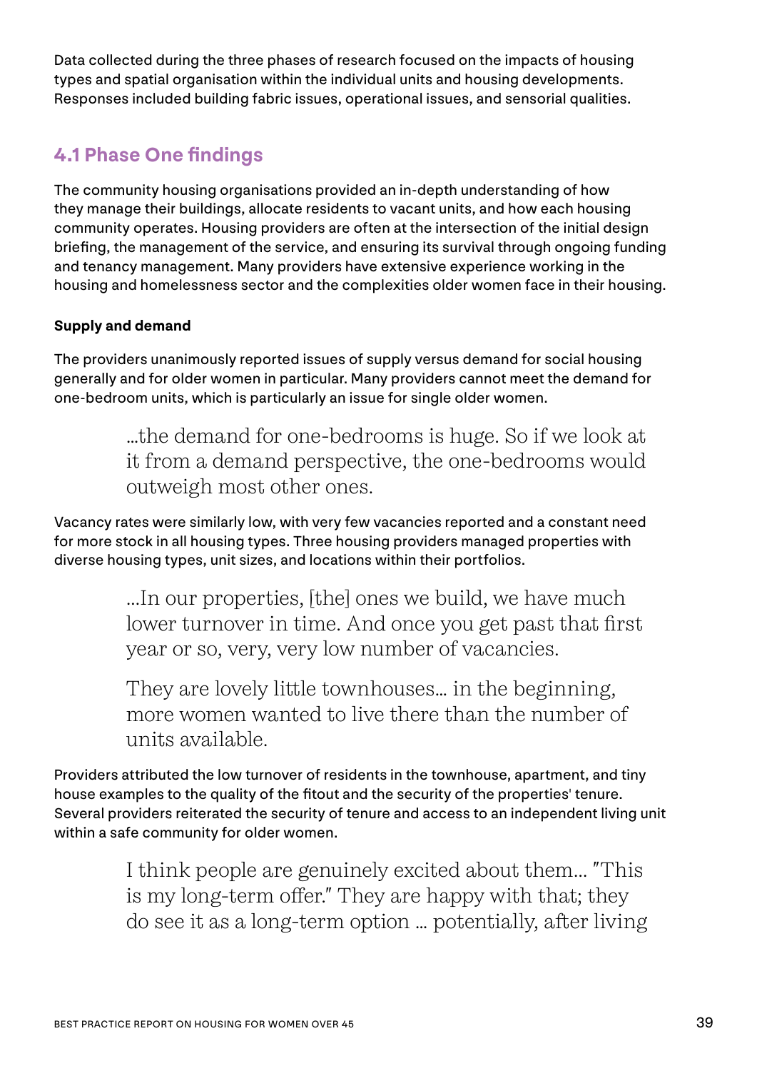Data collected during the three phases of research focused on the impacts of housing types and spatial organisation within the individual units and housing developments. Responses included building fabric issues, operational issues, and sensorial qualities.

## 4.1 Phase One findings

The community housing organisations provided an in-depth understanding of how they manage their buildings, allocate residents to vacant units, and how each housing community operates. Housing providers are often at the intersection of the initial design briefing, the management of the service, and ensuring its survival through ongoing funding and tenancy management. Many providers have extensive experience working in the housing and homelessness sector and the complexities older women face in their housing.

**Supply and demand**

The providers unanimously reported issues of supply versus demand for social housing generally and for older women in particular. Many providers cannot meet the demand for one-bedroom units, which is particularly an issue for single older women.

> ...the demand for one-bedrooms is huge. So if we look at it from a demand perspective, the one-bedrooms would outweigh most other ones.

Vacancy rates were similarly low, with very few vacancies reported and a constant need for more stock in all housing types. Three housing providers managed properties with diverse housing types, unit sizes, and locations within their portfolios.

> ...In our properties, [the] ones we build, we have much lower turnover in time. And once you get past that first year or so, very, very low number of vacancies.
>
> They are lovely little townhouses... in the beginning, more women wanted to live there than the number of units available.

Providers attributed the low turnover of residents in the townhouse, apartment, and tiny house examples to the quality of the fitout and the security of the properties' tenure. Several providers reiterated the security of tenure and access to an independent living unit within a safe community for older women.

> I think people are genuinely excited about them... "This is my long-term offer." They are happy with that; they do see it as a long-term option ... potentially, after living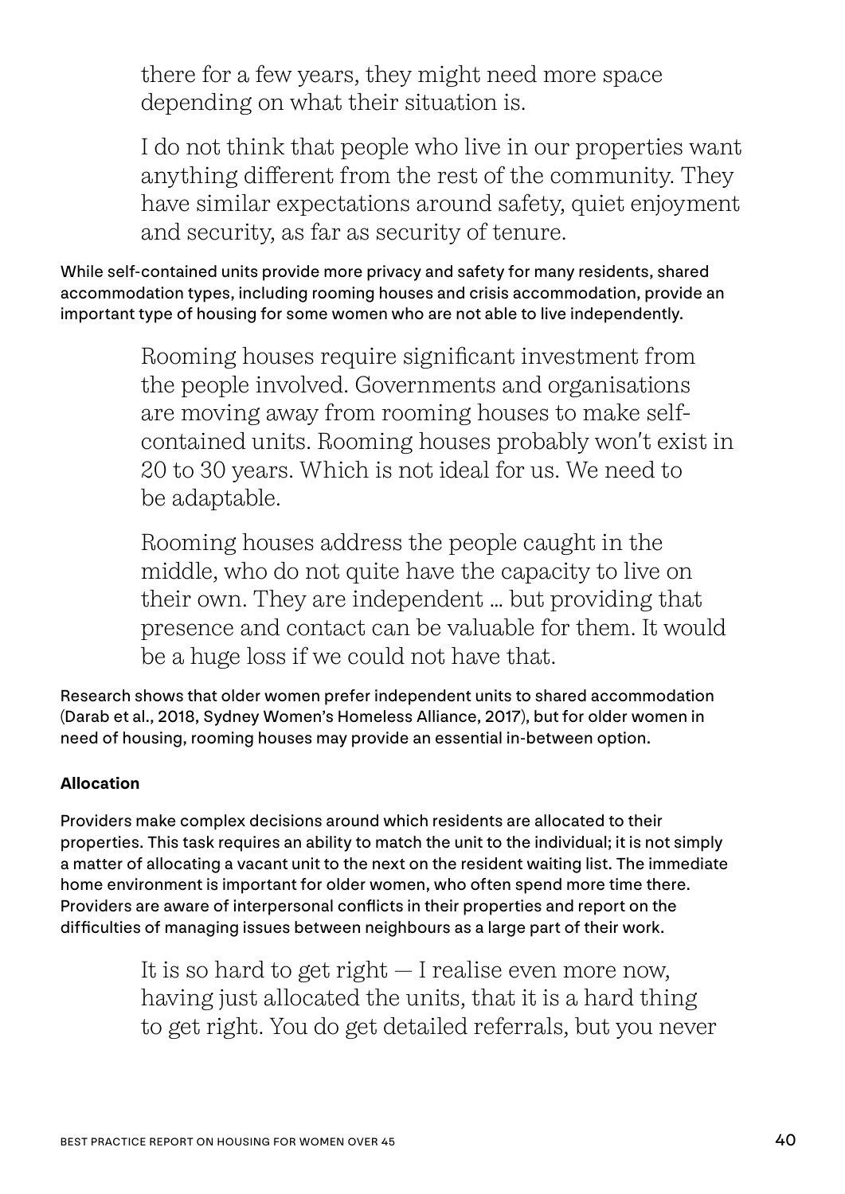> there for a few years, they might need more space depending on what their situation is.
>
> I do not think that people who live in our properties want anything different from the rest of the community. They have similar expectations around safety, quiet enjoyment and security, as far as security of tenure.

While self-contained units provide more privacy and safety for many residents, shared accommodation types, including rooming houses and crisis accommodation, provide an important type of housing for some women who are not able to live independently.

> Rooming houses require significant investment from the people involved. Governments and organisations are moving away from rooming houses to make self-contained units. Rooming houses probably won't exist in 20 to 30 years. Which is not ideal for us. We need to be adaptable.
>
> Rooming houses address the people caught in the middle, who do not quite have the capacity to live on their own. They are independent … but providing that presence and contact can be valuable for them. It would be a huge loss if we could not have that.

Research shows that older women prefer independent units to shared accommodation (Darab et al., 2018, Sydney Women's Homeless Alliance, 2017), but for older women in need of housing, rooming houses may provide an essential in-between option.

**Allocation**

Providers make complex decisions around which residents are allocated to their properties. This task requires an ability to match the unit to the individual; it is not simply a matter of allocating a vacant unit to the next on the resident waiting list. The immediate home environment is important for older women, who often spend more time there. Providers are aware of interpersonal conflicts in their properties and report on the difficulties of managing issues between neighbours as a large part of their work.

> It is so hard to get right — I realise even more now, having just allocated the units, that it is a hard thing to get right. You do get detailed referrals, but you never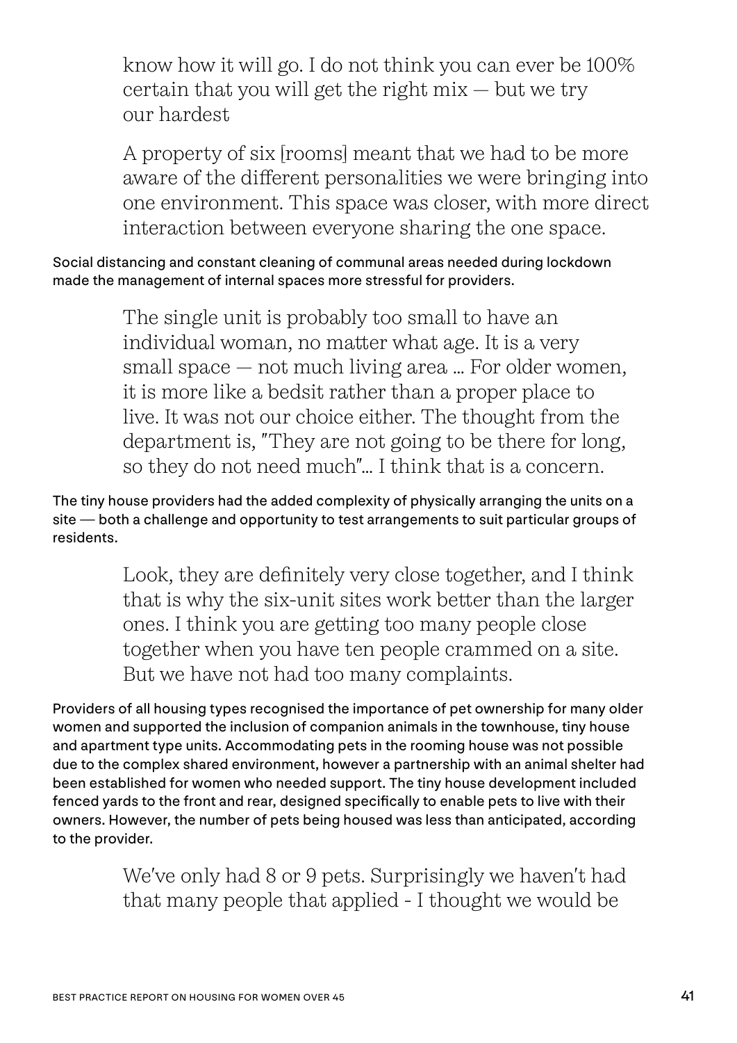> know how it will go. I do not think you can ever be 100% certain that you will get the right mix — but we try our hardest
>
> A property of six [rooms] meant that we had to be more aware of the different personalities we were bringing into one environment. This space was closer, with more direct interaction between everyone sharing the one space.

Social distancing and constant cleaning of communal areas needed during lockdown made the management of internal spaces more stressful for providers.

> The single unit is probably too small to have an individual woman, no matter what age. It is a very small space — not much living area ... For older women, it is more like a bedsit rather than a proper place to live. It was not our choice either. The thought from the department is, "They are not going to be there for long, so they do not need much"... I think that is a concern.

The tiny house providers had the added complexity of physically arranging the units on a site — both a challenge and opportunity to test arrangements to suit particular groups of residents.

> Look, they are definitely very close together, and I think that is why the six-unit sites work better than the larger ones. I think you are getting too many people close together when you have ten people crammed on a site. But we have not had too many complaints.

Providers of all housing types recognised the importance of pet ownership for many older women and supported the inclusion of companion animals in the townhouse, tiny house and apartment type units. Accommodating pets in the rooming house was not possible due to the complex shared environment, however a partnership with an animal shelter had been established for women who needed support. The tiny house development included fenced yards to the front and rear, designed specifically to enable pets to live with their owners. However, the number of pets being housed was less than anticipated, according to the provider.

> We've only had 8 or 9 pets. Surprisingly we haven't had that many people that applied - I thought we would be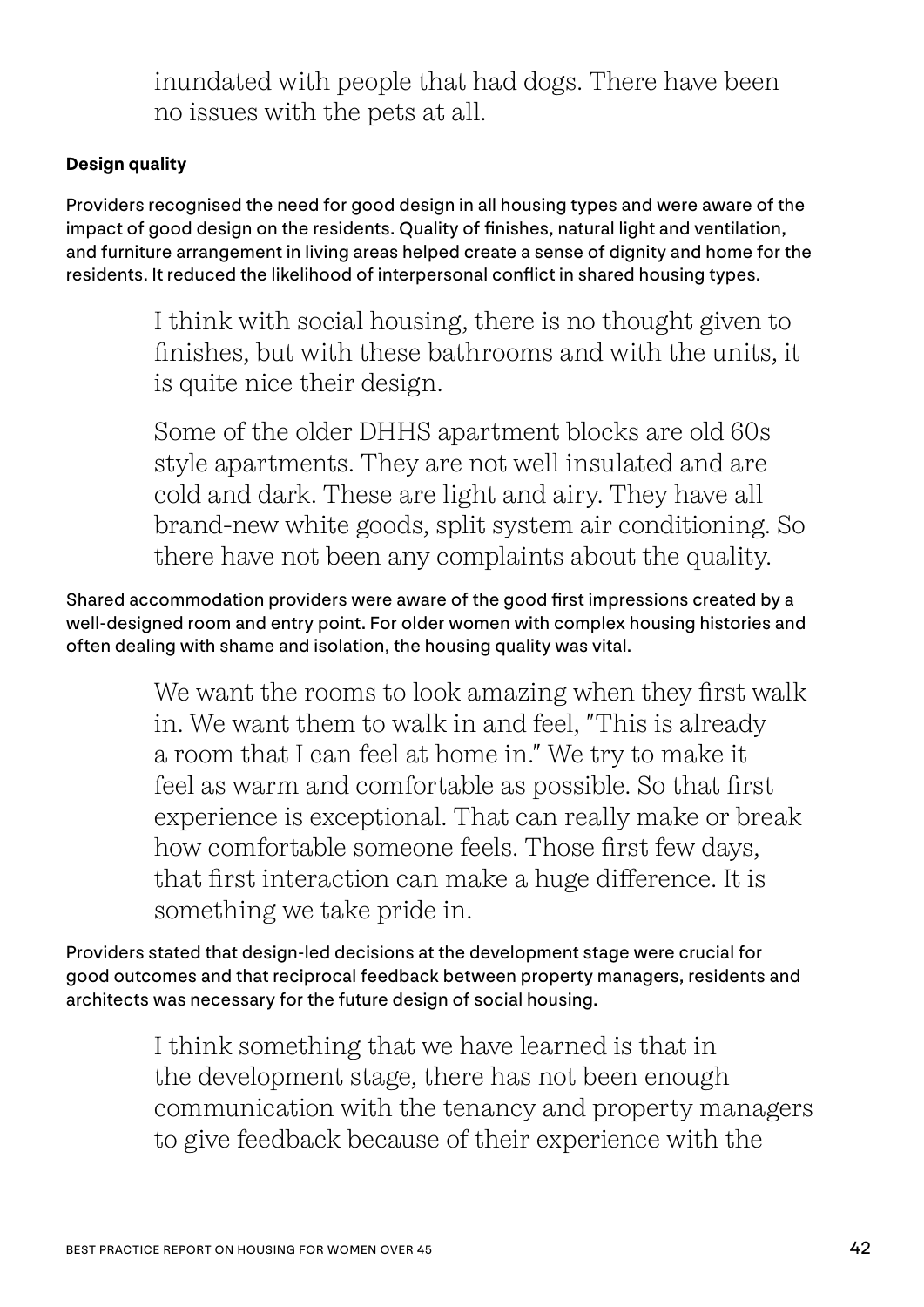> inundated with people that had dogs. There have been no issues with the pets at all.

**Design quality**

Providers recognised the need for good design in all housing types and were aware of the impact of good design on the residents. Quality of finishes, natural light and ventilation, and furniture arrangement in living areas helped create a sense of dignity and home for the residents. It reduced the likelihood of interpersonal conflict in shared housing types.

> I think with social housing, there is no thought given to finishes, but with these bathrooms and with the units, it is quite nice their design.
>
> Some of the older DHHS apartment blocks are old 60s style apartments. They are not well insulated and are cold and dark. These are light and airy. They have all brand-new white goods, split system air conditioning. So there have not been any complaints about the quality.

Shared accommodation providers were aware of the good first impressions created by a well-designed room and entry point. For older women with complex housing histories and often dealing with shame and isolation, the housing quality was vital.

> We want the rooms to look amazing when they first walk in. We want them to walk in and feel, "This is already a room that I can feel at home in." We try to make it feel as warm and comfortable as possible. So that first experience is exceptional. That can really make or break how comfortable someone feels. Those first few days, that first interaction can make a huge difference. It is something we take pride in.

Providers stated that design-led decisions at the development stage were crucial for good outcomes and that reciprocal feedback between property managers, residents and architects was necessary for the future design of social housing.

> I think something that we have learned is that in the development stage, there has not been enough communication with the tenancy and property managers to give feedback because of their experience with the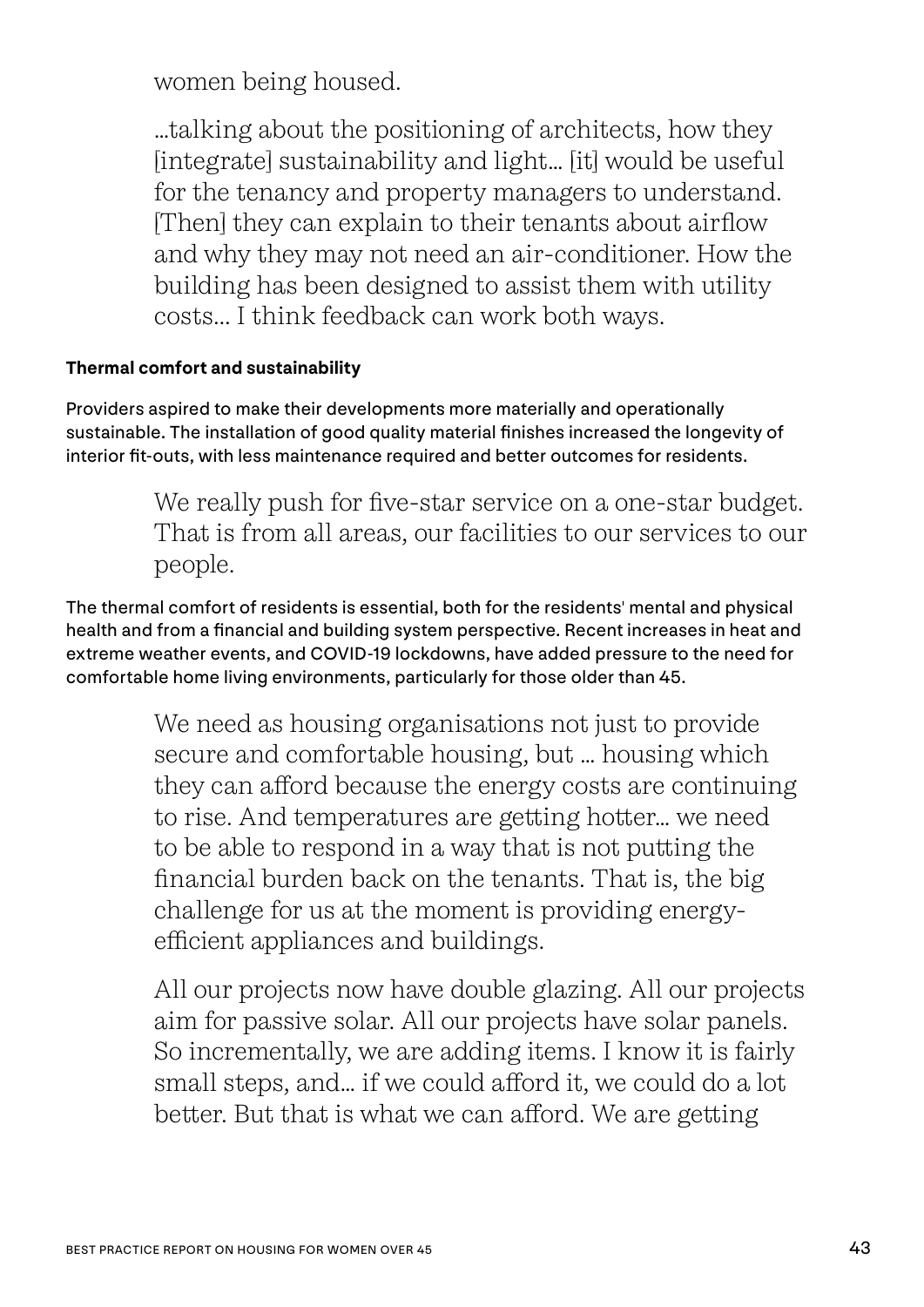women being housed.

> ...talking about the positioning of architects, how they [integrate] sustainability and light... [it] would be useful for the tenancy and property managers to understand. [Then] they can explain to their tenants about airflow and why they may not need an air-conditioner. How the building has been designed to assist them with utility costs... I think feedback can work both ways.

**Thermal comfort and sustainability**

Providers aspired to make their developments more materially and operationally sustainable. The installation of good quality material finishes increased the longevity of interior fit-outs, with less maintenance required and better outcomes for residents.

> We really push for five-star service on a one-star budget. That is from all areas, our facilities to our services to our people.

The thermal comfort of residents is essential, both for the residents' mental and physical health and from a financial and building system perspective. Recent increases in heat and extreme weather events, and COVID-19 lockdowns, have added pressure to the need for comfortable home living environments, particularly for those older than 45.

> We need as housing organisations not just to provide secure and comfortable housing, but ... housing which they can afford because the energy costs are continuing to rise. And temperatures are getting hotter... we need to be able to respond in a way that is not putting the financial burden back on the tenants. That is, the big challenge for us at the moment is providing energy-efficient appliances and buildings.
>
> All our projects now have double glazing. All our projects aim for passive solar. All our projects have solar panels. So incrementally, we are adding items. I know it is fairly small steps, and... if we could afford it, we could do a lot better. But that is what we can afford. We are getting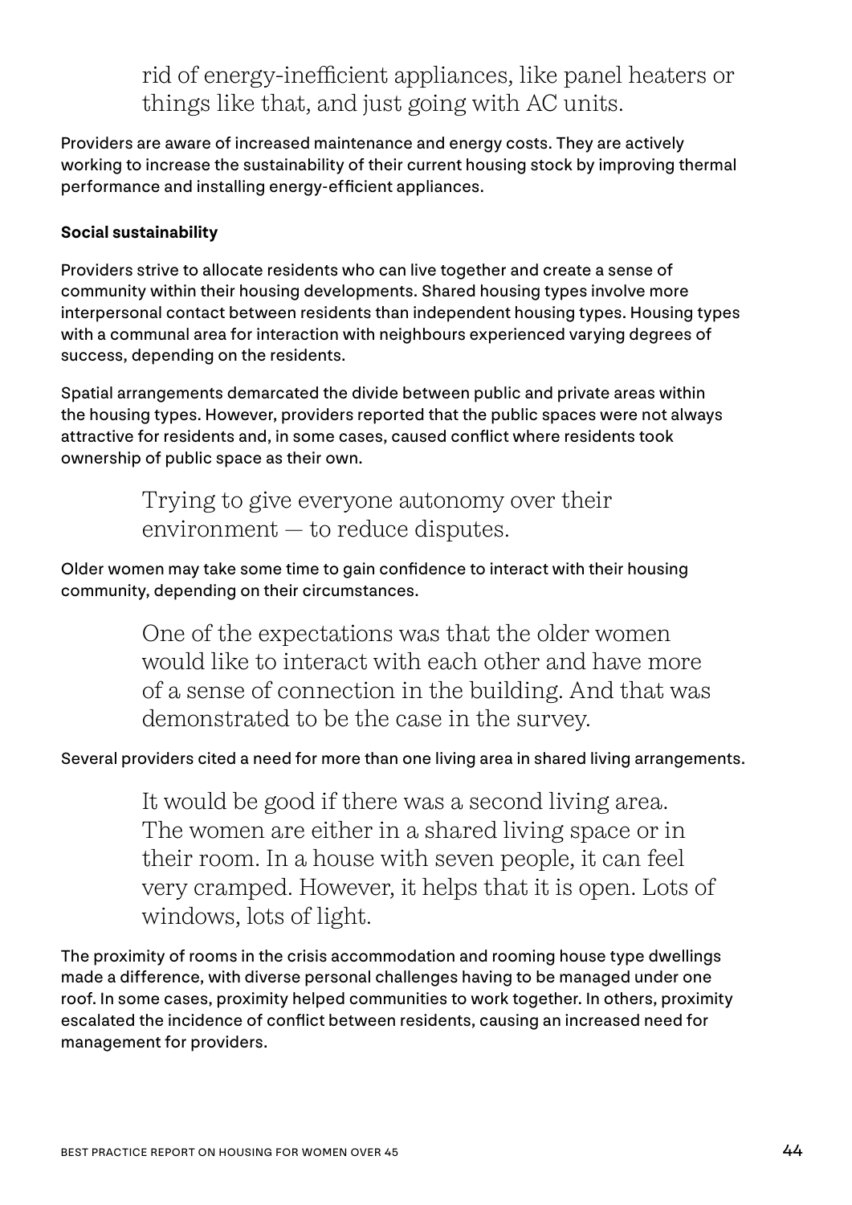> rid of energy-inefficient appliances, like panel heaters or things like that, and just going with AC units.

Providers are aware of increased maintenance and energy costs. They are actively working to increase the sustainability of their current housing stock by improving thermal performance and installing energy-efficient appliances.

**Social sustainability**

Providers strive to allocate residents who can live together and create a sense of community within their housing developments. Shared housing types involve more interpersonal contact between residents than independent housing types. Housing types with a communal area for interaction with neighbours experienced varying degrees of success, depending on the residents.

Spatial arrangements demarcated the divide between public and private areas within the housing types. However, providers reported that the public spaces were not always attractive for residents and, in some cases, caused conflict where residents took ownership of public space as their own.

> Trying to give everyone autonomy over their environment — to reduce disputes.

Older women may take some time to gain confidence to interact with their housing community, depending on their circumstances.

> One of the expectations was that the older women would like to interact with each other and have more of a sense of connection in the building. And that was demonstrated to be the case in the survey.

Several providers cited a need for more than one living area in shared living arrangements.

> It would be good if there was a second living area. The women are either in a shared living space or in their room. In a house with seven people, it can feel very cramped. However, it helps that it is open. Lots of windows, lots of light.

The proximity of rooms in the crisis accommodation and rooming house type dwellings made a difference, with diverse personal challenges having to be managed under one roof. In some cases, proximity helped communities to work together. In others, proximity escalated the incidence of conflict between residents, causing an increased need for management for providers.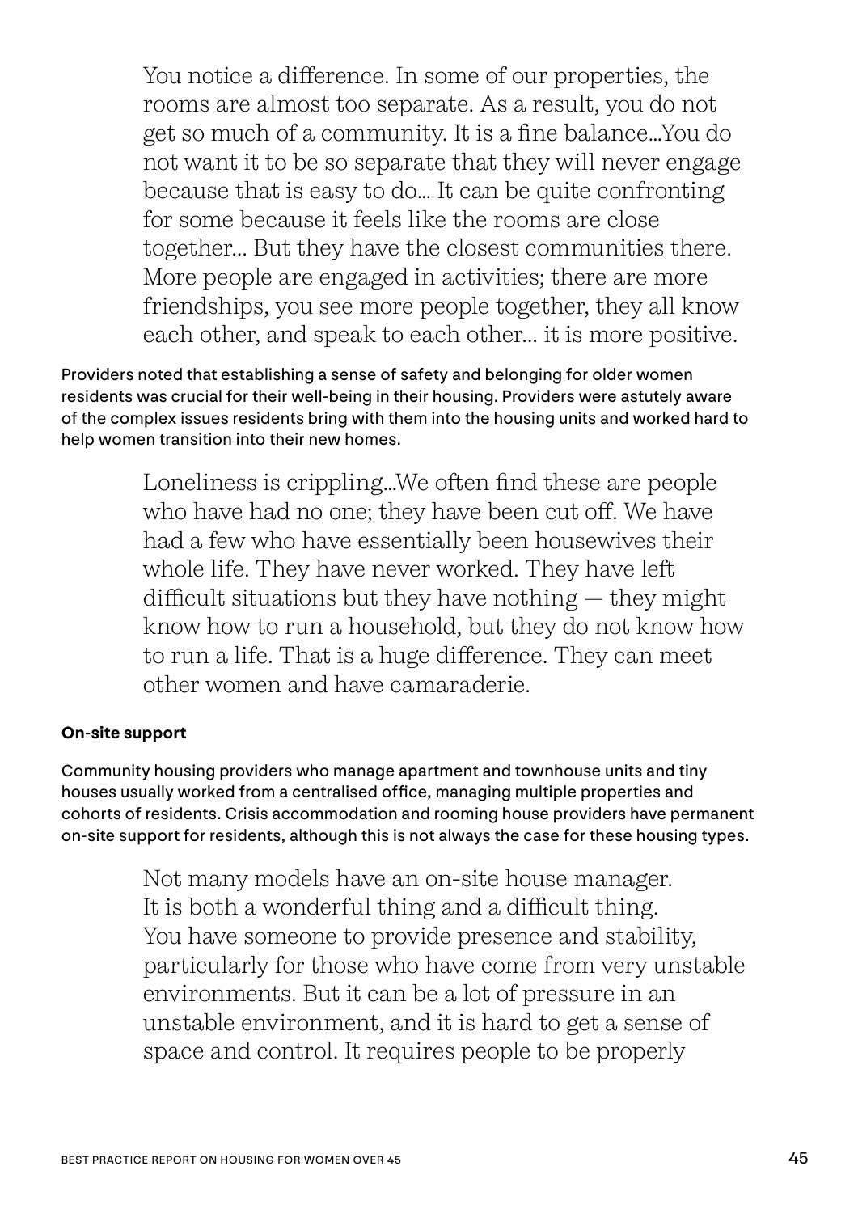> You notice a difference. In some of our properties, the rooms are almost too separate. As a result, you do not get so much of a community. It is a fine balance...You do not want it to be so separate that they will never engage because that is easy to do... It can be quite confronting for some because it feels like the rooms are close together... But they have the closest communities there. More people are engaged in activities; there are more friendships, you see more people together, they all know each other, and speak to each other... it is more positive.

Providers noted that establishing a sense of safety and belonging for older women residents was crucial for their well-being in their housing. Providers were astutely aware of the complex issues residents bring with them into the housing units and worked hard to help women transition into their new homes.

> Loneliness is crippling...We often find these are people who have had no one; they have been cut off. We have had a few who have essentially been housewives their whole life. They have never worked. They have left difficult situations but they have nothing — they might know how to run a household, but they do not know how to run a life. That is a huge difference. They can meet other women and have camaraderie.

**On-site support**

Community housing providers who manage apartment and townhouse units and tiny houses usually worked from a centralised office, managing multiple properties and cohorts of residents. Crisis accommodation and rooming house providers have permanent on-site support for residents, although this is not always the case for these housing types.

> Not many models have an on-site house manager. It is both a wonderful thing and a difficult thing. You have someone to provide presence and stability, particularly for those who have come from very unstable environments. But it can be a lot of pressure in an unstable environment, and it is hard to get a sense of space and control. It requires people to be properly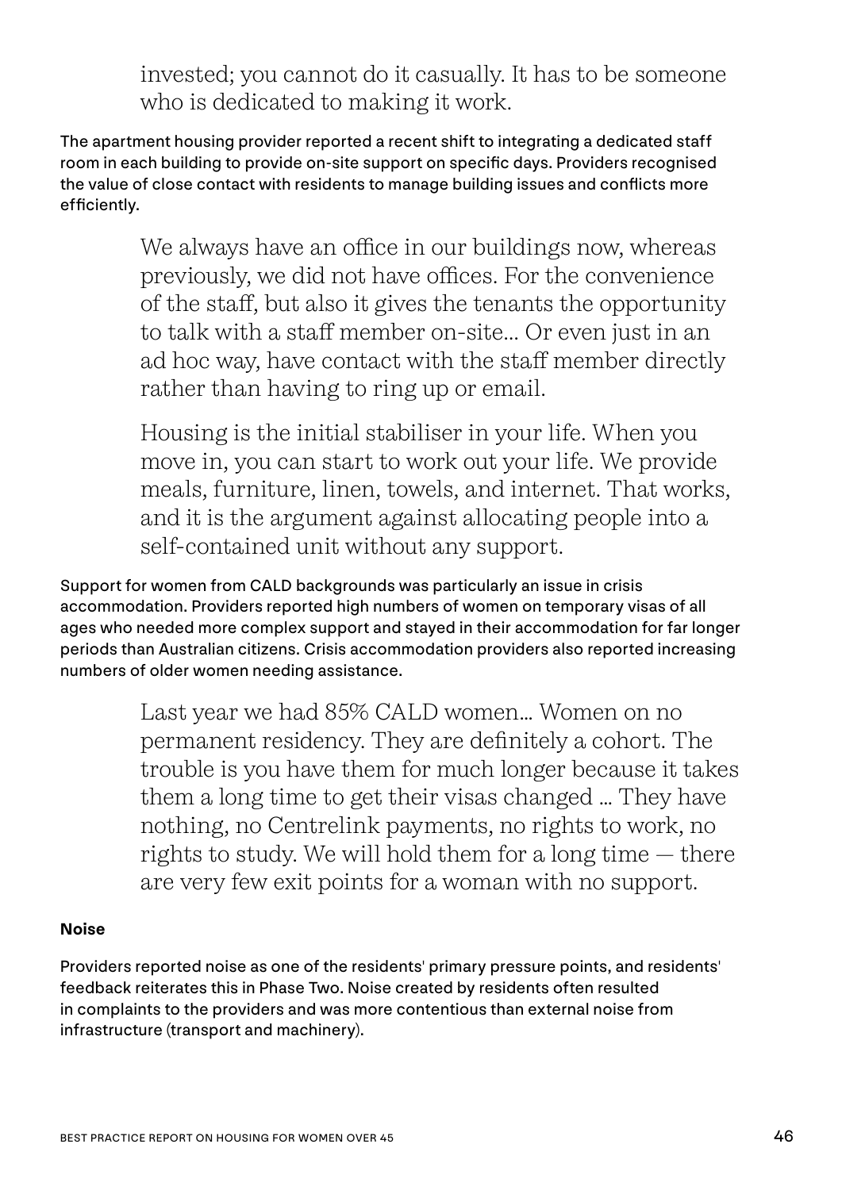> invested; you cannot do it casually. It has to be someone who is dedicated to making it work.

The apartment housing provider reported a recent shift to integrating a dedicated staff room in each building to provide on-site support on specific days. Providers recognised the value of close contact with residents to manage building issues and conflicts more efficiently.

> We always have an office in our buildings now, whereas previously, we did not have offices. For the convenience of the staff, but also it gives the tenants the opportunity to talk with a staff member on-site... Or even just in an ad hoc way, have contact with the staff member directly rather than having to ring up or email.

> Housing is the initial stabiliser in your life. When you move in, you can start to work out your life. We provide meals, furniture, linen, towels, and internet. That works, and it is the argument against allocating people into a self-contained unit without any support.

Support for women from CALD backgrounds was particularly an issue in crisis accommodation. Providers reported high numbers of women on temporary visas of all ages who needed more complex support and stayed in their accommodation for far longer periods than Australian citizens. Crisis accommodation providers also reported increasing numbers of older women needing assistance.

> Last year we had 85% CALD women... Women on no permanent residency. They are definitely a cohort. The trouble is you have them for much longer because it takes them a long time to get their visas changed ... They have nothing, no Centrelink payments, no rights to work, no rights to study. We will hold them for a long time — there are very few exit points for a woman with no support.

**Noise**

Providers reported noise as one of the residents' primary pressure points, and residents' feedback reiterates this in Phase Two. Noise created by residents often resulted in complaints to the providers and was more contentious than external noise from infrastructure (transport and machinery).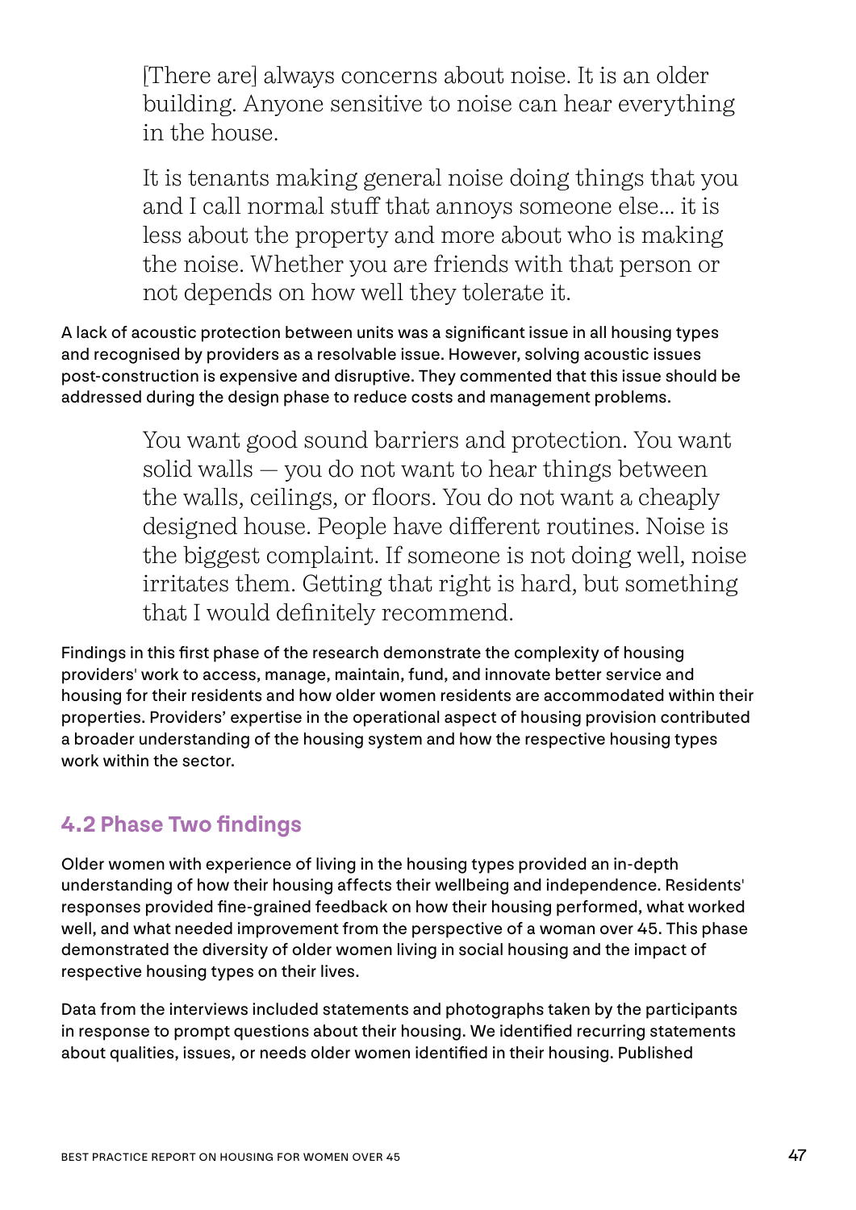> [There are] always concerns about noise. It is an older building. Anyone sensitive to noise can hear everything in the house.

> It is tenants making general noise doing things that you and I call normal stuff that annoys someone else... it is less about the property and more about who is making the noise. Whether you are friends with that person or not depends on how well they tolerate it.

A lack of acoustic protection between units was a significant issue in all housing types and recognised by providers as a resolvable issue. However, solving acoustic issues post-construction is expensive and disruptive. They commented that this issue should be addressed during the design phase to reduce costs and management problems.

> You want good sound barriers and protection. You want solid walls — you do not want to hear things between the walls, ceilings, or floors. You do not want a cheaply designed house. People have different routines. Noise is the biggest complaint. If someone is not doing well, noise irritates them. Getting that right is hard, but something that I would definitely recommend.

Findings in this first phase of the research demonstrate the complexity of housing providers' work to access, manage, maintain, fund, and innovate better service and housing for their residents and how older women residents are accommodated within their properties. Providers' expertise in the operational aspect of housing provision contributed a broader understanding of the housing system and how the respective housing types work within the sector.

## 4.2 Phase Two findings

Older women with experience of living in the housing types provided an in-depth understanding of how their housing affects their wellbeing and independence. Residents' responses provided fine-grained feedback on how their housing performed, what worked well, and what needed improvement from the perspective of a woman over 45. This phase demonstrated the diversity of older women living in social housing and the impact of respective housing types on their lives.

Data from the interviews included statements and photographs taken by the participants in response to prompt questions about their housing. We identified recurring statements about qualities, issues, or needs older women identified in their housing. Published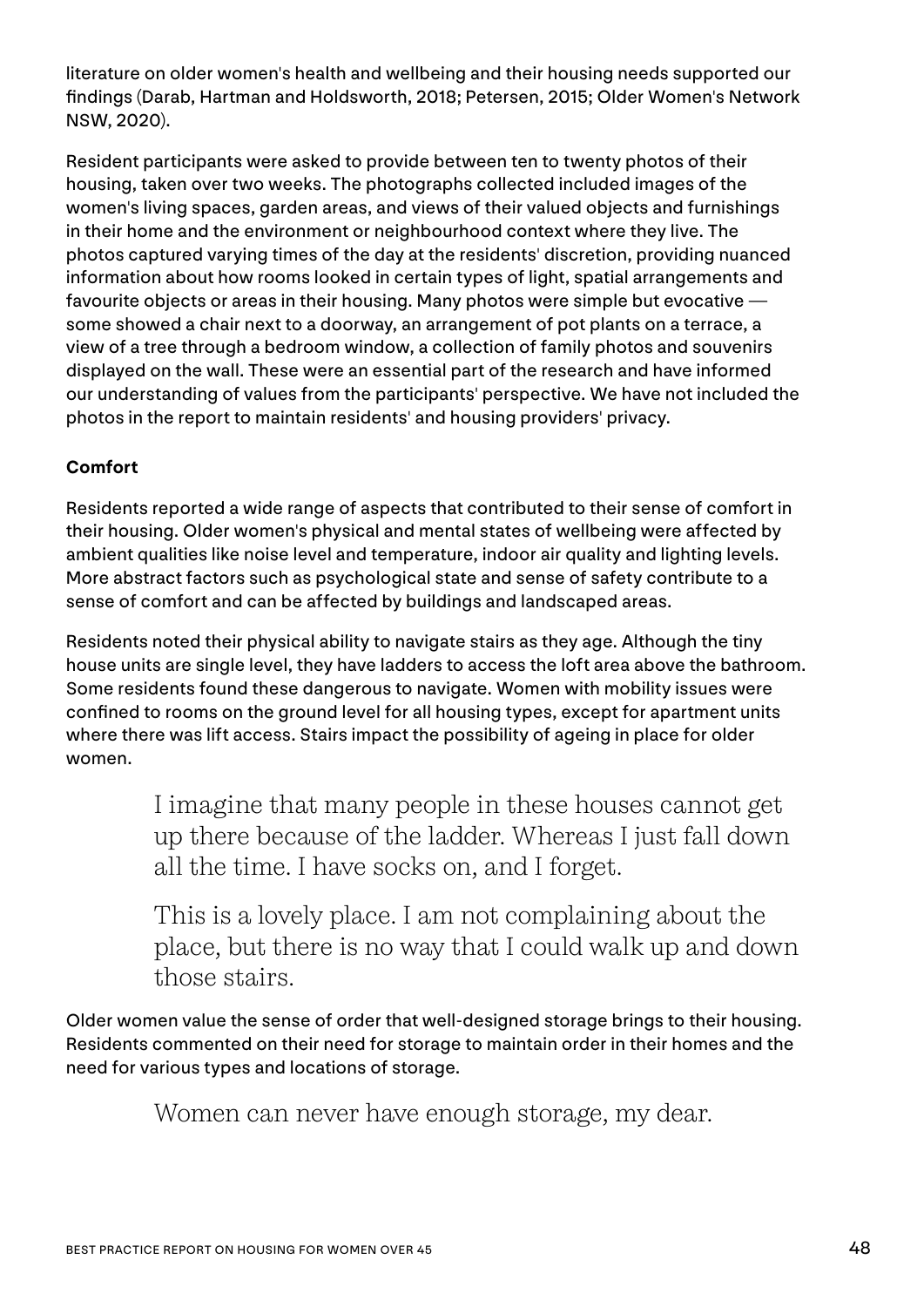literature on older women's health and wellbeing and their housing needs supported our findings (Darab, Hartman and Holdsworth, 2018; Petersen, 2015; Older Women's Network NSW, 2020).

Resident participants were asked to provide between ten to twenty photos of their housing, taken over two weeks. The photographs collected included images of the women's living spaces, garden areas, and views of their valued objects and furnishings in their home and the environment or neighbourhood context where they live. The photos captured varying times of the day at the residents' discretion, providing nuanced information about how rooms looked in certain types of light, spatial arrangements and favourite objects or areas in their housing. Many photos were simple but evocative — some showed a chair next to a doorway, an arrangement of pot plants on a terrace, a view of a tree through a bedroom window, a collection of family photos and souvenirs displayed on the wall. These were an essential part of the research and have informed our understanding of values from the participants' perspective. We have not included the photos in the report to maintain residents' and housing providers' privacy.

**Comfort**

Residents reported a wide range of aspects that contributed to their sense of comfort in their housing. Older women's physical and mental states of wellbeing were affected by ambient qualities like noise level and temperature, indoor air quality and lighting levels. More abstract factors such as psychological state and sense of safety contribute to a sense of comfort and can be affected by buildings and landscaped areas.

Residents noted their physical ability to navigate stairs as they age. Although the tiny house units are single level, they have ladders to access the loft area above the bathroom. Some residents found these dangerous to navigate. Women with mobility issues were confined to rooms on the ground level for all housing types, except for apartment units where there was lift access. Stairs impact the possibility of ageing in place for older women.

> I imagine that many people in these houses cannot get up there because of the ladder. Whereas I just fall down all the time. I have socks on, and I forget.

> This is a lovely place. I am not complaining about the place, but there is no way that I could walk up and down those stairs.

Older women value the sense of order that well-designed storage brings to their housing. Residents commented on their need for storage to maintain order in their homes and the need for various types and locations of storage.

> Women can never have enough storage, my dear.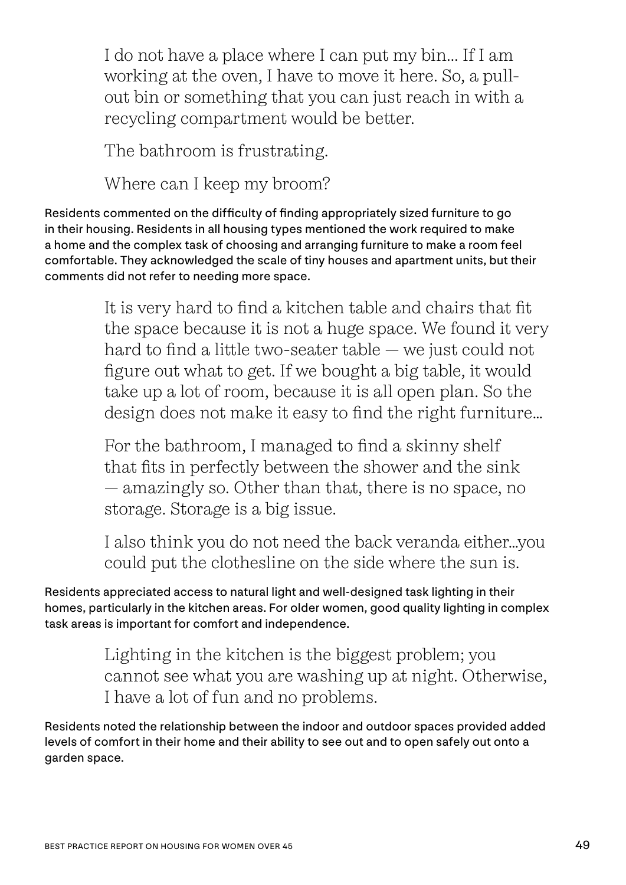> I do not have a place where I can put my bin... If I am working at the oven, I have to move it here. So, a pull-out bin or something that you can just reach in with a recycling compartment would be better.
>
> The bathroom is frustrating.
>
> Where can I keep my broom?

Residents commented on the difficulty of finding appropriately sized furniture to go in their housing. Residents in all housing types mentioned the work required to make a home and the complex task of choosing and arranging furniture to make a room feel comfortable. They acknowledged the scale of tiny houses and apartment units, but their comments did not refer to needing more space.

> It is very hard to find a kitchen table and chairs that fit the space because it is not a huge space. We found it very hard to find a little two-seater table — we just could not figure out what to get. If we bought a big table, it would take up a lot of room, because it is all open plan. So the design does not make it easy to find the right furniture...
>
> For the bathroom, I managed to find a skinny shelf that fits in perfectly between the shower and the sink — amazingly so. Other than that, there is no space, no storage. Storage is a big issue.
>
> I also think you do not need the back veranda either...you could put the clothesline on the side where the sun is.

Residents appreciated access to natural light and well-designed task lighting in their homes, particularly in the kitchen areas. For older women, good quality lighting in complex task areas is important for comfort and independence.

> Lighting in the kitchen is the biggest problem; you cannot see what you are washing up at night. Otherwise, I have a lot of fun and no problems.

Residents noted the relationship between the indoor and outdoor spaces provided added levels of comfort in their home and their ability to see out and to open safely out onto a garden space.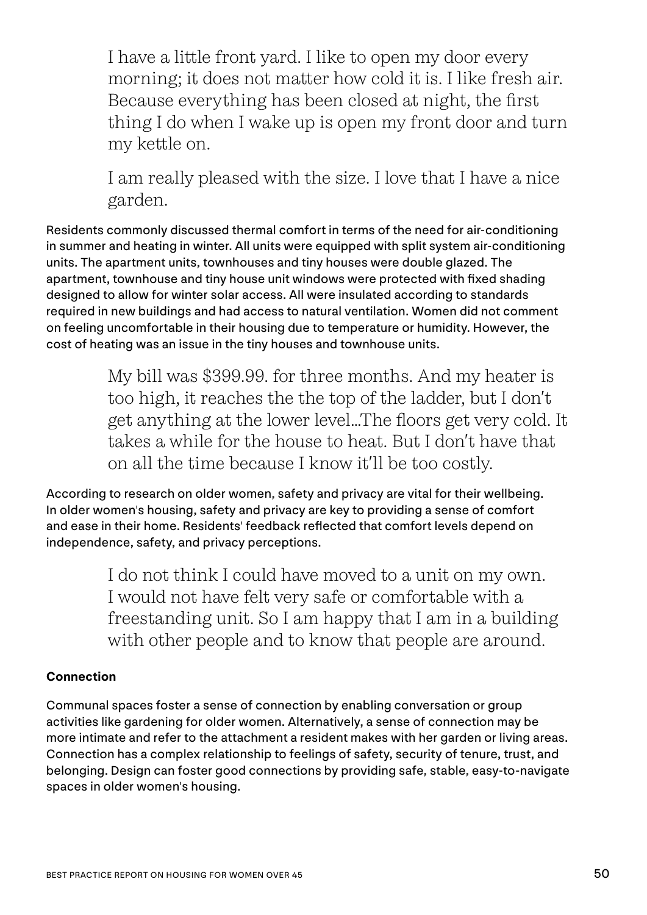> I have a little front yard. I like to open my door every morning; it does not matter how cold it is. I like fresh air. Because everything has been closed at night, the first thing I do when I wake up is open my front door and turn my kettle on.
>
> I am really pleased with the size. I love that I have a nice garden.

Residents commonly discussed thermal comfort in terms of the need for air-conditioning in summer and heating in winter. All units were equipped with split system air-conditioning units. The apartment units, townhouses and tiny houses were double glazed. The apartment, townhouse and tiny house unit windows were protected with fixed shading designed to allow for winter solar access. All were insulated according to standards required in new buildings and had access to natural ventilation. Women did not comment on feeling uncomfortable in their housing due to temperature or humidity. However, the cost of heating was an issue in the tiny houses and townhouse units.

> My bill was $399.99. for three months. And my heater is too high, it reaches the the top of the ladder, but I don't get anything at the lower level...The floors get very cold. It takes a while for the house to heat. But I don't have that on all the time because I know it'll be too costly.

According to research on older women, safety and privacy are vital for their wellbeing. In older women's housing, safety and privacy are key to providing a sense of comfort and ease in their home. Residents' feedback reflected that comfort levels depend on independence, safety, and privacy perceptions.

> I do not think I could have moved to a unit on my own. I would not have felt very safe or comfortable with a freestanding unit. So I am happy that I am in a building with other people and to know that people are around.

**Connection**

Communal spaces foster a sense of connection by enabling conversation or group activities like gardening for older women. Alternatively, a sense of connection may be more intimate and refer to the attachment a resident makes with her garden or living areas. Connection has a complex relationship to feelings of safety, security of tenure, trust, and belonging. Design can foster good connections by providing safe, stable, easy-to-navigate spaces in older women's housing.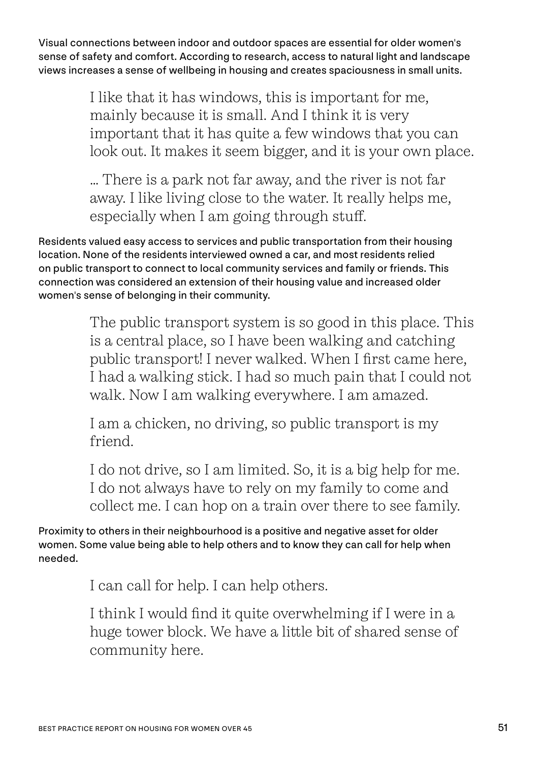Visual connections between indoor and outdoor spaces are essential for older women's sense of safety and comfort. According to research, access to natural light and landscape views increases a sense of wellbeing in housing and creates spaciousness in small units.

> I like that it has windows, this is important for me, mainly because it is small. And I think it is very important that it has quite a few windows that you can look out. It makes it seem bigger, and it is your own place.
>
> … There is a park not far away, and the river is not far away. I like living close to the water. It really helps me, especially when I am going through stuff.

Residents valued easy access to services and public transportation from their housing location. None of the residents interviewed owned a car, and most residents relied on public transport to connect to local community services and family or friends. This connection was considered an extension of their housing value and increased older women's sense of belonging in their community.

> The public transport system is so good in this place. This is a central place, so I have been walking and catching public transport! I never walked. When I first came here, I had a walking stick. I had so much pain that I could not walk. Now I am walking everywhere. I am amazed.
>
> I am a chicken, no driving, so public transport is my friend.
>
> I do not drive, so I am limited. So, it is a big help for me. I do not always have to rely on my family to come and collect me. I can hop on a train over there to see family.

Proximity to others in their neighbourhood is a positive and negative asset for older women. Some value being able to help others and to know they can call for help when needed.

> I can call for help. I can help others.
>
> I think I would find it quite overwhelming if I were in a huge tower block. We have a little bit of shared sense of community here.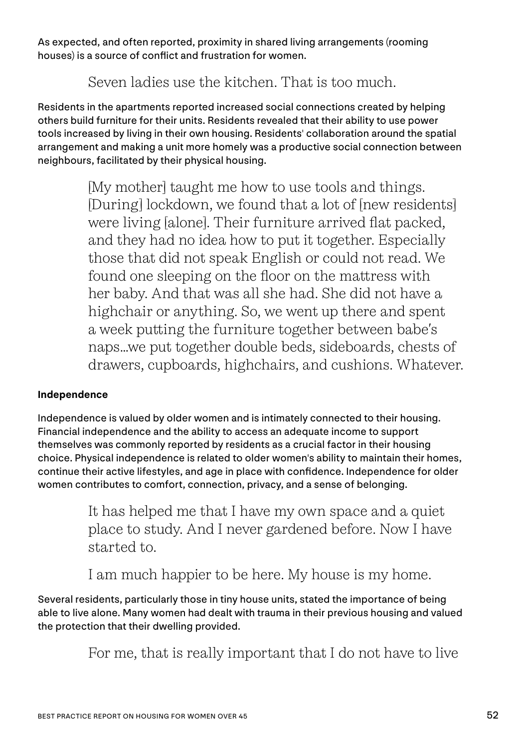As expected, and often reported, proximity in shared living arrangements (rooming houses) is a source of conflict and frustration for women.

> Seven ladies use the kitchen. That is too much.

Residents in the apartments reported increased social connections created by helping others build furniture for their units. Residents revealed that their ability to use power tools increased by living in their own housing. Residents' collaboration around the spatial arrangement and making a unit more homely was a productive social connection between neighbours, facilitated by their physical housing.

> [My mother] taught me how to use tools and things. [During] lockdown, we found that a lot of [new residents] were living [alone]. Their furniture arrived flat packed, and they had no idea how to put it together. Especially those that did not speak English or could not read. We found one sleeping on the floor on the mattress with her baby. And that was all she had. She did not have a highchair or anything. So, we went up there and spent a week putting the furniture together between babe's naps...we put together double beds, sideboards, chests of drawers, cupboards, highchairs, and cushions. Whatever.

**Independence**

Independence is valued by older women and is intimately connected to their housing. Financial independence and the ability to access an adequate income to support themselves was commonly reported by residents as a crucial factor in their housing choice. Physical independence is related to older women's ability to maintain their homes, continue their active lifestyles, and age in place with confidence. Independence for older women contributes to comfort, connection, privacy, and a sense of belonging.

> It has helped me that I have my own space and a quiet place to study. And I never gardened before. Now I have started to.

> I am much happier to be here. My house is my home.

Several residents, particularly those in tiny house units, stated the importance of being able to live alone. Many women had dealt with trauma in their previous housing and valued the protection that their dwelling provided.

> For me, that is really important that I do not have to live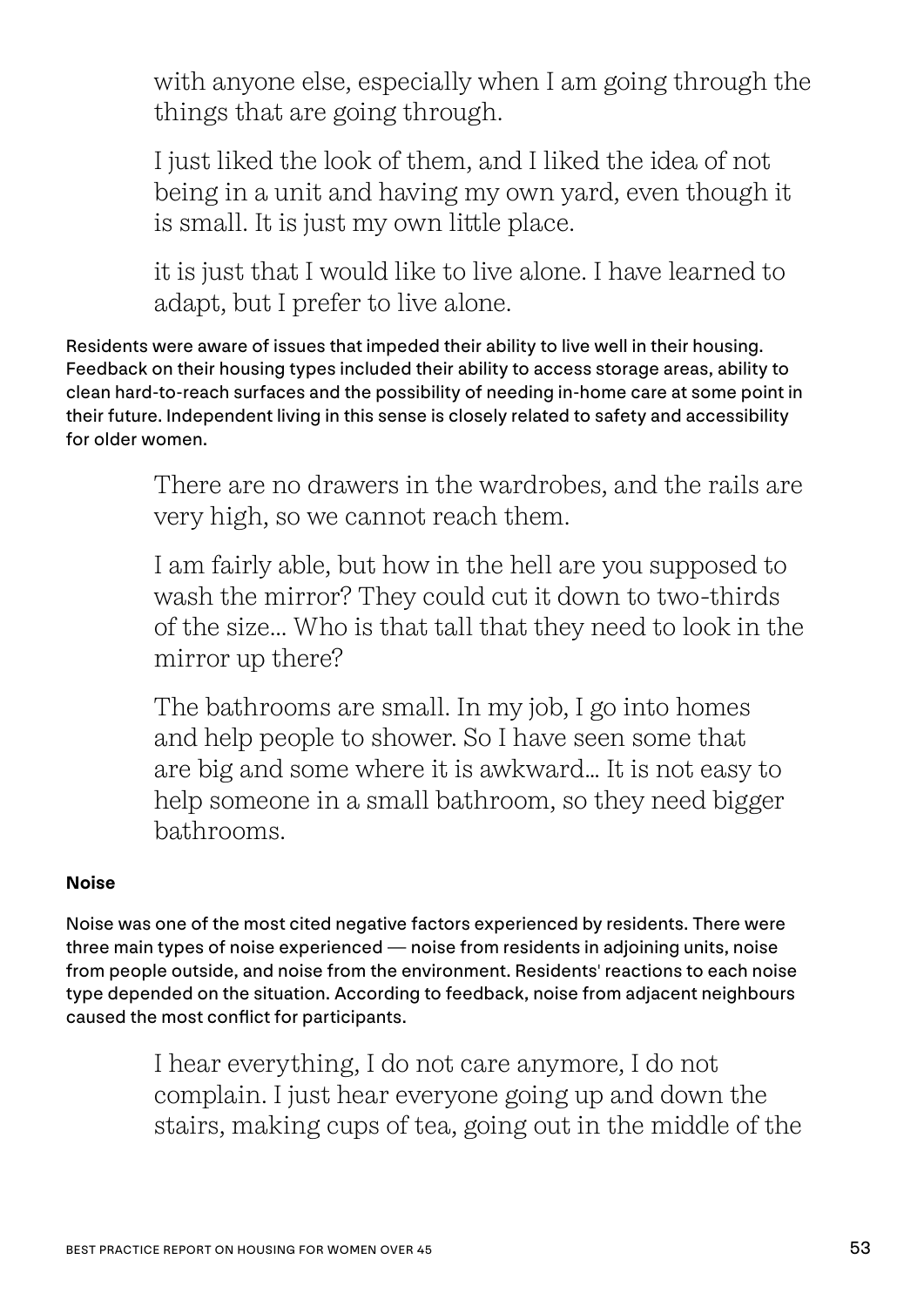> with anyone else, especially when I am going through the things that are going through.

> I just liked the look of them, and I liked the idea of not being in a unit and having my own yard, even though it is small. It is just my own little place.

> it is just that I would like to live alone. I have learned to adapt, but I prefer to live alone.

Residents were aware of issues that impeded their ability to live well in their housing. Feedback on their housing types included their ability to access storage areas, ability to clean hard-to-reach surfaces and the possibility of needing in-home care at some point in their future. Independent living in this sense is closely related to safety and accessibility for older women.

> There are no drawers in the wardrobes, and the rails are very high, so we cannot reach them.

> I am fairly able, but how in the hell are you supposed to wash the mirror? They could cut it down to two-thirds of the size... Who is that tall that they need to look in the mirror up there?

> The bathrooms are small. In my job, I go into homes and help people to shower. So I have seen some that are big and some where it is awkward... It is not easy to help someone in a small bathroom, so they need bigger bathrooms.

**Noise**

Noise was one of the most cited negative factors experienced by residents. There were three main types of noise experienced — noise from residents in adjoining units, noise from people outside, and noise from the environment. Residents' reactions to each noise type depended on the situation. According to feedback, noise from adjacent neighbours caused the most conflict for participants.

> I hear everything, I do not care anymore, I do not complain. I just hear everyone going up and down the stairs, making cups of tea, going out in the middle of the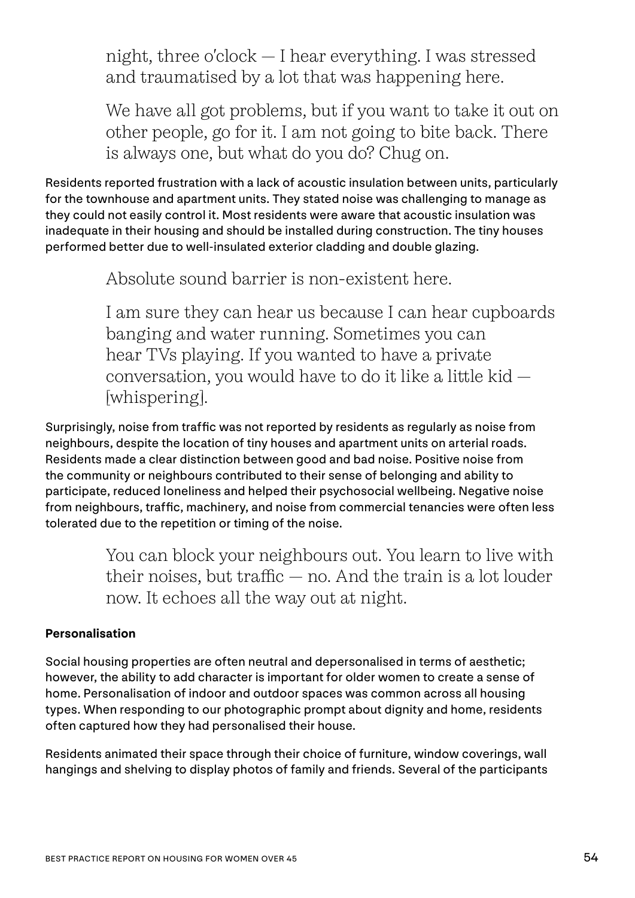> night, three o'clock — I hear everything. I was stressed and traumatised by a lot that was happening here.
>
> We have all got problems, but if you want to take it out on other people, go for it. I am not going to bite back. There is always one, but what do you do? Chug on.

Residents reported frustration with a lack of acoustic insulation between units, particularly for the townhouse and apartment units. They stated noise was challenging to manage as they could not easily control it. Most residents were aware that acoustic insulation was inadequate in their housing and should be installed during construction. The tiny houses performed better due to well-insulated exterior cladding and double glazing.

> Absolute sound barrier is non-existent here.
>
> I am sure they can hear us because I can hear cupboards banging and water running. Sometimes you can hear TVs playing. If you wanted to have a private conversation, you would have to do it like a little kid — [whispering].

Surprisingly, noise from traffic was not reported by residents as regularly as noise from neighbours, despite the location of tiny houses and apartment units on arterial roads. Residents made a clear distinction between good and bad noise. Positive noise from the community or neighbours contributed to their sense of belonging and ability to participate, reduced loneliness and helped their psychosocial wellbeing. Negative noise from neighbours, traffic, machinery, and noise from commercial tenancies were often less tolerated due to the repetition or timing of the noise.

> You can block your neighbours out. You learn to live with their noises, but traffic — no. And the train is a lot louder now. It echoes all the way out at night.

**Personalisation**

Social housing properties are often neutral and depersonalised in terms of aesthetic; however, the ability to add character is important for older women to create a sense of home. Personalisation of indoor and outdoor spaces was common across all housing types. When responding to our photographic prompt about dignity and home, residents often captured how they had personalised their house.

Residents animated their space through their choice of furniture, window coverings, wall hangings and shelving to display photos of family and friends. Several of the participants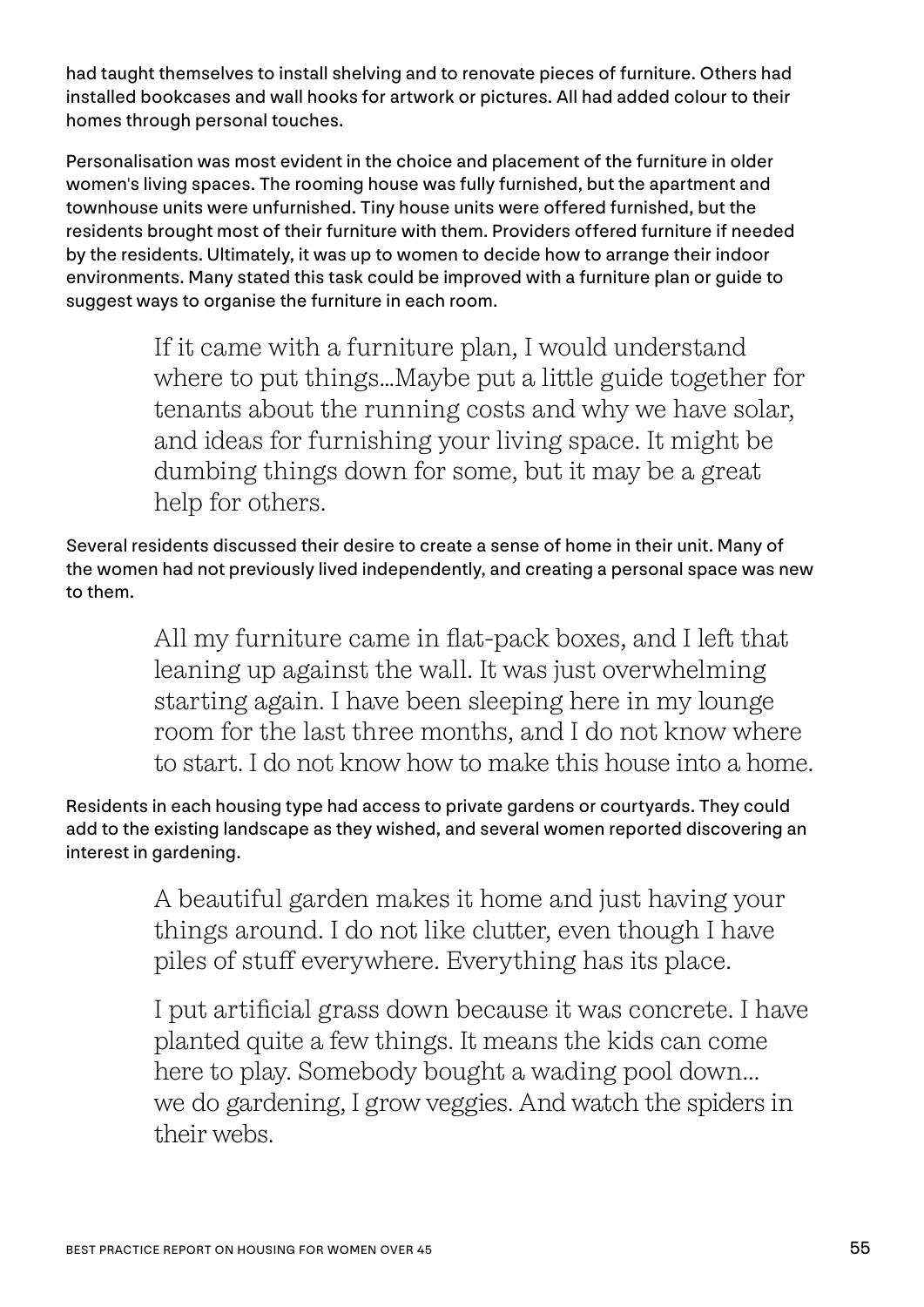had taught themselves to install shelving and to renovate pieces of furniture. Others had installed bookcases and wall hooks for artwork or pictures. All had added colour to their homes through personal touches.

Personalisation was most evident in the choice and placement of the furniture in older women's living spaces. The rooming house was fully furnished, but the apartment and townhouse units were unfurnished. Tiny house units were offered furnished, but the residents brought most of their furniture with them. Providers offered furniture if needed by the residents. Ultimately, it was up to women to decide how to arrange their indoor environments. Many stated this task could be improved with a furniture plan or guide to suggest ways to organise the furniture in each room.

> If it came with a furniture plan, I would understand where to put things…Maybe put a little guide together for tenants about the running costs and why we have solar, and ideas for furnishing your living space. It might be dumbing things down for some, but it may be a great help for others.

Several residents discussed their desire to create a sense of home in their unit. Many of the women had not previously lived independently, and creating a personal space was new to them.

> All my furniture came in flat-pack boxes, and I left that leaning up against the wall. It was just overwhelming starting again. I have been sleeping here in my lounge room for the last three months, and I do not know where to start. I do not know how to make this house into a home.

Residents in each housing type had access to private gardens or courtyards. They could add to the existing landscape as they wished, and several women reported discovering an interest in gardening.

> A beautiful garden makes it home and just having your things around. I do not like clutter, even though I have piles of stuff everywhere. Everything has its place.

> I put artificial grass down because it was concrete. I have planted quite a few things. It means the kids can come here to play. Somebody bought a wading pool down… we do gardening, I grow veggies. And watch the spiders in their webs.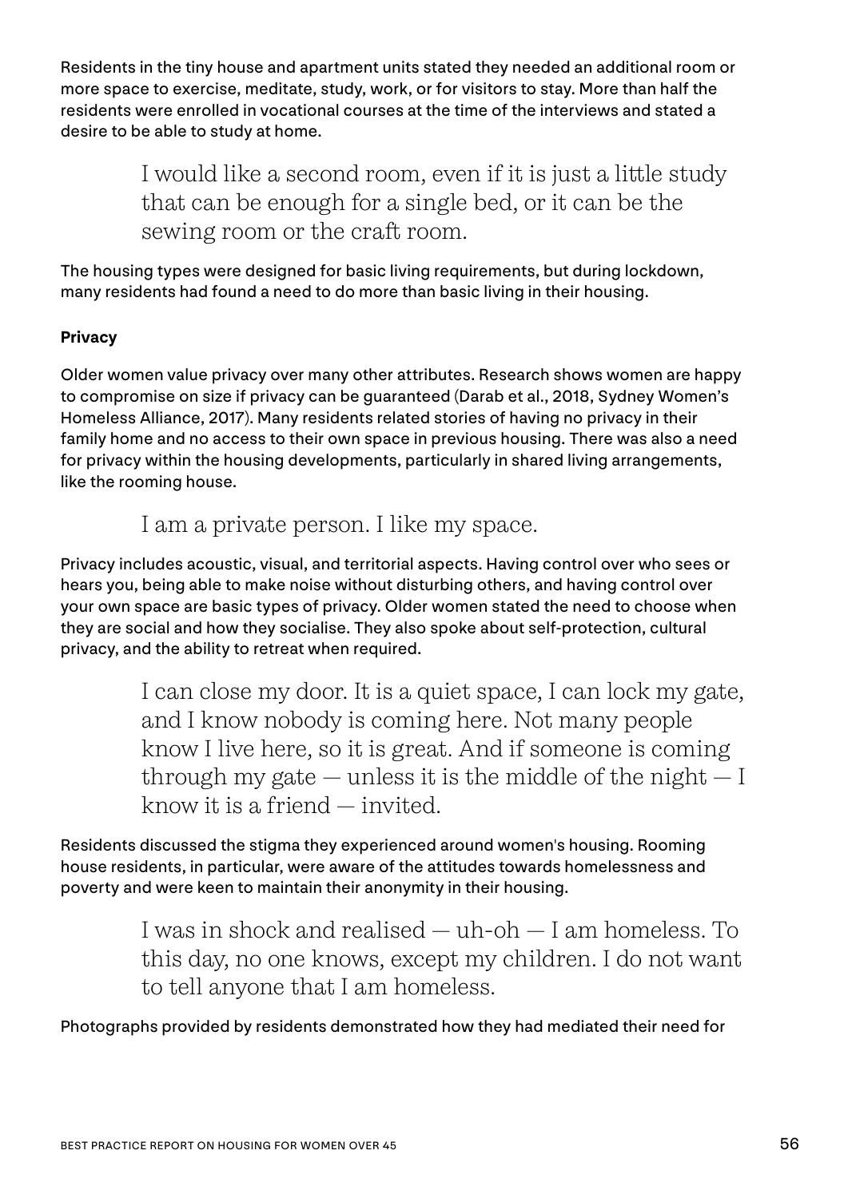Residents in the tiny house and apartment units stated they needed an additional room or more space to exercise, meditate, study, work, or for visitors to stay. More than half the residents were enrolled in vocational courses at the time of the interviews and stated a desire to be able to study at home.

> I would like a second room, even if it is just a little study that can be enough for a single bed, or it can be the sewing room or the craft room.

The housing types were designed for basic living requirements, but during lockdown, many residents had found a need to do more than basic living in their housing.

**Privacy**

Older women value privacy over many other attributes. Research shows women are happy to compromise on size if privacy can be guaranteed (Darab et al., 2018, Sydney Women's Homeless Alliance, 2017). Many residents related stories of having no privacy in their family home and no access to their own space in previous housing. There was also a need for privacy within the housing developments, particularly in shared living arrangements, like the rooming house.

> I am a private person. I like my space.

Privacy includes acoustic, visual, and territorial aspects. Having control over who sees or hears you, being able to make noise without disturbing others, and having control over your own space are basic types of privacy. Older women stated the need to choose when they are social and how they socialise. They also spoke about self-protection, cultural privacy, and the ability to retreat when required.

> I can close my door. It is a quiet space, I can lock my gate, and I know nobody is coming here. Not many people know I live here, so it is great. And if someone is coming through my gate — unless it is the middle of the night — I know it is a friend — invited.

Residents discussed the stigma they experienced around women's housing. Rooming house residents, in particular, were aware of the attitudes towards homelessness and poverty and were keen to maintain their anonymity in their housing.

> I was in shock and realised — uh-oh — I am homeless. To this day, no one knows, except my children. I do not want to tell anyone that I am homeless.

Photographs provided by residents demonstrated how they had mediated their need for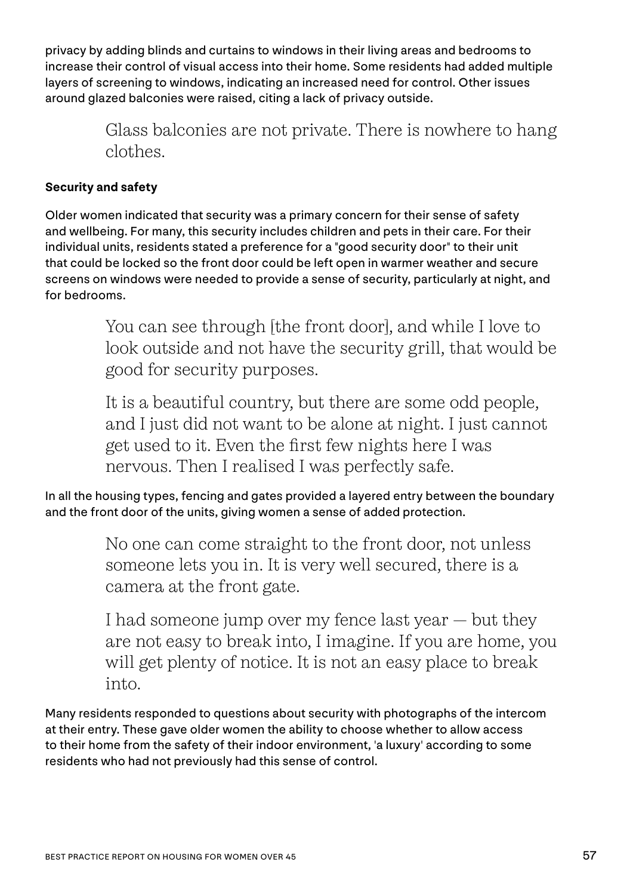privacy by adding blinds and curtains to windows in their living areas and bedrooms to increase their control of visual access into their home. Some residents had added multiple layers of screening to windows, indicating an increased need for control. Other issues around glazed balconies were raised, citing a lack of privacy outside.

> Glass balconies are not private. There is nowhere to hang clothes.

**Security and safety**

Older women indicated that security was a primary concern for their sense of safety and wellbeing. For many, this security includes children and pets in their care. For their individual units, residents stated a preference for a "good security door" to their unit that could be locked so the front door could be left open in warmer weather and secure screens on windows were needed to provide a sense of security, particularly at night, and for bedrooms.

> You can see through [the front door], and while I love to look outside and not have the security grill, that would be good for security purposes.

> It is a beautiful country, but there are some odd people, and I just did not want to be alone at night. I just cannot get used to it. Even the first few nights here I was nervous. Then I realised I was perfectly safe.

In all the housing types, fencing and gates provided a layered entry between the boundary and the front door of the units, giving women a sense of added protection.

> No one can come straight to the front door, not unless someone lets you in. It is very well secured, there is a camera at the front gate.

> I had someone jump over my fence last year — but they are not easy to break into, I imagine. If you are home, you will get plenty of notice. It is not an easy place to break into.

Many residents responded to questions about security with photographs of the intercom at their entry. These gave older women the ability to choose whether to allow access to their home from the safety of their indoor environment, 'a luxury' according to some residents who had not previously had this sense of control.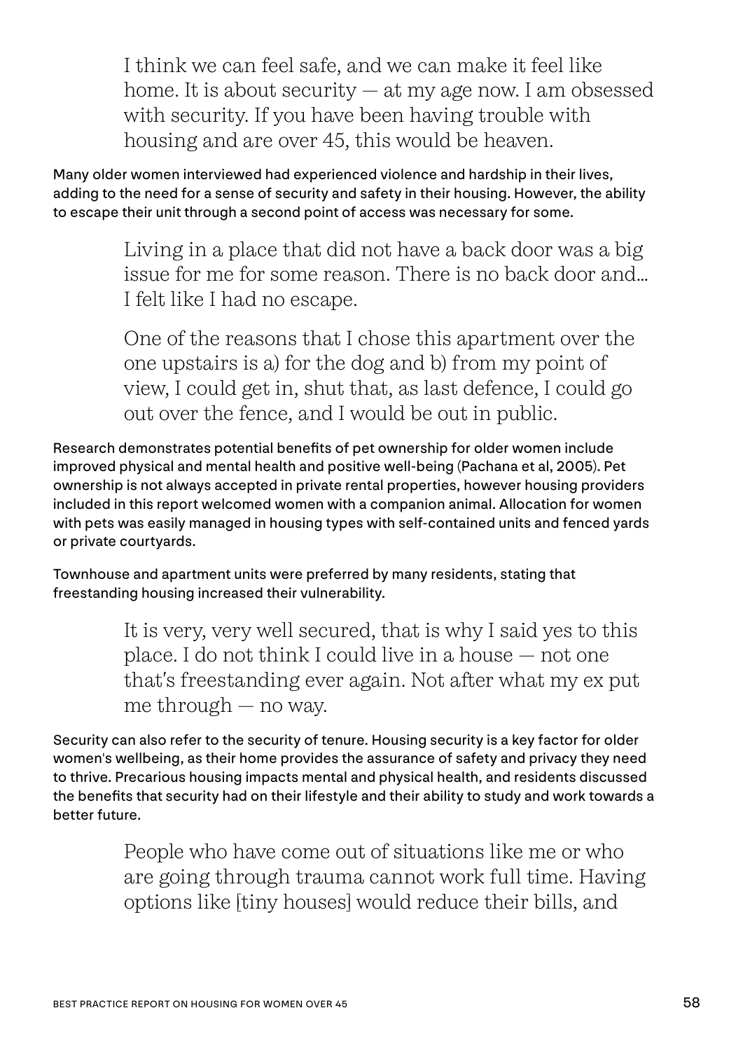> I think we can feel safe, and we can make it feel like home. It is about security — at my age now. I am obsessed with security. If you have been having trouble with housing and are over 45, this would be heaven.

Many older women interviewed had experienced violence and hardship in their lives, adding to the need for a sense of security and safety in their housing. However, the ability to escape their unit through a second point of access was necessary for some.

> Living in a place that did not have a back door was a big issue for me for some reason. There is no back door and... I felt like I had no escape.

> One of the reasons that I chose this apartment over the one upstairs is a) for the dog and b) from my point of view, I could get in, shut that, as last defence, I could go out over the fence, and I would be out in public.

Research demonstrates potential benefits of pet ownership for older women include improved physical and mental health and positive well-being (Pachana et al, 2005). Pet ownership is not always accepted in private rental properties, however housing providers included in this report welcomed women with a companion animal. Allocation for women with pets was easily managed in housing types with self-contained units and fenced yards or private courtyards.

Townhouse and apartment units were preferred by many residents, stating that freestanding housing increased their vulnerability.

> It is very, very well secured, that is why I said yes to this place. I do not think I could live in a house — not one that's freestanding ever again. Not after what my ex put me through — no way.

Security can also refer to the security of tenure. Housing security is a key factor for older women's wellbeing, as their home provides the assurance of safety and privacy they need to thrive. Precarious housing impacts mental and physical health, and residents discussed the benefits that security had on their lifestyle and their ability to study and work towards a better future.

> People who have come out of situations like me or who are going through trauma cannot work full time. Having options like [tiny houses] would reduce their bills, and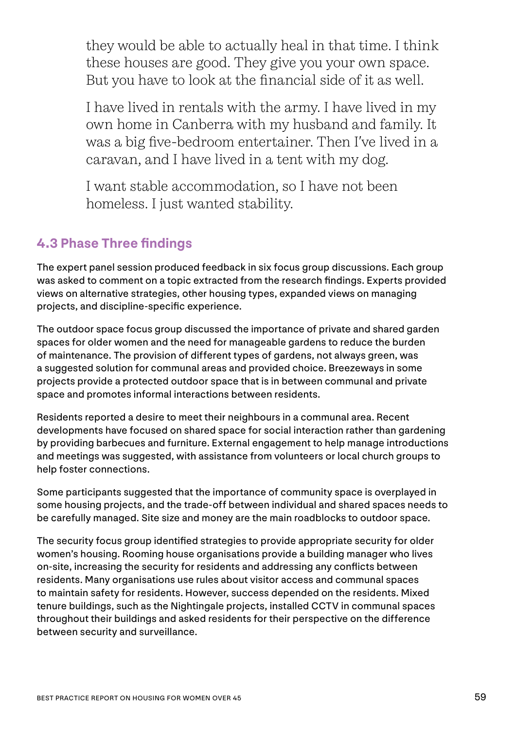they would be able to actually heal in that time. I think these houses are good. They give you your own space. But you have to look at the financial side of it as well.

I have lived in rentals with the army. I have lived in my own home in Canberra with my husband and family. It was a big five-bedroom entertainer. Then I've lived in a caravan, and I have lived in a tent with my dog.

I want stable accommodation, so I have not been homeless. I just wanted stability.

### 4.3 Phase Three findings

The expert panel session produced feedback in six focus group discussions. Each group was asked to comment on a topic extracted from the research findings. Experts provided views on alternative strategies, other housing types, expanded views on managing projects, and discipline-specific experience.

The outdoor space focus group discussed the importance of private and shared garden spaces for older women and the need for manageable gardens to reduce the burden of maintenance. The provision of different types of gardens, not always green, was a suggested solution for communal areas and provided choice. Breezeways in some projects provide a protected outdoor space that is in between communal and private space and promotes informal interactions between residents.

Residents reported a desire to meet their neighbours in a communal area. Recent developments have focused on shared space for social interaction rather than gardening by providing barbecues and furniture. External engagement to help manage introductions and meetings was suggested, with assistance from volunteers or local church groups to help foster connections.

Some participants suggested that the importance of community space is overplayed in some housing projects, and the trade-off between individual and shared spaces needs to be carefully managed. Site size and money are the main roadblocks to outdoor space.

The security focus group identified strategies to provide appropriate security for older women's housing. Rooming house organisations provide a building manager who lives on-site, increasing the security for residents and addressing any conflicts between residents. Many organisations use rules about visitor access and communal spaces to maintain safety for residents. However, success depended on the residents. Mixed tenure buildings, such as the Nightingale projects, installed CCTV in communal spaces throughout their buildings and asked residents for their perspective on the difference between security and surveillance.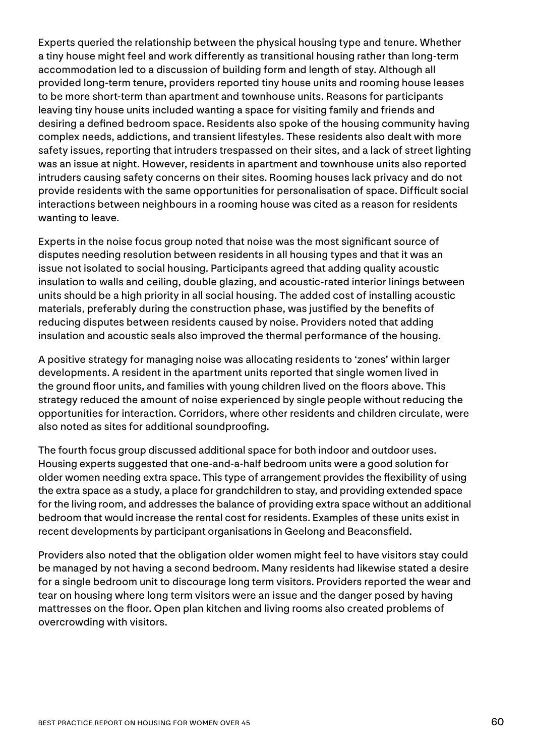Experts queried the relationship between the physical housing type and tenure. Whether a tiny house might feel and work differently as transitional housing rather than long-term accommodation led to a discussion of building form and length of stay. Although all provided long-term tenure, providers reported tiny house units and rooming house leases to be more short-term than apartment and townhouse units. Reasons for participants leaving tiny house units included wanting a space for visiting family and friends and desiring a defined bedroom space. Residents also spoke of the housing community having complex needs, addictions, and transient lifestyles. These residents also dealt with more safety issues, reporting that intruders trespassed on their sites, and a lack of street lighting was an issue at night. However, residents in apartment and townhouse units also reported intruders causing safety concerns on their sites. Rooming houses lack privacy and do not provide residents with the same opportunities for personalisation of space. Difficult social interactions between neighbours in a rooming house was cited as a reason for residents wanting to leave.

Experts in the noise focus group noted that noise was the most significant source of disputes needing resolution between residents in all housing types and that it was an issue not isolated to social housing. Participants agreed that adding quality acoustic insulation to walls and ceiling, double glazing, and acoustic-rated interior linings between units should be a high priority in all social housing. The added cost of installing acoustic materials, preferably during the construction phase, was justified by the benefits of reducing disputes between residents caused by noise. Providers noted that adding insulation and acoustic seals also improved the thermal performance of the housing.

A positive strategy for managing noise was allocating residents to 'zones' within larger developments. A resident in the apartment units reported that single women lived in the ground floor units, and families with young children lived on the floors above. This strategy reduced the amount of noise experienced by single people without reducing the opportunities for interaction. Corridors, where other residents and children circulate, were also noted as sites for additional soundproofing.

The fourth focus group discussed additional space for both indoor and outdoor uses. Housing experts suggested that one-and-a-half bedroom units were a good solution for older women needing extra space. This type of arrangement provides the flexibility of using the extra space as a study, a place for grandchildren to stay, and providing extended space for the living room, and addresses the balance of providing extra space without an additional bedroom that would increase the rental cost for residents. Examples of these units exist in recent developments by participant organisations in Geelong and Beaconsfield.

Providers also noted that the obligation older women might feel to have visitors stay could be managed by not having a second bedroom. Many residents had likewise stated a desire for a single bedroom unit to discourage long term visitors. Providers reported the wear and tear on housing where long term visitors were an issue and the danger posed by having mattresses on the floor. Open plan kitchen and living rooms also created problems of overcrowding with visitors.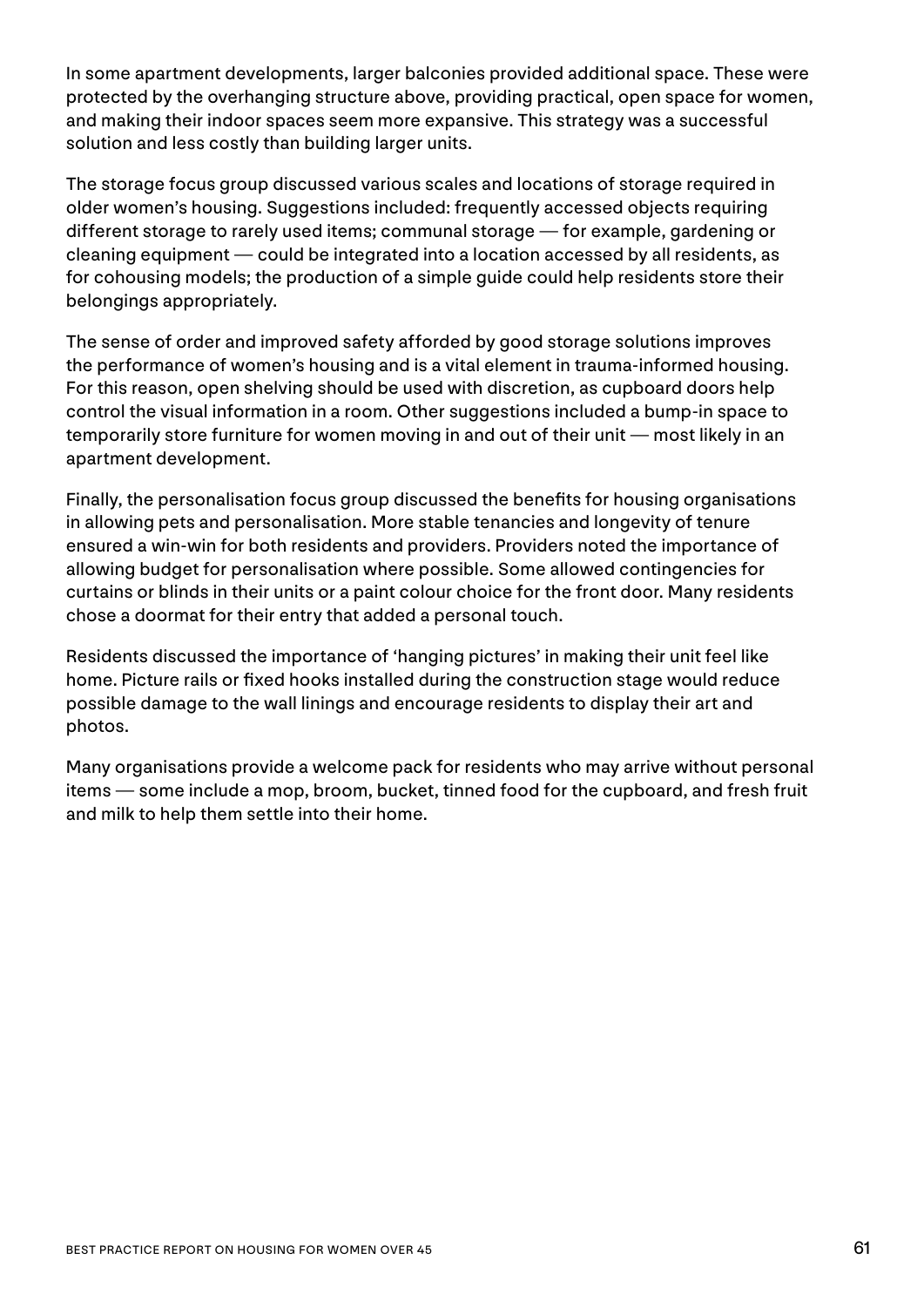In some apartment developments, larger balconies provided additional space. These were protected by the overhanging structure above, providing practical, open space for women, and making their indoor spaces seem more expansive. This strategy was a successful solution and less costly than building larger units.

The storage focus group discussed various scales and locations of storage required in older women's housing. Suggestions included: frequently accessed objects requiring different storage to rarely used items; communal storage — for example, gardening or cleaning equipment — could be integrated into a location accessed by all residents, as for cohousing models; the production of a simple guide could help residents store their belongings appropriately.

The sense of order and improved safety afforded by good storage solutions improves the performance of women's housing and is a vital element in trauma-informed housing. For this reason, open shelving should be used with discretion, as cupboard doors help control the visual information in a room. Other suggestions included a bump-in space to temporarily store furniture for women moving in and out of their unit — most likely in an apartment development.

Finally, the personalisation focus group discussed the benefits for housing organisations in allowing pets and personalisation. More stable tenancies and longevity of tenure ensured a win-win for both residents and providers. Providers noted the importance of allowing budget for personalisation where possible. Some allowed contingencies for curtains or blinds in their units or a paint colour choice for the front door. Many residents chose a doormat for their entry that added a personal touch.

Residents discussed the importance of 'hanging pictures' in making their unit feel like home. Picture rails or fixed hooks installed during the construction stage would reduce possible damage to the wall linings and encourage residents to display their art and photos.

Many organisations provide a welcome pack for residents who may arrive without personal items — some include a mop, broom, bucket, tinned food for the cupboard, and fresh fruit and milk to help them settle into their home.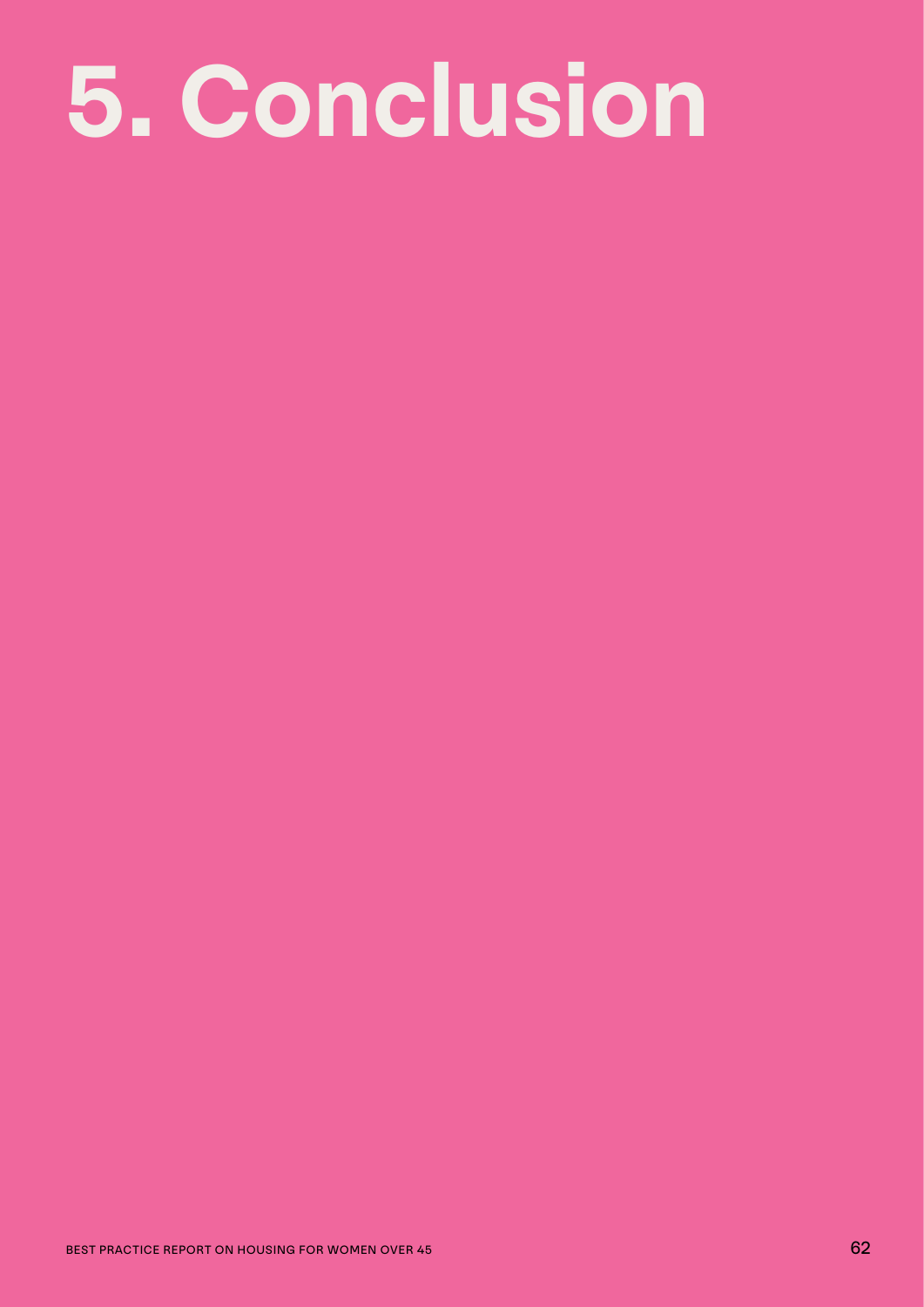# 5. Conclusion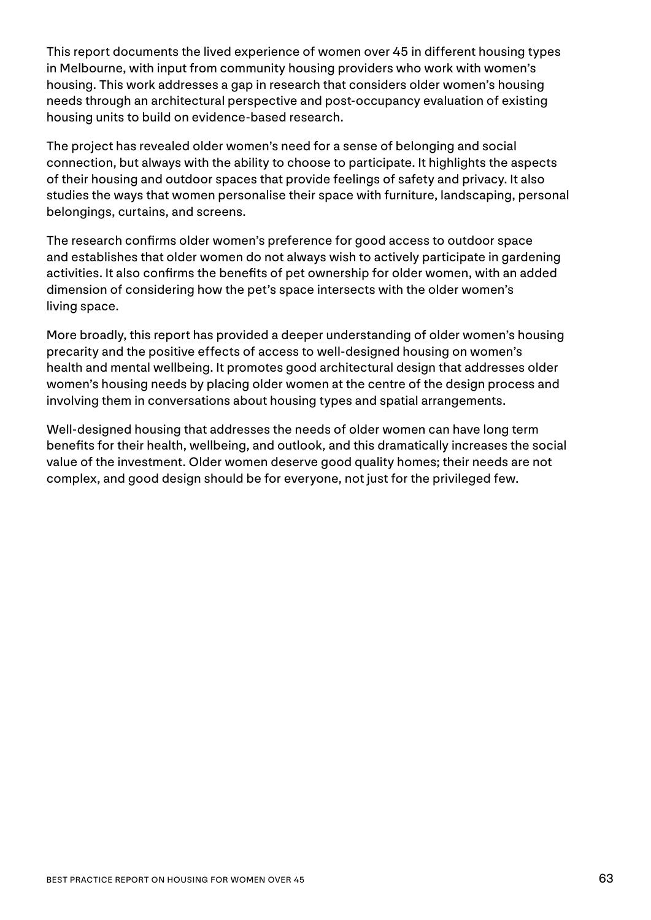This report documents the lived experience of women over 45 in different housing types in Melbourne, with input from community housing providers who work with women's housing. This work addresses a gap in research that considers older women's housing needs through an architectural perspective and post-occupancy evaluation of existing housing units to build on evidence-based research.

The project has revealed older women's need for a sense of belonging and social connection, but always with the ability to choose to participate. It highlights the aspects of their housing and outdoor spaces that provide feelings of safety and privacy. It also studies the ways that women personalise their space with furniture, landscaping, personal belongings, curtains, and screens.

The research confirms older women's preference for good access to outdoor space and establishes that older women do not always wish to actively participate in gardening activities. It also confirms the benefits of pet ownership for older women, with an added dimension of considering how the pet's space intersects with the older women's living space.

More broadly, this report has provided a deeper understanding of older women's housing precarity and the positive effects of access to well-designed housing on women's health and mental wellbeing. It promotes good architectural design that addresses older women's housing needs by placing older women at the centre of the design process and involving them in conversations about housing types and spatial arrangements.

Well-designed housing that addresses the needs of older women can have long term benefits for their health, wellbeing, and outlook, and this dramatically increases the social value of the investment. Older women deserve good quality homes; their needs are not complex, and good design should be for everyone, not just for the privileged few.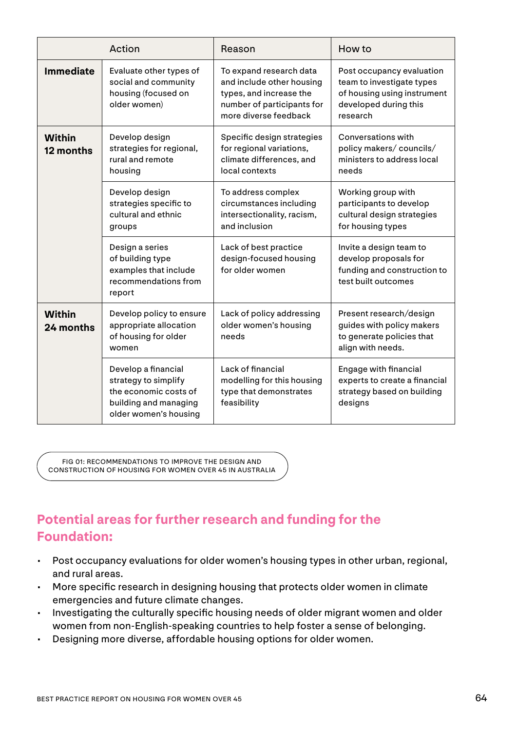| | Action | Reason | How to |
|---|---|---|---|
| **Immediate** | Evaluate other types of social and community housing (focused on older women) | To expand research data and include other housing types, and increase the number of participants for more diverse feedback | Post occupancy evaluation team to investigate types of housing using instrument developed during this research |
| **Within 12 months** | Develop design strategies for regional, rural and remote housing | Specific design strategies for regional variations, climate differences, and local contexts | Conversations with policy makers/ councils/ ministers to address local needs |
| | Develop design strategies specific to cultural and ethnic groups | To address complex circumstances including intersectionality, racism, and inclusion | Working group with participants to develop cultural design strategies for housing types |
| | Design a series of building type examples that include recommendations from report | Lack of best practice design-focused housing for older women | Invite a design team to develop proposals for funding and construction to test built outcomes |
| **Within 24 months** | Develop policy to ensure appropriate allocation of housing for older women | Lack of policy addressing older women's housing needs | Present research/design guides with policy makers to generate policies that align with needs. |
| | Develop a financial strategy to simplify the economic costs of building and managing older women's housing | Lack of financial modelling for this housing type that demonstrates feasibility | Engage with financial experts to create a financial strategy based on building designs |

FIG 01: RECOMMENDATIONS TO IMPROVE THE DESIGN AND CONSTRUCTION OF HOUSING FOR WOMEN OVER 45 IN AUSTRALIA

## Potential areas for further research and funding for the Foundation:

- Post occupancy evaluations for older women's housing types in other urban, regional, and rural areas.
- More specific research in designing housing that protects older women in climate emergencies and future climate changes.
- Investigating the culturally specific housing needs of older migrant women and older women from non-English-speaking countries to help foster a sense of belonging.
- Designing more diverse, affordable housing options for older women.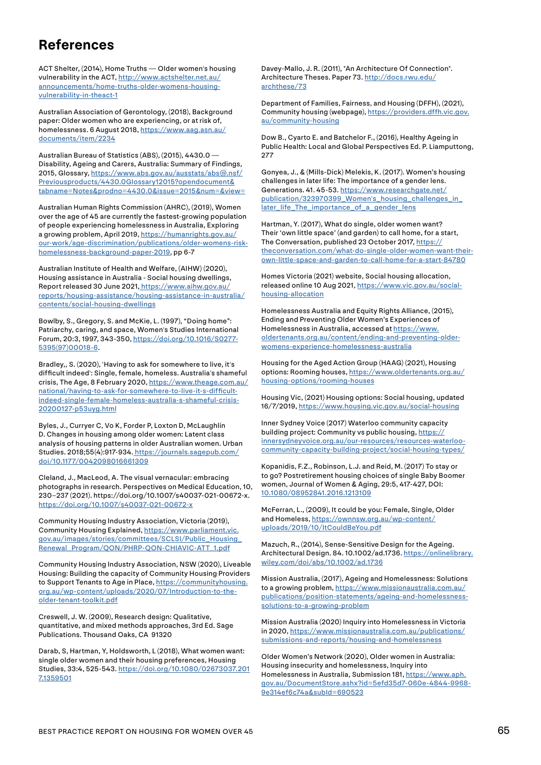# References

ACT Shelter, (2014), Home Truths — Older women's housing vulnerability in the ACT, http://www.actshelter.net.au/announcements/home-truths-older-womens-housing-vulnerability-in-theact-1

Australian Association of Gerontology, (2018), Background paper: Older women who are experiencing, or at risk of, homelessness. 6 August 2018, https://www.aag.asn.au/documents/item/2234

Australian Bureau of Statistics (ABS), (2015), 4430.0 — Disability, Ageing and Carers, Australia: Summary of Findings, 2015, Glossary, https://www.abs.gov.au/ausstats/abs@.nsf/Previousproducts/4430.0Glossary12015?opendocument&tabname=Notes&prodno=4430.0&issue=2015&num=&view=

Australian Human Rights Commission (AHRC), (2019), Women over the age of 45 are currently the fastest-growing population of people experiencing homelessness in Australia, Exploring a growing problem, April 2019, https://humanrights.gov.au/our-work/age-discrimination/publications/older-womens-risk-homelessness-background-paper-2019, pp 6-7

Australian Institute of Health and Welfare, (AIHW) (2020), Housing assistance in Australia - Social housing dwellings, Report released 30 June 2021, https://www.aihw.gov.au/reports/housing-assistance/housing-assistance-in-australia/contents/social-housing-dwellings

Bowlby, S., Gregory, S. and McKie, L. (1997), "Doing home": Patriarchy, caring, and space, Women's Studies International Forum, 20:3, 1997, 343-350, https://doi.org/10.1016/S0277-5395(97)00018-6.

Bradley,, S. (2020), 'Having to ask for somewhere to live, it's difficult indeed': Single, female, homeless. Australia's shameful crisis, The Age, 8 February 2020, https://www.theage.com.au/national/having-to-ask-for-somewhere-to-live-it-s-difficult-indeed-single-female-homeless-australia-s-shameful-crisis-20200127-p53uyg.html

Byles, J., Curryer C, Vo K, Forder P, Loxton D, McLaughlin D. Changes in housing among older women: Latent class analysis of housing patterns in older Australian women. Urban Studies. 2018;55(4):917-934. https://journals.sagepub.com/doi/10.1177/0042098016661309

Cleland, J., MacLeod, A. The visual vernacular: embracing photographs in research. Perspectives on Medical Education, 10, 230–237 (2021). https://doi.org/10.1007/s40037-021-00672-x. https://doi.org/10.1007/s40037-021-00672-x

Community Housing Industry Association, Victoria (2019), Community Housing Explained, https://www.parliament.vic.gov.au/images/stories/committees/SCLSI/Public_Housing_Renewal_Program/QON/PHRP-QON-CHIAVIC-ATT_1.pdf

Community Housing Industry Association, NSW (2020), Liveable Housing: Building the capacity of Community Housing Providers to Support Tenants to Age in Place, https://communityhousing.org.au/wp-content/uploads/2020/07/Introduction-to-the-older-tenant-toolkit.pdf

Creswell, J. W. (2009), Research design: Qualitative, quantitative, and mixed methods approaches, 3rd Ed. Sage Publications. Thousand Oaks, CA 91320

Darab, S, Hartman, Y, Holdsworth, L (2018), What women want: single older women and their housing preferences, Housing Studies, 33:4, 525-543. https://doi.org/10.1080/02673037.2017.1359501

Davey-Mallo, J. R. (2011), "An Architecture Of Connection". Architecture Theses. Paper 73. http://docs.rwu.edu/archthese/73

Department of Families, Fairness, and Housing (DFFH), (2021), Community housing (webpage), https://providers.dffh.vic.gov.au/community-housing

Dow B., Cyarto E. and Batchelor F., (2016), Healthy Ageing in Public Health: Local and Global Perspectives Ed. P. Liamputtong, 277

Gonyea, J., & (Mills-Dick) Melekis, K. (2017). Women's housing challenges in later life: The importance of a gender lens. Generations. 41. 45-53. https://www.researchgate.net/publication/323970399_Women's_housing_challenges_in_later_life_The_importance_of_a_gender_lens

Hartman, Y. (2017), What do single, older women want? Their 'own little space' (and garden) to call home, for a start, The Conversation, published 23 October 2017, https://theconversation.com/what-do-single-older-women-want-their-own-little-space-and-garden-to-call-home-for-a-start-84780

Homes Victoria (2021) website, Social housing allocation, released online 10 Aug 2021, https://www.vic.gov.au/social-housing-allocation

Homelessness Australia and Equity Rights Alliance, (2015), Ending and Preventing Older Women's Experiences of Homelessness in Australia, accessed at https://www.oldertenants.org.au/content/ending-and-preventing-older-womens-experience-homelessness-australia

Housing for the Aged Action Group (HAAG) (2021), Housing options: Rooming houses, https://www.oldertenants.org.au/housing-options/rooming-houses

Housing Vic, (2021) Housing options: Social housing, updated 16/7/2019, https://www.housing.vic.gov.au/social-housing

Inner Sydney Voice (2017) Waterloo community capacity building project: Community vs public housing, https://innersydneyvoice.org.au/our-resources/resources-waterloo-community-capacity-building-project/social-housing-types/

Kopanidis, F.Z., Robinson, L.J. and Reid, M. (2017) To stay or to go? Postretirement housing choices of single Baby Boomer women, Journal of Women & Aging, 29:5, 417-427, DOI: 10.1080/08952841.2016.1213109

McFerran, L., (2009), It could be you: Female, Single, Older and Homeless, https://ownnsw.org.au/wp-content/uploads/2019/10/ItCouldBeYou.pdf

Mazuch, R., (2014), Sense-Sensitive Design for the Ageing. Architectural Design. 84. 10.1002/ad.1736. https://onlinelibrary.wiley.com/doi/abs/10.1002/ad.1736

Mission Australia, (2017), Ageing and Homelessness: Solutions to a growing problem, https://www.missionaustralia.com.au/publications/position-statements/ageing-and-homelessness-solutions-to-a-growing-problem

Mission Australia (2020) Inquiry into Homelessness in Victoria in 2020, https://www.missionaustralia.com.au/publications/submissions-and-reports/housing-and-homelessness

Older Women's Network (2020), Older women in Australia: Housing insecurity and homelessness, Inquiry into Homelessness in Australia, Submission 181, https://www.aph.gov.au/DocumentStore.ashx?id=5efd35d7-060e-4844-9968-9e314ef6c74a&subId=690523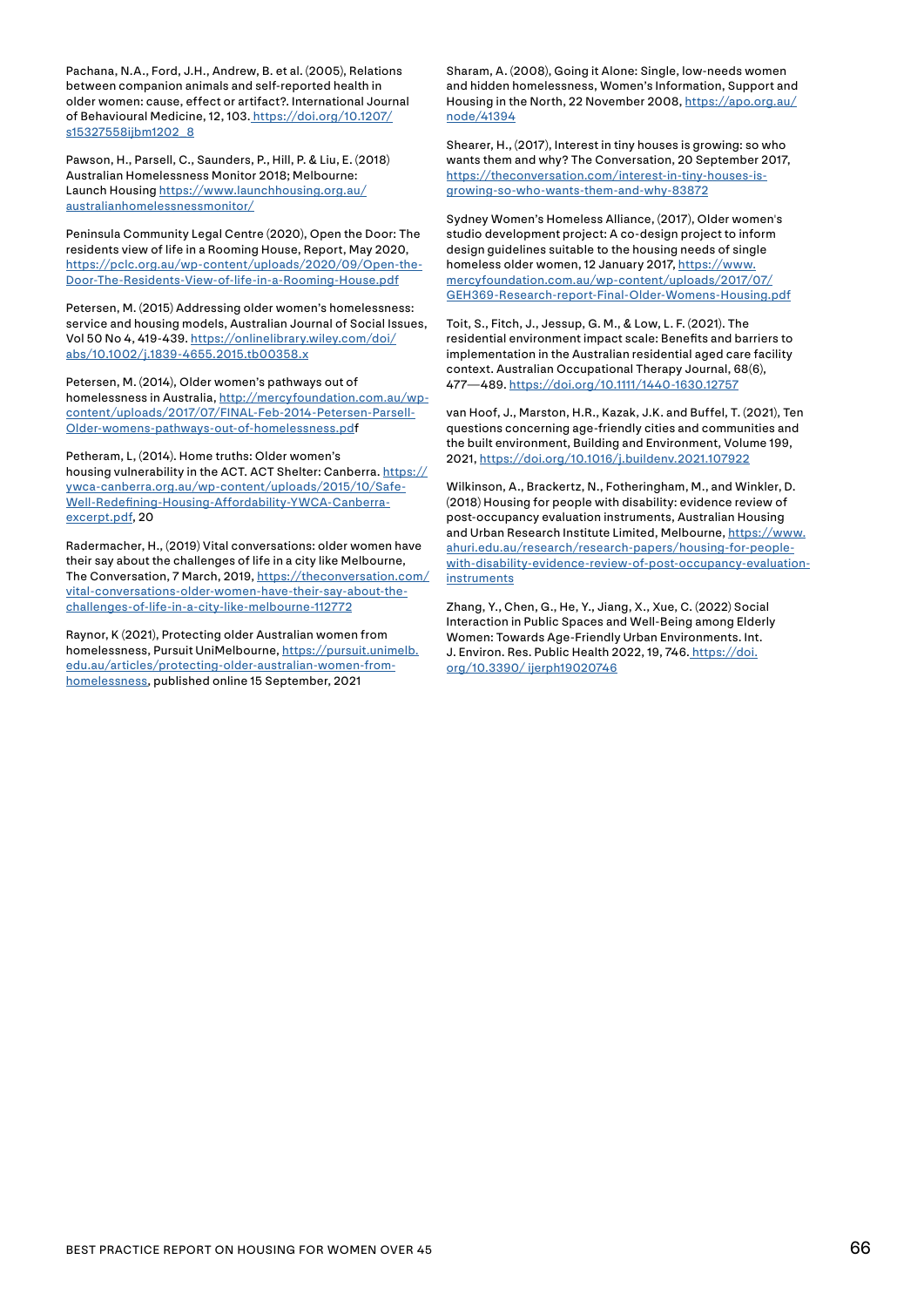Pachana, N.A., Ford, J.H., Andrew, B. et al. (2005), Relations between companion animals and self-reported health in older women: cause, effect or artifact?. International Journal of Behavioural Medicine, 12, 103. https://doi.org/10.1207/s15327558ijbm1202_8

Pawson, H., Parsell, C., Saunders, P., Hill, P. & Liu, E. (2018) Australian Homelessness Monitor 2018; Melbourne: Launch Housing https://www.launchhousing.org.au/australianhomelessnessmonitor/

Peninsula Community Legal Centre (2020), Open the Door: The residents view of life in a Rooming House, Report, May 2020, https://pclc.org.au/wp-content/uploads/2020/09/Open-the-Door-The-Residents-View-of-life-in-a-Rooming-House.pdf

Petersen, M. (2015) Addressing older women's homelessness: service and housing models, Australian Journal of Social Issues, Vol 50 No 4, 419-439. https://onlinelibrary.wiley.com/doi/abs/10.1002/j.1839-4655.2015.tb00358.x

Petersen, M. (2014), Older women's pathways out of homelessness in Australia, http://mercyfoundation.com.au/wp-content/uploads/2017/07/FINAL-Feb-2014-Petersen-Parsell-Older-womens-pathways-out-of-homelessness.pdf

Petheram, L, (2014). Home truths: Older women's housing vulnerability in the ACT. ACT Shelter: Canberra. https://ywca-canberra.org.au/wp-content/uploads/2015/10/Safe-Well-Redefining-Housing-Affordability-YWCA-Canberra-excerpt.pdf, 20

Radermacher, H., (2019) Vital conversations: older women have their say about the challenges of life in a city like Melbourne, The Conversation, 7 March, 2019, https://theconversation.com/vital-conversations-older-women-have-their-say-about-the-challenges-of-life-in-a-city-like-melbourne-112772

Raynor, K (2021), Protecting older Australian women from homelessness, Pursuit UniMelbourne, https://pursuit.unimelb.edu.au/articles/protecting-older-australian-women-from-homelessness, published online 15 September, 2021

Sharam, A. (2008), Going it Alone: Single, low-needs women and hidden homelessness, Women's Information, Support and Housing in the North, 22 November 2008, https://apo.org.au/node/41394

Shearer, H., (2017), Interest in tiny houses is growing: so who wants them and why? The Conversation, 20 September 2017, https://theconversation.com/interest-in-tiny-houses-is-growing-so-who-wants-them-and-why-83872

Sydney Women's Homeless Alliance, (2017), Older women's studio development project: A co-design project to inform design guidelines suitable to the housing needs of single homeless older women, 12 January 2017, https://www.mercyfoundation.com.au/wp-content/uploads/2017/07/GEH369-Research-report-Final-Older-Womens-Housing.pdf

Toit, S., Fitch, J., Jessup, G. M., & Low, L. F. (2021). The residential environment impact scale: Benefits and barriers to implementation in the Australian residential aged care facility context. Australian Occupational Therapy Journal, 68(6), 477—489. https://doi.org/10.1111/1440-1630.12757

van Hoof, J., Marston, H.R., Kazak, J.K. and Buffel, T. (2021), Ten questions concerning age-friendly cities and communities and the built environment, Building and Environment, Volume 199, 2021, https://doi.org/10.1016/j.buildenv.2021.107922

Wilkinson, A., Brackertz, N., Fotheringham, M., and Winkler, D. (2018) Housing for people with disability: evidence review of post-occupancy evaluation instruments, Australian Housing and Urban Research Institute Limited, Melbourne, https://www.ahuri.edu.au/research/research-papers/housing-for-people-with-disability-evidence-review-of-post-occupancy-evaluation-instruments

Zhang, Y., Chen, G., He, Y., Jiang, X., Xue, C. (2022) Social Interaction in Public Spaces and Well-Being among Elderly Women: Towards Age-Friendly Urban Environments. Int. J. Environ. Res. Public Health 2022, 19, 746. https://doi.org/10.3390/ ijerph19020746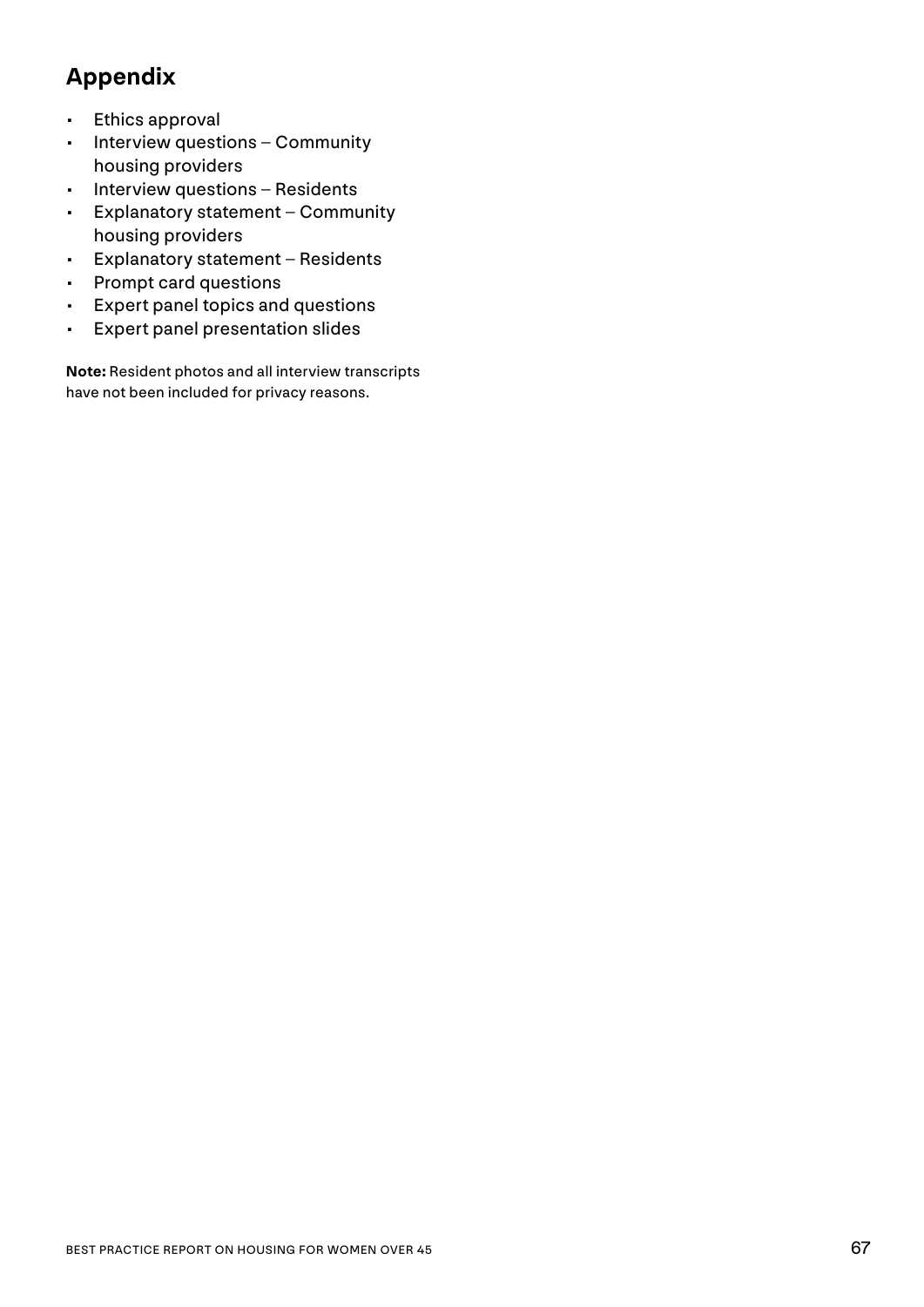## Appendix

- Ethics approval
- Interview questions – Community housing providers
- Interview questions – Residents
- Explanatory statement – Community housing providers
- Explanatory statement – Residents
- Prompt card questions
- Expert panel topics and questions
- Expert panel presentation slides

**Note:** Resident photos and all interview transcripts have not been included for privacy reasons.